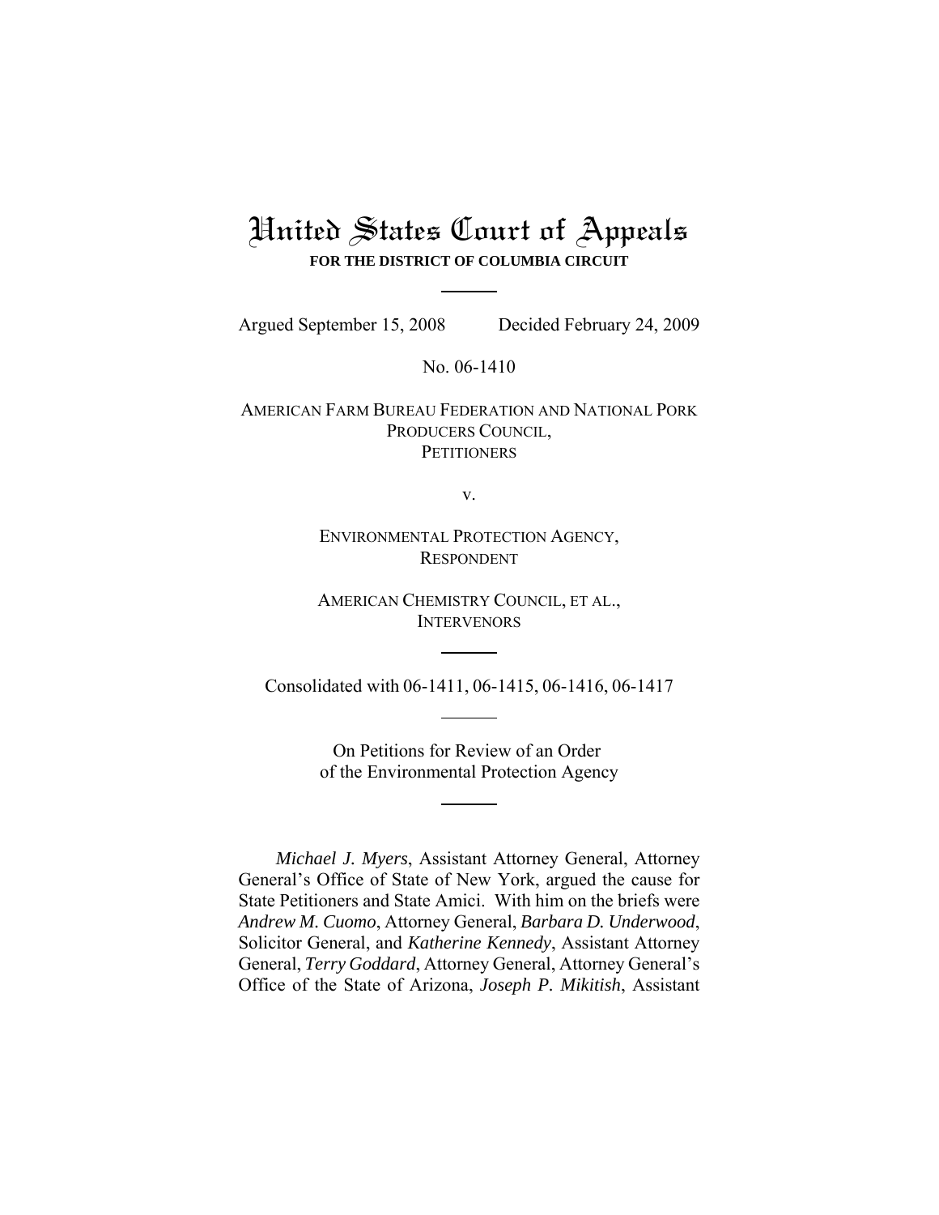// Per system prompt: transcribe this court opinion cover page verbatim as markdown, no commentary; page headers/footers omitted (none present here).
# United States Court of Appeals

**FOR THE DISTRICT OF COLUMBIA CIRCUIT**

Argued September 15, 2008 Decided February 24, 2009

No. 06-1410

AMERICAN FARM BUREAU FEDERATION AND NATIONAL PORK PRODUCERS COUNCIL,
PETITIONERS

v.

ENVIRONMENTAL PROTECTION AGENCY,
RESPONDENT

AMERICAN CHEMISTRY COUNCIL, ET AL.,
INTERVENORS

Consolidated with 06-1411, 06-1415, 06-1416, 06-1417

On Petitions for Review of an Order of the Environmental Protection Agency

*Michael J. Myers*, Assistant Attorney General, Attorney General's Office of State of New York, argued the cause for State Petitioners and State Amici. With him on the briefs were *Andrew M. Cuomo*, Attorney General, *Barbara D. Underwood*, Solicitor General, and *Katherine Kennedy*, Assistant Attorney General, *Terry Goddard*, Attorney General, Attorney General's Office of the State of Arizona, *Joseph P. Mikitish*, Assistant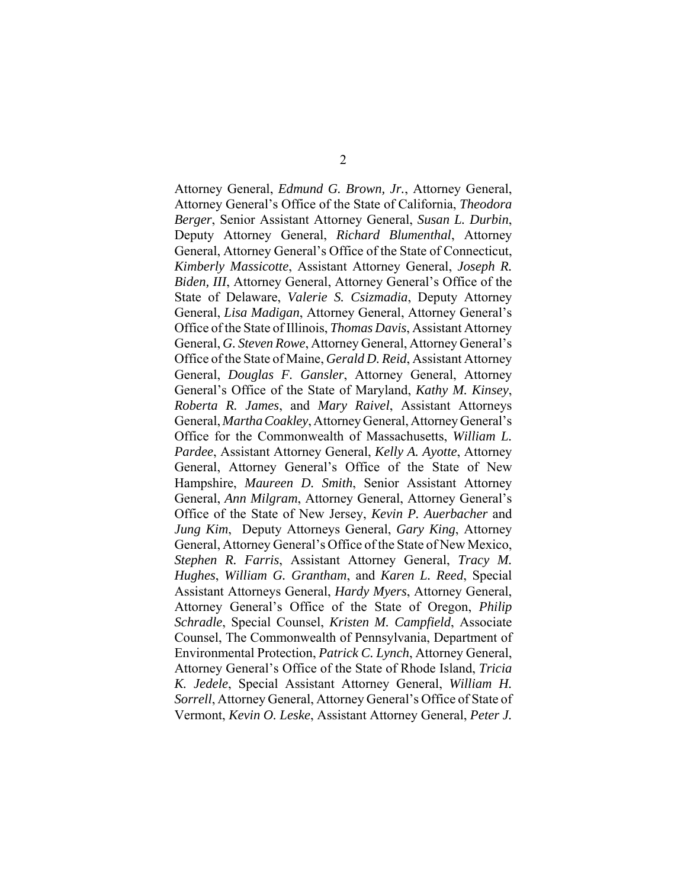Attorney General, *Edmund G. Brown, Jr.*, Attorney General, Attorney General's Office of the State of California, *Theodora Berger*, Senior Assistant Attorney General, *Susan L. Durbin*, Deputy Attorney General, *Richard Blumenthal*, Attorney General, Attorney General's Office of the State of Connecticut, *Kimberly Massicotte*, Assistant Attorney General, *Joseph R. Biden, III*, Attorney General, Attorney General's Office of the State of Delaware, *Valerie S. Csizmadia*, Deputy Attorney General, *Lisa Madigan*, Attorney General, Attorney General's Office of the State of Illinois, *Thomas Davis*, Assistant Attorney General, *G. Steven Rowe*, Attorney General, Attorney General's Office of the State of Maine, *Gerald D. Reid*, Assistant Attorney General, *Douglas F. Gansler*, Attorney General, Attorney General's Office of the State of Maryland, *Kathy M. Kinsey*, *Roberta R. James*, and *Mary Raivel*, Assistant Attorneys General, *Martha Coakley*, Attorney General, Attorney General's Office for the Commonwealth of Massachusetts, *William L. Pardee*, Assistant Attorney General, *Kelly A. Ayotte*, Attorney General, Attorney General's Office of the State of New Hampshire, *Maureen D. Smith*, Senior Assistant Attorney General, *Ann Milgram*, Attorney General, Attorney General's Office of the State of New Jersey, *Kevin P. Auerbacher* and *Jung Kim*, Deputy Attorneys General, *Gary King*, Attorney General, Attorney General's Office of the State of New Mexico, *Stephen R. Farris*, Assistant Attorney General, *Tracy M. Hughes*, *William G. Grantham*, and *Karen L. Reed*, Special Assistant Attorneys General, *Hardy Myers*, Attorney General, Attorney General's Office of the State of Oregon, *Philip Schradle*, Special Counsel, *Kristen M. Campfield*, Associate Counsel, The Commonwealth of Pennsylvania, Department of Environmental Protection, *Patrick C. Lynch*, Attorney General, Attorney General's Office of the State of Rhode Island, *Tricia K. Jedele*, Special Assistant Attorney General, *William H. Sorrell*, Attorney General, Attorney General's Office of State of Vermont, *Kevin O. Leske*, Assistant Attorney General, *Peter J.*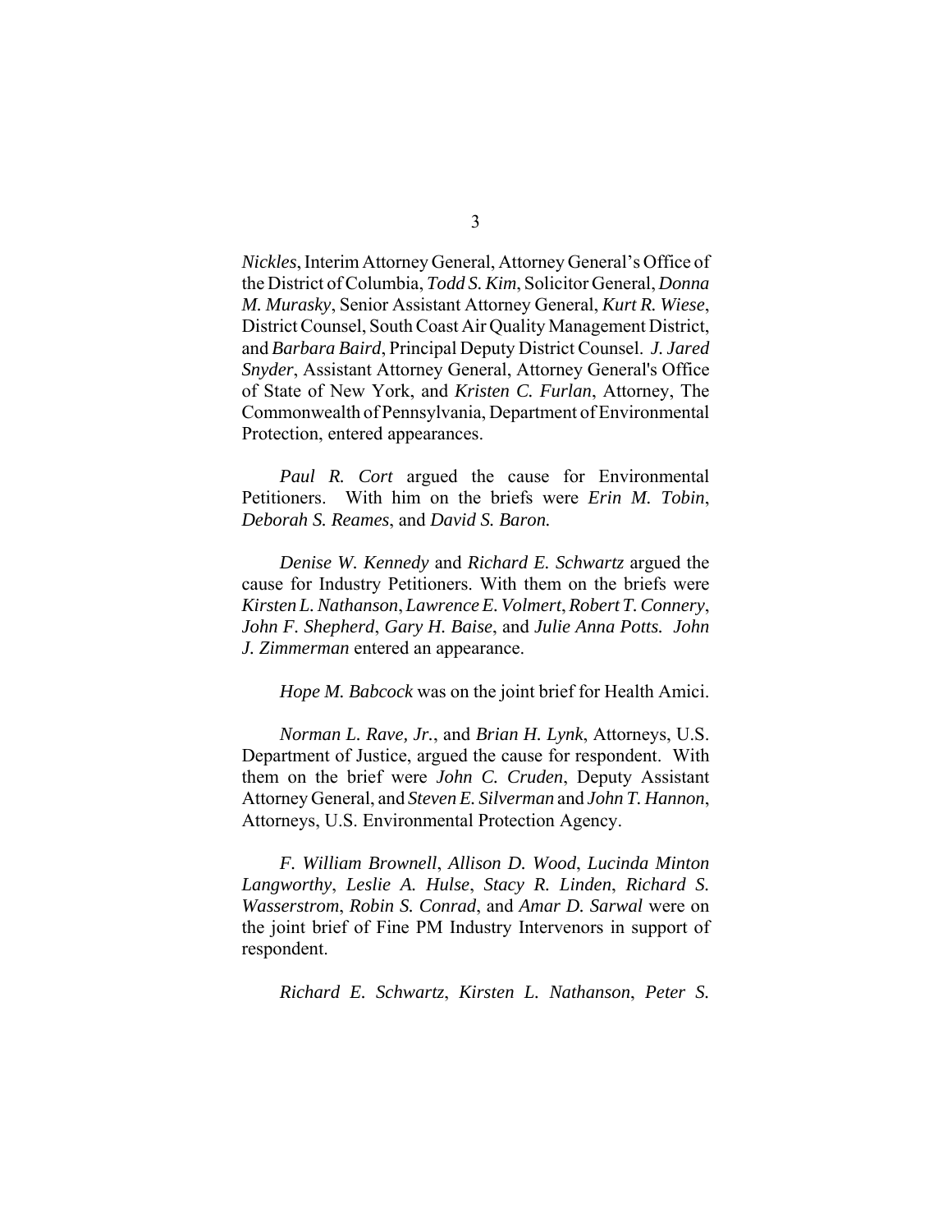*Nickles*, Interim Attorney General, Attorney General's Office of the District of Columbia, *Todd S. Kim*, Solicitor General, *Donna M. Murasky*, Senior Assistant Attorney General, *Kurt R. Wiese*, District Counsel, South Coast Air Quality Management District, and *Barbara Baird*, Principal Deputy District Counsel. *J. Jared Snyder*, Assistant Attorney General, Attorney General's Office of State of New York, and *Kristen C. Furlan*, Attorney, The Commonwealth of Pennsylvania, Department of Environmental Protection, entered appearances.

*Paul R. Cort* argued the cause for Environmental Petitioners. With him on the briefs were *Erin M. Tobin*, *Deborah S. Reames*, and *David S. Baron.*

*Denise W. Kennedy* and *Richard E. Schwartz* argued the cause for Industry Petitioners. With them on the briefs were *Kirsten L. Nathanson*, *Lawrence E. Volmert*, *Robert T. Connery*, *John F. Shepherd*, *Gary H. Baise*, and *Julie Anna Potts. John J. Zimmerman* entered an appearance.

*Hope M. Babcock* was on the joint brief for Health Amici.

*Norman L. Rave, Jr.*, and *Brian H. Lynk*, Attorneys, U.S. Department of Justice, argued the cause for respondent. With them on the brief were *John C. Cruden*, Deputy Assistant Attorney General, and *Steven E. Silverman* and *John T. Hannon*, Attorneys, U.S. Environmental Protection Agency.

*F. William Brownell*, *Allison D. Wood*, *Lucinda Minton Langworthy*, *Leslie A. Hulse*, *Stacy R. Linden*, *Richard S. Wasserstrom*, *Robin S. Conrad*, and *Amar D. Sarwal* were on the joint brief of Fine PM Industry Intervenors in support of respondent.

*Richard E. Schwartz*, *Kirsten L. Nathanson*, *Peter S.*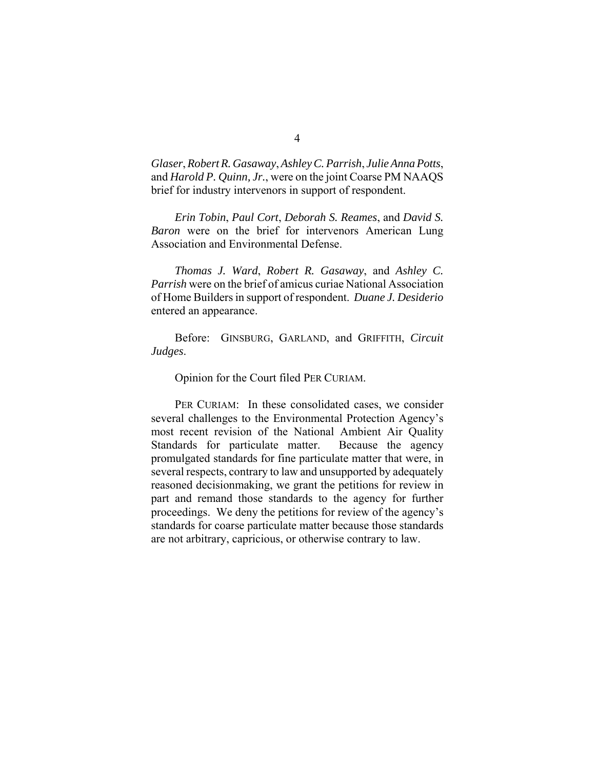*Glaser*, *Robert R. Gasaway*, *Ashley C. Parrish*, *Julie Anna Potts*, and *Harold P. Quinn, Jr.*, were on the joint Coarse PM NAAQS brief for industry intervenors in support of respondent.

*Erin Tobin*, *Paul Cort*, *Deborah S. Reames*, and *David S. Baron* were on the brief for intervenors American Lung Association and Environmental Defense.

*Thomas J. Ward*, *Robert R. Gasaway*, and *Ashley C. Parrish* were on the brief of amicus curiae National Association of Home Builders in support of respondent. *Duane J. Desiderio* entered an appearance.

Before: GINSBURG, GARLAND, and GRIFFITH, *Circuit Judges*.

Opinion for the Court filed PER CURIAM.

PER CURIAM: In these consolidated cases, we consider several challenges to the Environmental Protection Agency's most recent revision of the National Ambient Air Quality Standards for particulate matter. Because the agency promulgated standards for fine particulate matter that were, in several respects, contrary to law and unsupported by adequately reasoned decisionmaking, we grant the petitions for review in part and remand those standards to the agency for further proceedings. We deny the petitions for review of the agency's standards for coarse particulate matter because those standards are not arbitrary, capricious, or otherwise contrary to law.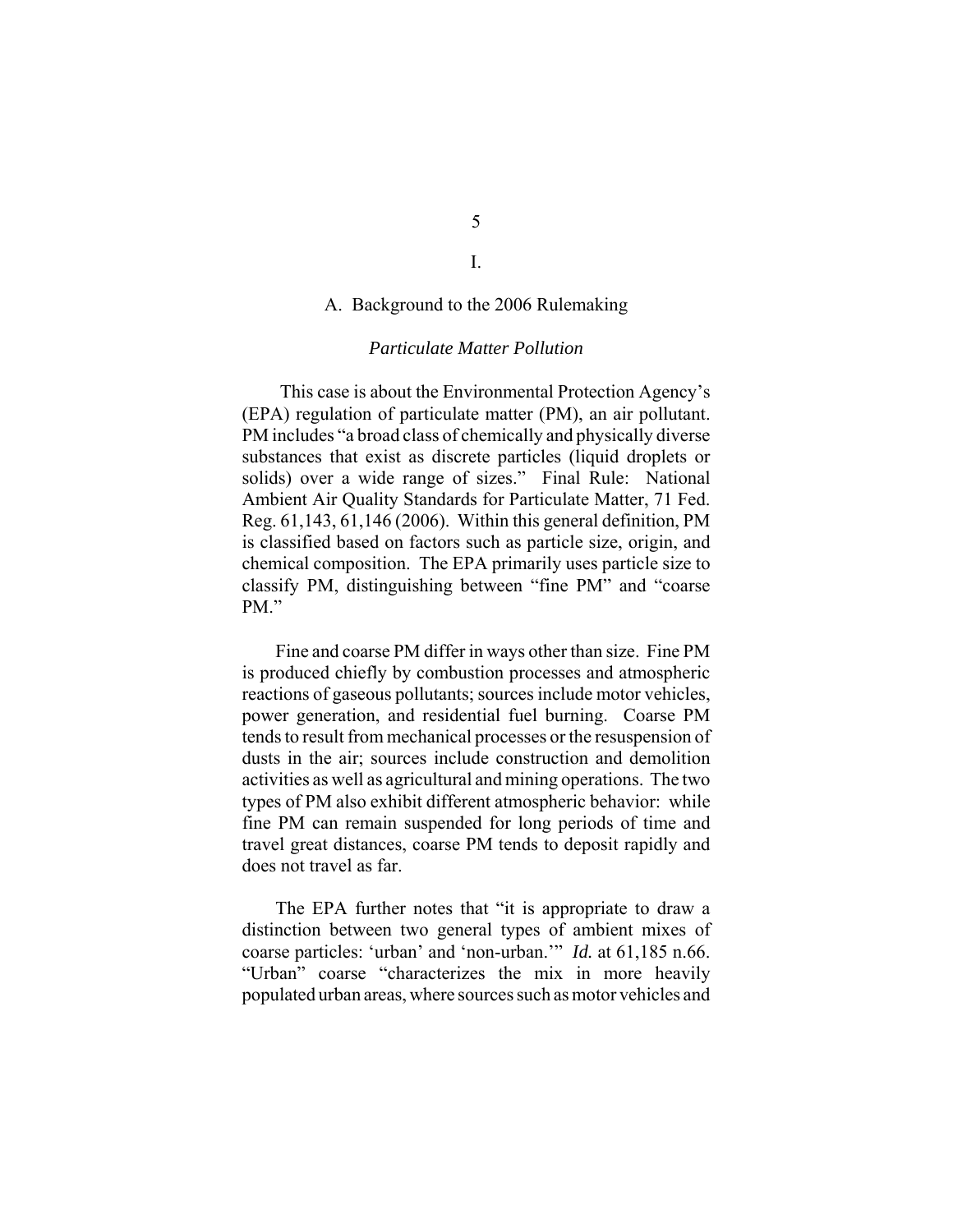# I.

## A. Background to the 2006 Rulemaking

### *Particulate Matter Pollution*

This case is about the Environmental Protection Agency's (EPA) regulation of particulate matter (PM), an air pollutant. PM includes "a broad class of chemically and physically diverse substances that exist as discrete particles (liquid droplets or solids) over a wide range of sizes." Final Rule: National Ambient Air Quality Standards for Particulate Matter, 71 Fed. Reg. 61,143, 61,146 (2006). Within this general definition, PM is classified based on factors such as particle size, origin, and chemical composition. The EPA primarily uses particle size to classify PM, distinguishing between "fine PM" and "coarse PM."

Fine and coarse PM differ in ways other than size. Fine PM is produced chiefly by combustion processes and atmospheric reactions of gaseous pollutants; sources include motor vehicles, power generation, and residential fuel burning. Coarse PM tends to result from mechanical processes or the resuspension of dusts in the air; sources include construction and demolition activities as well as agricultural and mining operations. The two types of PM also exhibit different atmospheric behavior: while fine PM can remain suspended for long periods of time and travel great distances, coarse PM tends to deposit rapidly and does not travel as far.

The EPA further notes that "it is appropriate to draw a distinction between two general types of ambient mixes of coarse particles: 'urban' and 'non-urban.'" *Id.* at 61,185 n.66. "Urban" coarse "characterizes the mix in more heavily populated urban areas, where sources such as motor vehicles and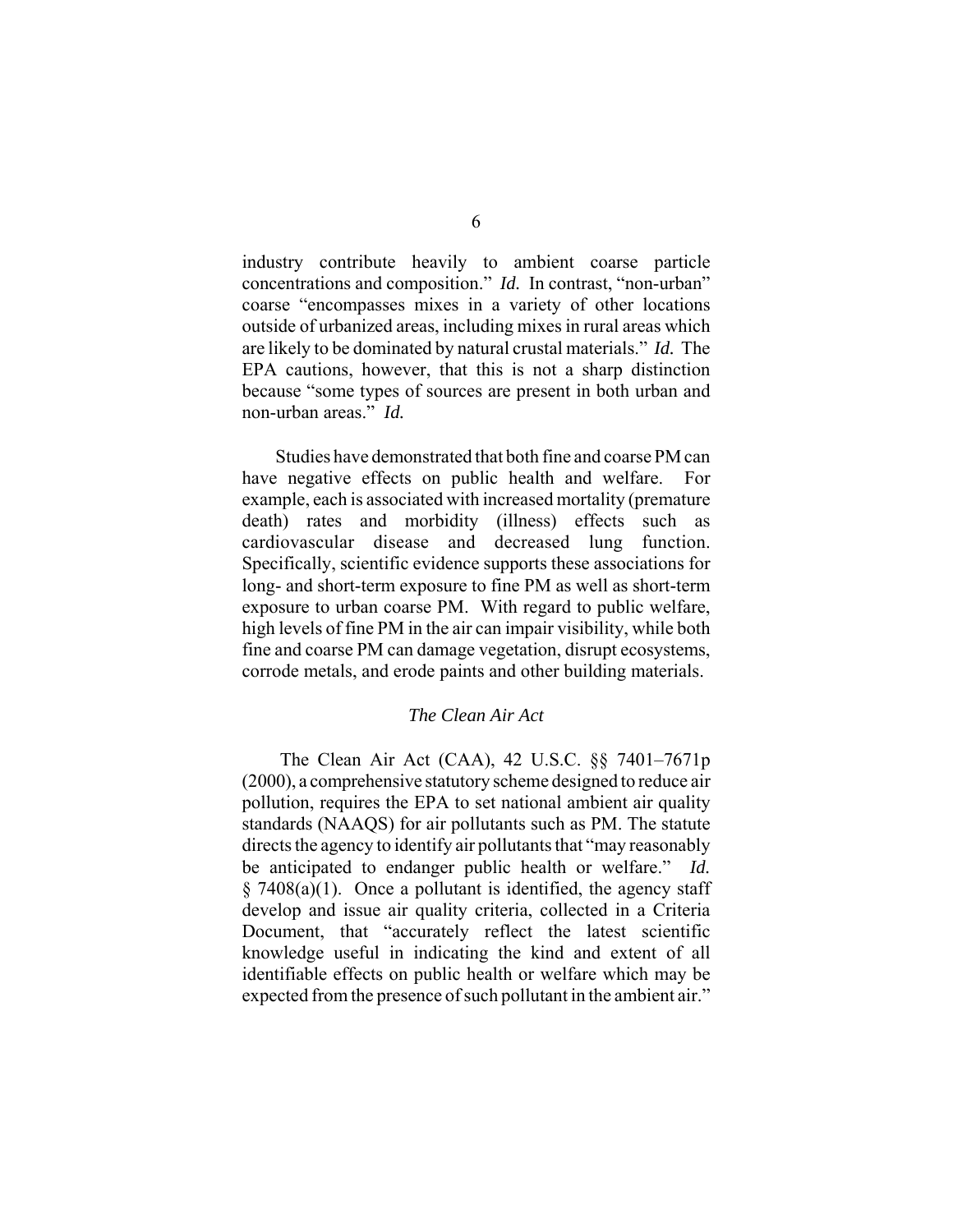industry contribute heavily to ambient coarse particle concentrations and composition." *Id.* In contrast, "non-urban" coarse "encompasses mixes in a variety of other locations outside of urbanized areas, including mixes in rural areas which are likely to be dominated by natural crustal materials." *Id.* The EPA cautions, however, that this is not a sharp distinction because "some types of sources are present in both urban and non-urban areas." *Id.*

Studies have demonstrated that both fine and coarse PM can have negative effects on public health and welfare. For example, each is associated with increased mortality (premature death) rates and morbidity (illness) effects such as cardiovascular disease and decreased lung function. Specifically, scientific evidence supports these associations for long- and short-term exposure to fine PM as well as short-term exposure to urban coarse PM. With regard to public welfare, high levels of fine PM in the air can impair visibility, while both fine and coarse PM can damage vegetation, disrupt ecosystems, corrode metals, and erode paints and other building materials.

*The Clean Air Act*

The Clean Air Act (CAA), 42 U.S.C. §§ 7401–7671p (2000), a comprehensive statutory scheme designed to reduce air pollution, requires the EPA to set national ambient air quality standards (NAAQS) for air pollutants such as PM. The statute directs the agency to identify air pollutants that "may reasonably be anticipated to endanger public health or welfare." *Id.* § 7408(a)(1). Once a pollutant is identified, the agency staff develop and issue air quality criteria, collected in a Criteria Document, that "accurately reflect the latest scientific knowledge useful in indicating the kind and extent of all identifiable effects on public health or welfare which may be expected from the presence of such pollutant in the ambient air."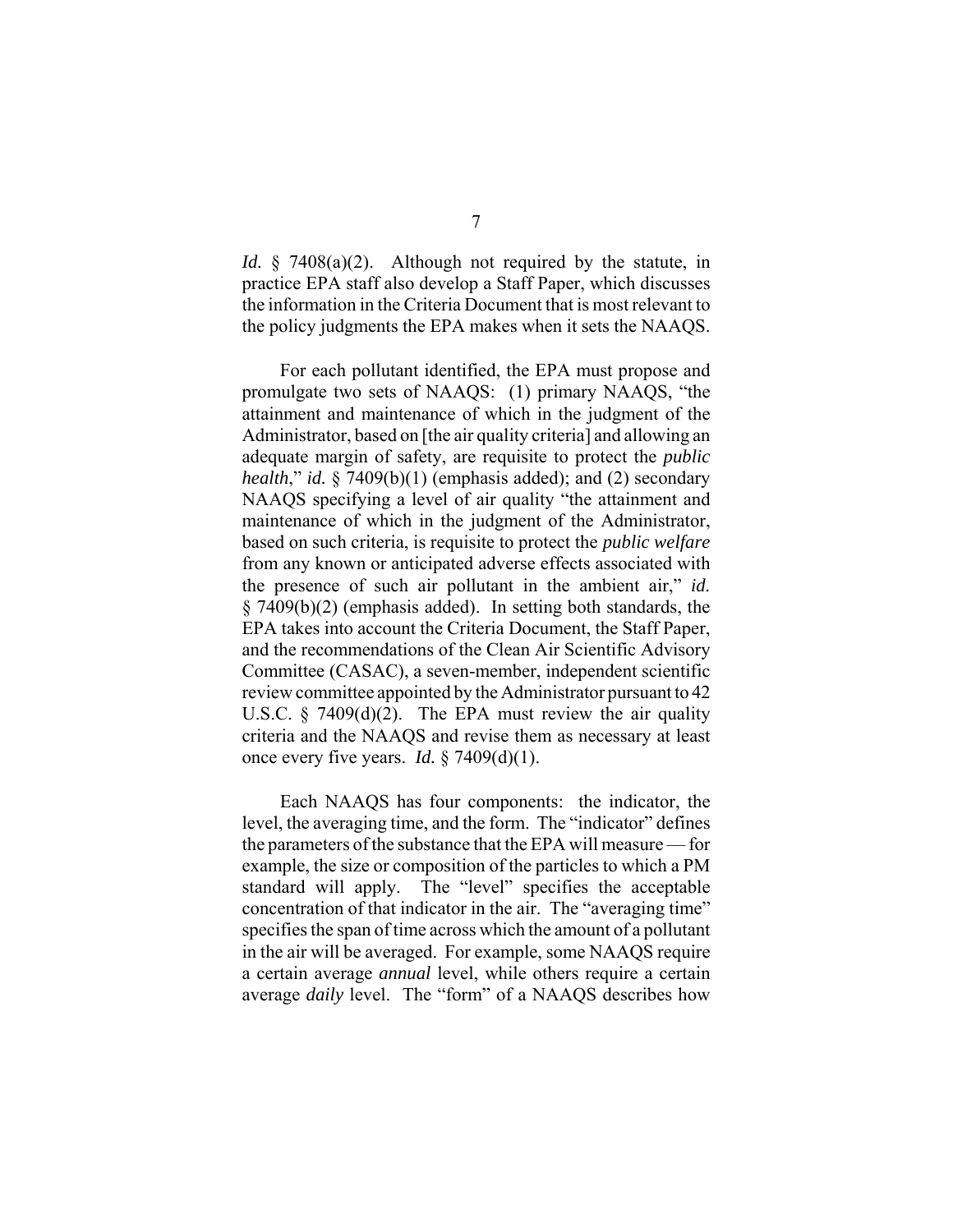*Id.* § 7408(a)(2). Although not required by the statute, in practice EPA staff also develop a Staff Paper, which discusses the information in the Criteria Document that is most relevant to the policy judgments the EPA makes when it sets the NAAQS.

For each pollutant identified, the EPA must propose and promulgate two sets of NAAQS: (1) primary NAAQS, "the attainment and maintenance of which in the judgment of the Administrator, based on [the air quality criteria] and allowing an adequate margin of safety, are requisite to protect the *public health*," *id.* § 7409(b)(1) (emphasis added); and (2) secondary NAAQS specifying a level of air quality "the attainment and maintenance of which in the judgment of the Administrator, based on such criteria, is requisite to protect the *public welfare* from any known or anticipated adverse effects associated with the presence of such air pollutant in the ambient air," *id.* § 7409(b)(2) (emphasis added). In setting both standards, the EPA takes into account the Criteria Document, the Staff Paper, and the recommendations of the Clean Air Scientific Advisory Committee (CASAC), a seven-member, independent scientific review committee appointed by the Administrator pursuant to 42 U.S.C. § 7409(d)(2). The EPA must review the air quality criteria and the NAAQS and revise them as necessary at least once every five years. *Id.* § 7409(d)(1).

Each NAAQS has four components: the indicator, the level, the averaging time, and the form. The "indicator" defines the parameters of the substance that the EPA will measure — for example, the size or composition of the particles to which a PM standard will apply. The "level" specifies the acceptable concentration of that indicator in the air. The "averaging time" specifies the span of time across which the amount of a pollutant in the air will be averaged. For example, some NAAQS require a certain average *annual* level, while others require a certain average *daily* level. The "form" of a NAAQS describes how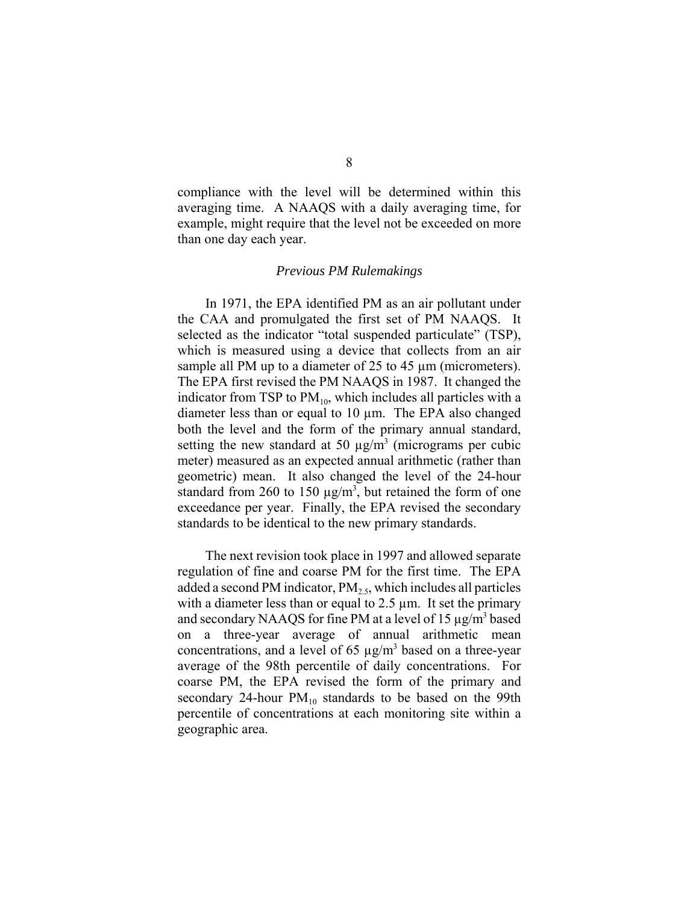compliance with the level will be determined within this averaging time. A NAAQS with a daily averaging time, for example, might require that the level not be exceeded on more than one day each year.

### *Previous PM Rulemakings*

In 1971, the EPA identified PM as an air pollutant under the CAA and promulgated the first set of PM NAAQS. It selected as the indicator "total suspended particulate" (TSP), which is measured using a device that collects from an air sample all PM up to a diameter of 25 to 45 µm (micrometers). The EPA first revised the PM NAAQS in 1987. It changed the indicator from TSP to $PM_{10}$, which includes all particles with a diameter less than or equal to 10 µm. The EPA also changed both the level and the form of the primary annual standard, setting the new standard at 50 $\mu g/m^3$ (micrograms per cubic meter) measured as an expected annual arithmetic (rather than geometric) mean. It also changed the level of the 24-hour standard from 260 to 150 $\mu g/m^3$, but retained the form of one exceedance per year. Finally, the EPA revised the secondary standards to be identical to the new primary standards.

The next revision took place in 1997 and allowed separate regulation of fine and coarse PM for the first time. The EPA added a second PM indicator, $PM_{2.5}$, which includes all particles with a diameter less than or equal to 2.5 µm. It set the primary and secondary NAAQS for fine PM at a level of 15 $\mu g/m^3$ based on a three-year average of annual arithmetic mean concentrations, and a level of 65 $\mu g/m^3$ based on a three-year average of the 98th percentile of daily concentrations. For coarse PM, the EPA revised the form of the primary and secondary 24-hour $PM_{10}$ standards to be based on the 99th percentile of concentrations at each monitoring site within a geographic area.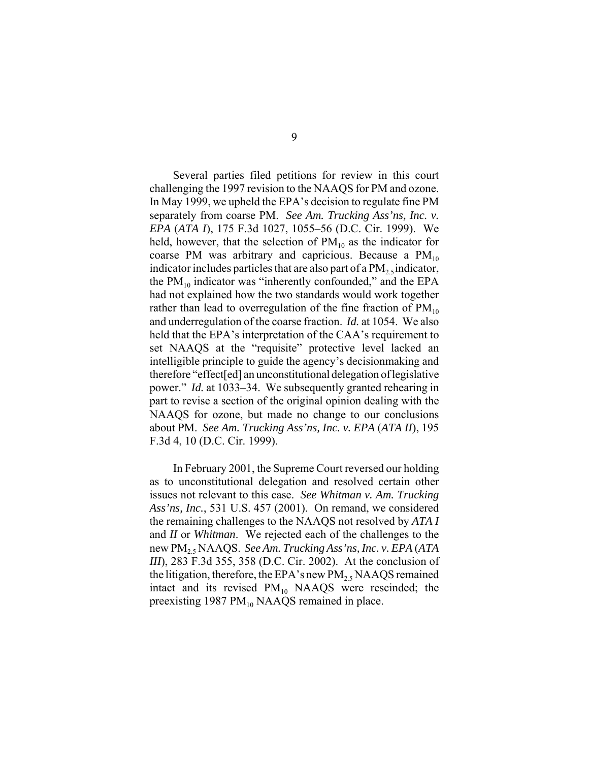Several parties filed petitions for review in this court challenging the 1997 revision to the NAAQS for PM and ozone. In May 1999, we upheld the EPA's decision to regulate fine PM separately from coarse PM. *See Am. Trucking Ass'ns, Inc. v. EPA* (*ATA I*), 175 F.3d 1027, 1055–56 (D.C. Cir. 1999). We held, however, that the selection of $PM_{10}$ as the indicator for coarse PM was arbitrary and capricious. Because a $PM_{10}$ indicator includes particles that are also part of a $PM_{2.5}$ indicator, the $PM_{10}$ indicator was "inherently confounded," and the EPA had not explained how the two standards would work together rather than lead to overregulation of the fine fraction of $PM_{10}$ and underregulation of the coarse fraction. *Id.* at 1054. We also held that the EPA's interpretation of the CAA's requirement to set NAAQS at the "requisite" protective level lacked an intelligible principle to guide the agency's decisionmaking and therefore "effect[ed] an unconstitutional delegation of legislative power." *Id.* at 1033–34. We subsequently granted rehearing in part to revise a section of the original opinion dealing with the NAAQS for ozone, but made no change to our conclusions about PM. *See Am. Trucking Ass'ns, Inc. v. EPA* (*ATA II*), 195 F.3d 4, 10 (D.C. Cir. 1999).

In February 2001, the Supreme Court reversed our holding as to unconstitutional delegation and resolved certain other issues not relevant to this case. *See Whitman v. Am. Trucking Ass'ns, Inc.*, 531 U.S. 457 (2001). On remand, we considered the remaining challenges to the NAAQS not resolved by *ATA I* and *II* or *Whitman*. We rejected each of the challenges to the new $PM_{2.5}$ NAAQS. *See Am. Trucking Ass'ns, Inc. v. EPA* (*ATA III*), 283 F.3d 355, 358 (D.C. Cir. 2002). At the conclusion of the litigation, therefore, the EPA's new $PM_{2.5}$ NAAQS remained intact and its revised $PM_{10}$ NAAQS were rescinded; the preexisting 1987 $PM_{10}$ NAAQS remained in place.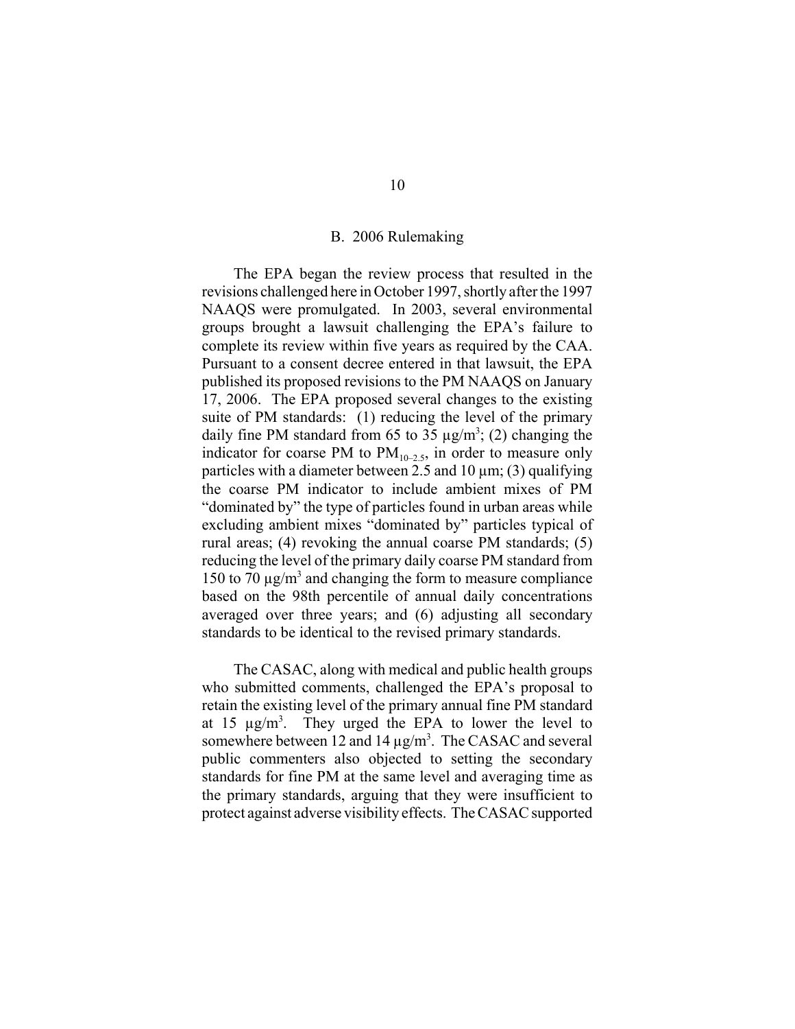### B. 2006 Rulemaking

The EPA began the review process that resulted in the revisions challenged here in October 1997, shortly after the 1997 NAAQS were promulgated. In 2003, several environmental groups brought a lawsuit challenging the EPA's failure to complete its review within five years as required by the CAA. Pursuant to a consent decree entered in that lawsuit, the EPA published its proposed revisions to the PM NAAQS on January 17, 2006. The EPA proposed several changes to the existing suite of PM standards: (1) reducing the level of the primary daily fine PM standard from 65 to 35 $\mu g/m^3$; (2) changing the indicator for coarse PM to $PM_{10-2.5}$, in order to measure only particles with a diameter between 2.5 and 10 µm; (3) qualifying the coarse PM indicator to include ambient mixes of PM "dominated by" the type of particles found in urban areas while excluding ambient mixes "dominated by" particles typical of rural areas; (4) revoking the annual coarse PM standards; (5) reducing the level of the primary daily coarse PM standard from 150 to 70 $\mu g/m^3$ and changing the form to measure compliance based on the 98th percentile of annual daily concentrations averaged over three years; and (6) adjusting all secondary standards to be identical to the revised primary standards.

The CASAC, along with medical and public health groups who submitted comments, challenged the EPA's proposal to retain the existing level of the primary annual fine PM standard at 15 $\mu g/m^3$. They urged the EPA to lower the level to somewhere between 12 and 14 $\mu g/m^3$. The CASAC and several public commenters also objected to setting the secondary standards for fine PM at the same level and averaging time as the primary standards, arguing that they were insufficient to protect against adverse visibility effects. The CASAC supported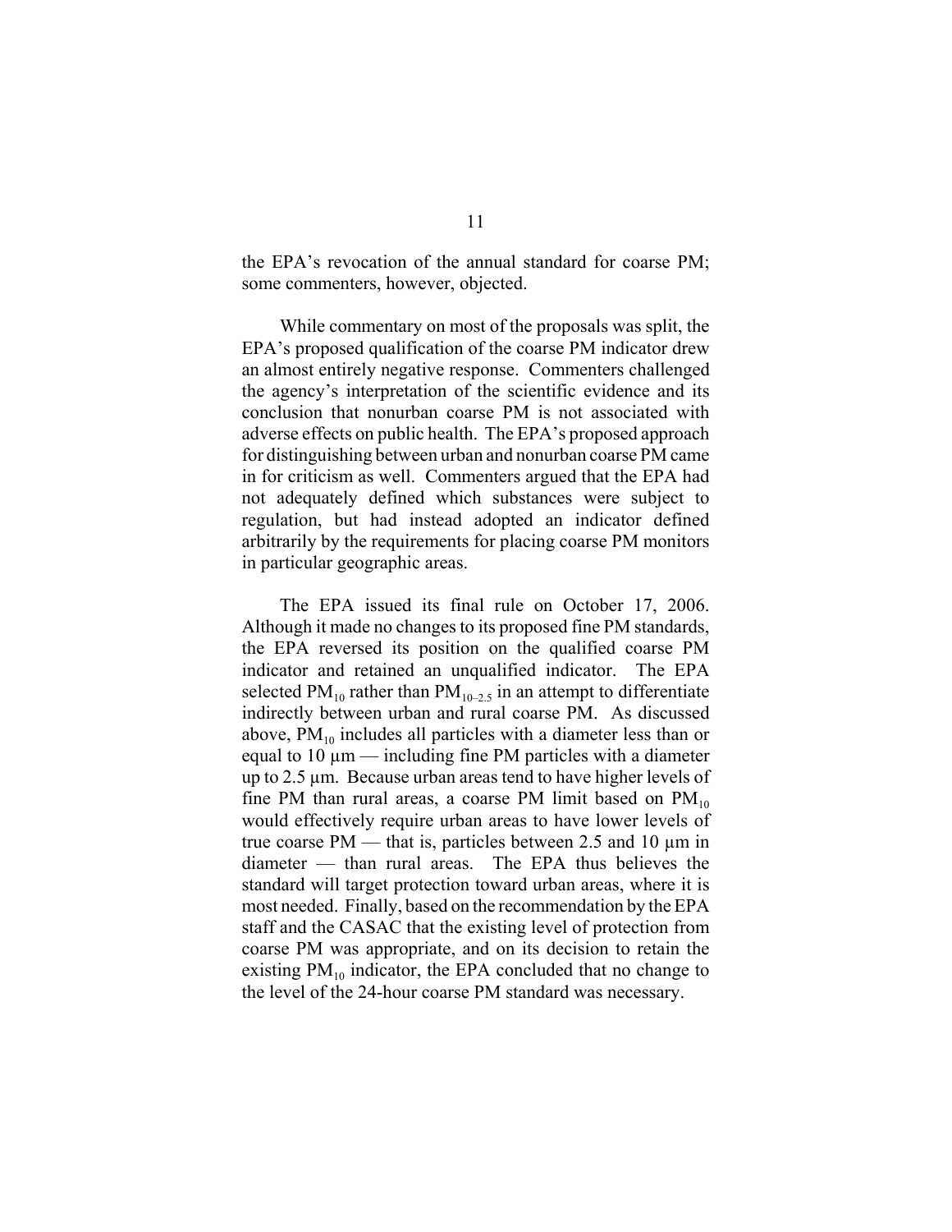the EPA's revocation of the annual standard for coarse PM; some commenters, however, objected.

While commentary on most of the proposals was split, the EPA's proposed qualification of the coarse PM indicator drew an almost entirely negative response. Commenters challenged the agency's interpretation of the scientific evidence and its conclusion that nonurban coarse PM is not associated with adverse effects on public health. The EPA's proposed approach for distinguishing between urban and nonurban coarse PM came in for criticism as well. Commenters argued that the EPA had not adequately defined which substances were subject to regulation, but had instead adopted an indicator defined arbitrarily by the requirements for placing coarse PM monitors in particular geographic areas.

The EPA issued its final rule on October 17, 2006. Although it made no changes to its proposed fine PM standards, the EPA reversed its position on the qualified coarse PM indicator and retained an unqualified indicator. The EPA selected $PM_{10}$ rather than $PM_{10-2.5}$ in an attempt to differentiate indirectly between urban and rural coarse PM. As discussed above, $PM_{10}$ includes all particles with a diameter less than or equal to 10 µm — including fine PM particles with a diameter up to 2.5 µm. Because urban areas tend to have higher levels of fine PM than rural areas, a coarse PM limit based on $PM_{10}$ would effectively require urban areas to have lower levels of true coarse PM — that is, particles between 2.5 and 10 µm in diameter — than rural areas. The EPA thus believes the standard will target protection toward urban areas, where it is most needed. Finally, based on the recommendation by the EPA staff and the CASAC that the existing level of protection from coarse PM was appropriate, and on its decision to retain the existing $PM_{10}$ indicator, the EPA concluded that no change to the level of the 24-hour coarse PM standard was necessary.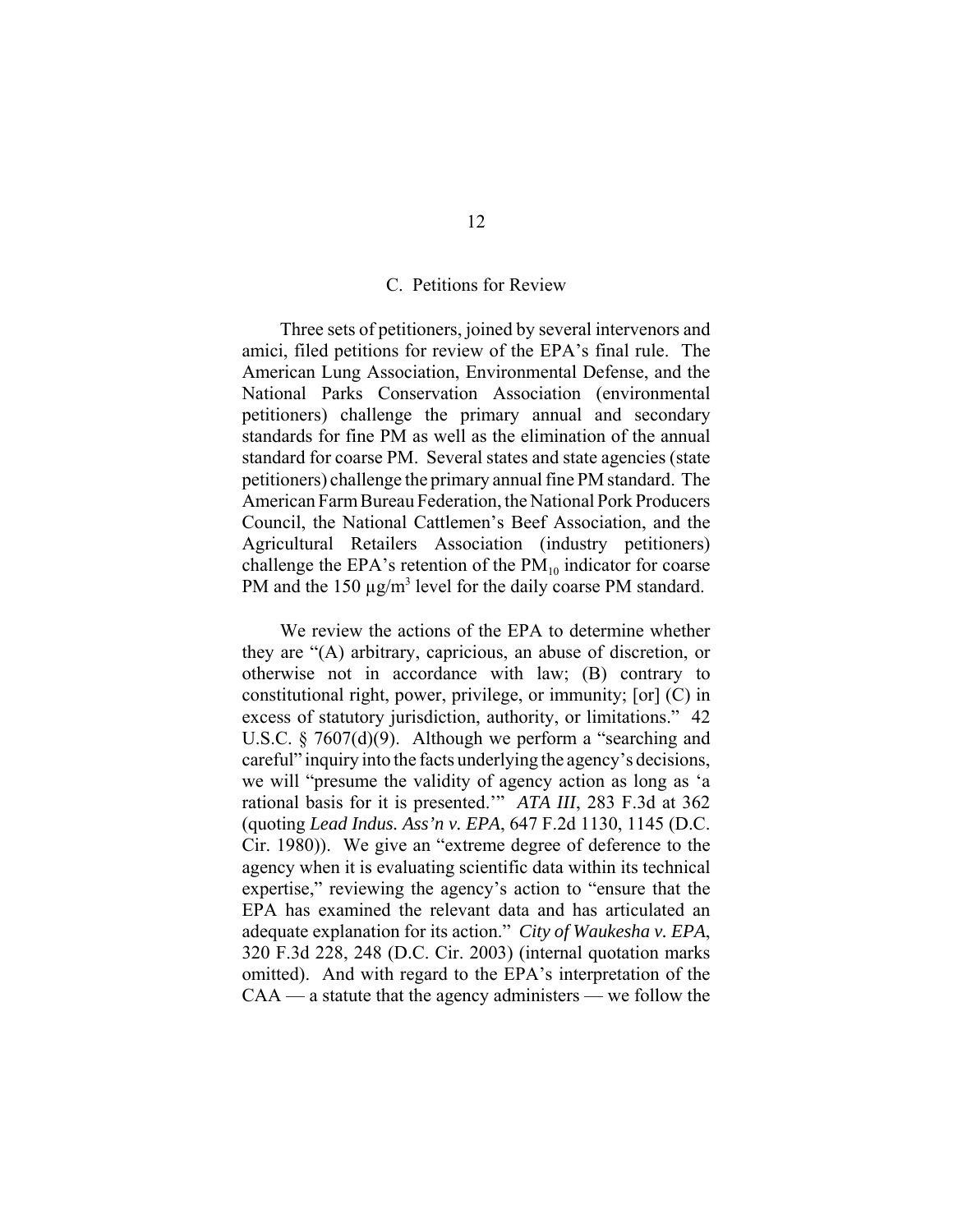## C. Petitions for Review

Three sets of petitioners, joined by several intervenors and amici, filed petitions for review of the EPA's final rule. The American Lung Association, Environmental Defense, and the National Parks Conservation Association (environmental petitioners) challenge the primary annual and secondary standards for fine PM as well as the elimination of the annual standard for coarse PM. Several states and state agencies (state petitioners) challenge the primary annual fine PM standard. The American Farm Bureau Federation, the National Pork Producers Council, the National Cattlemen's Beef Association, and the Agricultural Retailers Association (industry petitioners) challenge the EPA's retention of the $PM_{10}$ indicator for coarse PM and the 150 $\mu g/m^3$ level for the daily coarse PM standard.

We review the actions of the EPA to determine whether they are "(A) arbitrary, capricious, an abuse of discretion, or otherwise not in accordance with law; (B) contrary to constitutional right, power, privilege, or immunity; [or] (C) in excess of statutory jurisdiction, authority, or limitations." 42 U.S.C. § 7607(d)(9). Although we perform a "searching and careful" inquiry into the facts underlying the agency's decisions, we will "presume the validity of agency action as long as 'a rational basis for it is presented.'" *ATA III*, 283 F.3d at 362 (quoting *Lead Indus. Ass'n v. EPA*, 647 F.2d 1130, 1145 (D.C. Cir. 1980)). We give an "extreme degree of deference to the agency when it is evaluating scientific data within its technical expertise," reviewing the agency's action to "ensure that the EPA has examined the relevant data and has articulated an adequate explanation for its action." *City of Waukesha v. EPA*, 320 F.3d 228, 248 (D.C. Cir. 2003) (internal quotation marks omitted). And with regard to the EPA's interpretation of the CAA — a statute that the agency administers — we follow the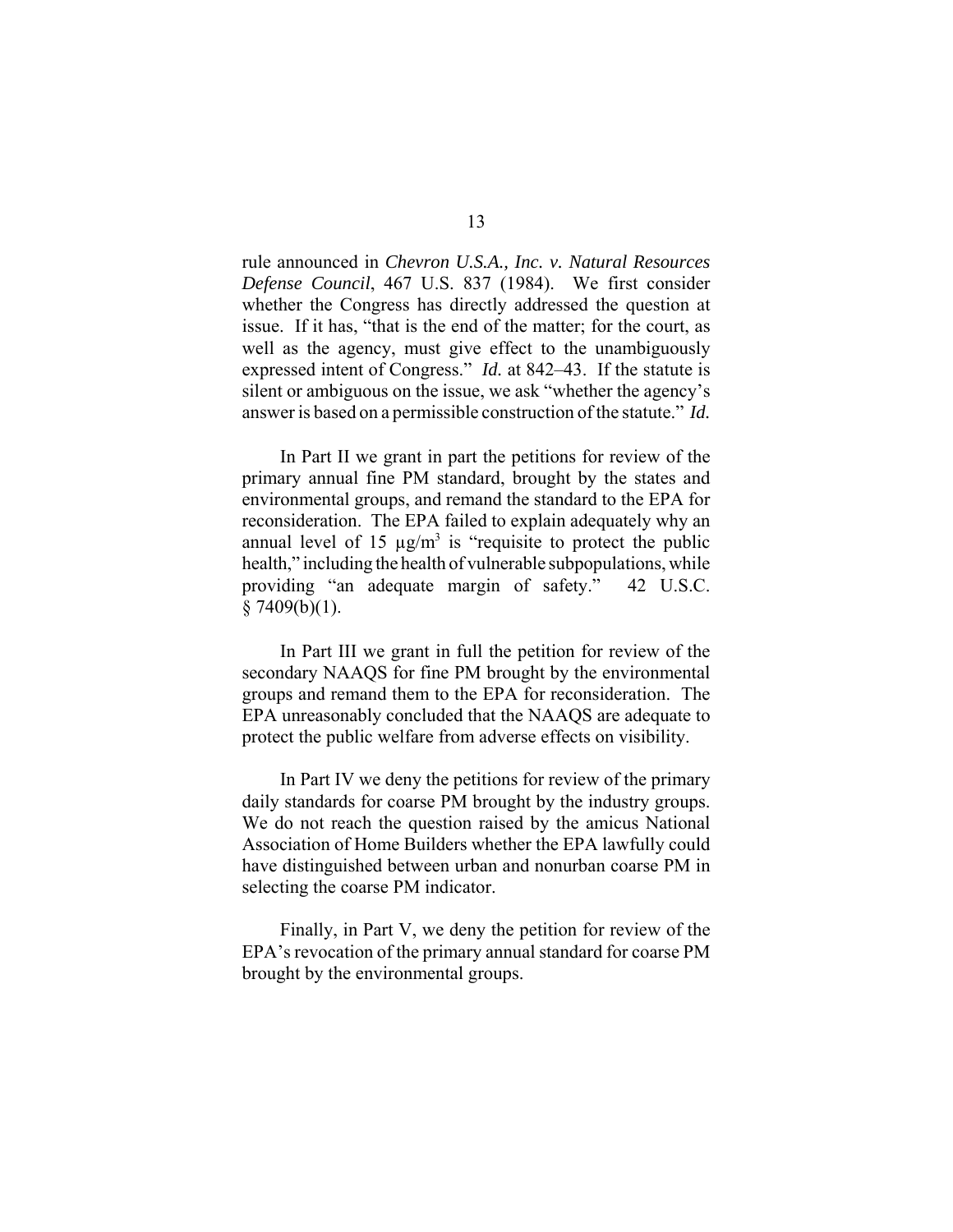rule announced in *Chevron U.S.A., Inc. v. Natural Resources Defense Council*, 467 U.S. 837 (1984). We first consider whether the Congress has directly addressed the question at issue. If it has, "that is the end of the matter; for the court, as well as the agency, must give effect to the unambiguously expressed intent of Congress." *Id.* at 842–43. If the statute is silent or ambiguous on the issue, we ask "whether the agency's answer is based on a permissible construction of the statute." *Id.*

In Part II we grant in part the petitions for review of the primary annual fine PM standard, brought by the states and environmental groups, and remand the standard to the EPA for reconsideration. The EPA failed to explain adequately why an annual level of 15 $\mu g/m^3$ is "requisite to protect the public health," including the health of vulnerable subpopulations, while providing "an adequate margin of safety." 42 U.S.C. § 7409(b)(1).

In Part III we grant in full the petition for review of the secondary NAAQS for fine PM brought by the environmental groups and remand them to the EPA for reconsideration. The EPA unreasonably concluded that the NAAQS are adequate to protect the public welfare from adverse effects on visibility.

In Part IV we deny the petitions for review of the primary daily standards for coarse PM brought by the industry groups. We do not reach the question raised by the amicus National Association of Home Builders whether the EPA lawfully could have distinguished between urban and nonurban coarse PM in selecting the coarse PM indicator.

Finally, in Part V, we deny the petition for review of the EPA's revocation of the primary annual standard for coarse PM brought by the environmental groups.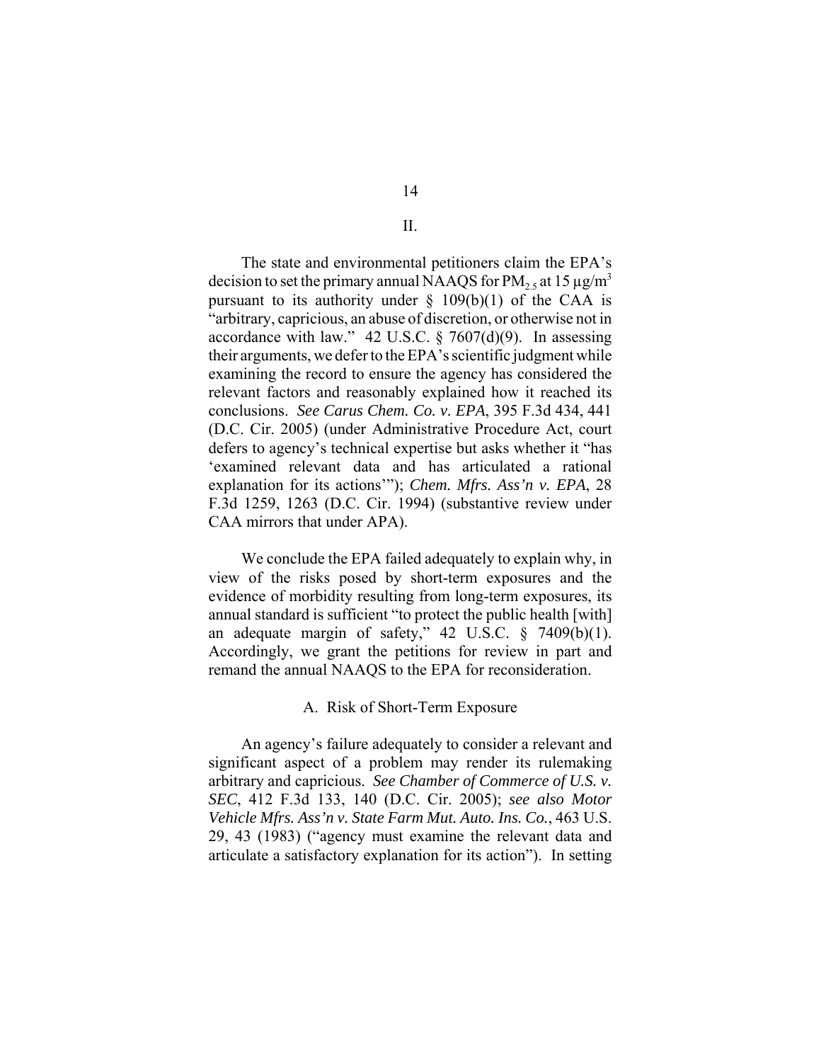## II.

The state and environmental petitioners claim the EPA's decision to set the primary annual NAAQS for $PM_{2.5}$ at 15 µg/m$^3$ pursuant to its authority under § 109(b)(1) of the CAA is "arbitrary, capricious, an abuse of discretion, or otherwise not in accordance with law." 42 U.S.C. § 7607(d)(9). In assessing their arguments, we defer to the EPA's scientific judgment while examining the record to ensure the agency has considered the relevant factors and reasonably explained how it reached its conclusions. *See Carus Chem. Co. v. EPA*, 395 F.3d 434, 441 (D.C. Cir. 2005) (under Administrative Procedure Act, court defers to agency's technical expertise but asks whether it "has 'examined relevant data and has articulated a rational explanation for its actions'"); *Chem. Mfrs. Ass'n v. EPA*, 28 F.3d 1259, 1263 (D.C. Cir. 1994) (substantive review under CAA mirrors that under APA).

We conclude the EPA failed adequately to explain why, in view of the risks posed by short-term exposures and the evidence of morbidity resulting from long-term exposures, its annual standard is sufficient "to protect the public health [with] an adequate margin of safety," 42 U.S.C. § 7409(b)(1). Accordingly, we grant the petitions for review in part and remand the annual NAAQS to the EPA for reconsideration.

### A. Risk of Short-Term Exposure

An agency's failure adequately to consider a relevant and significant aspect of a problem may render its rulemaking arbitrary and capricious. *See Chamber of Commerce of U.S. v. SEC*, 412 F.3d 133, 140 (D.C. Cir. 2005); *see also Motor Vehicle Mfrs. Ass'n v. State Farm Mut. Auto. Ins. Co.*, 463 U.S. 29, 43 (1983) ("agency must examine the relevant data and articulate a satisfactory explanation for its action"). In setting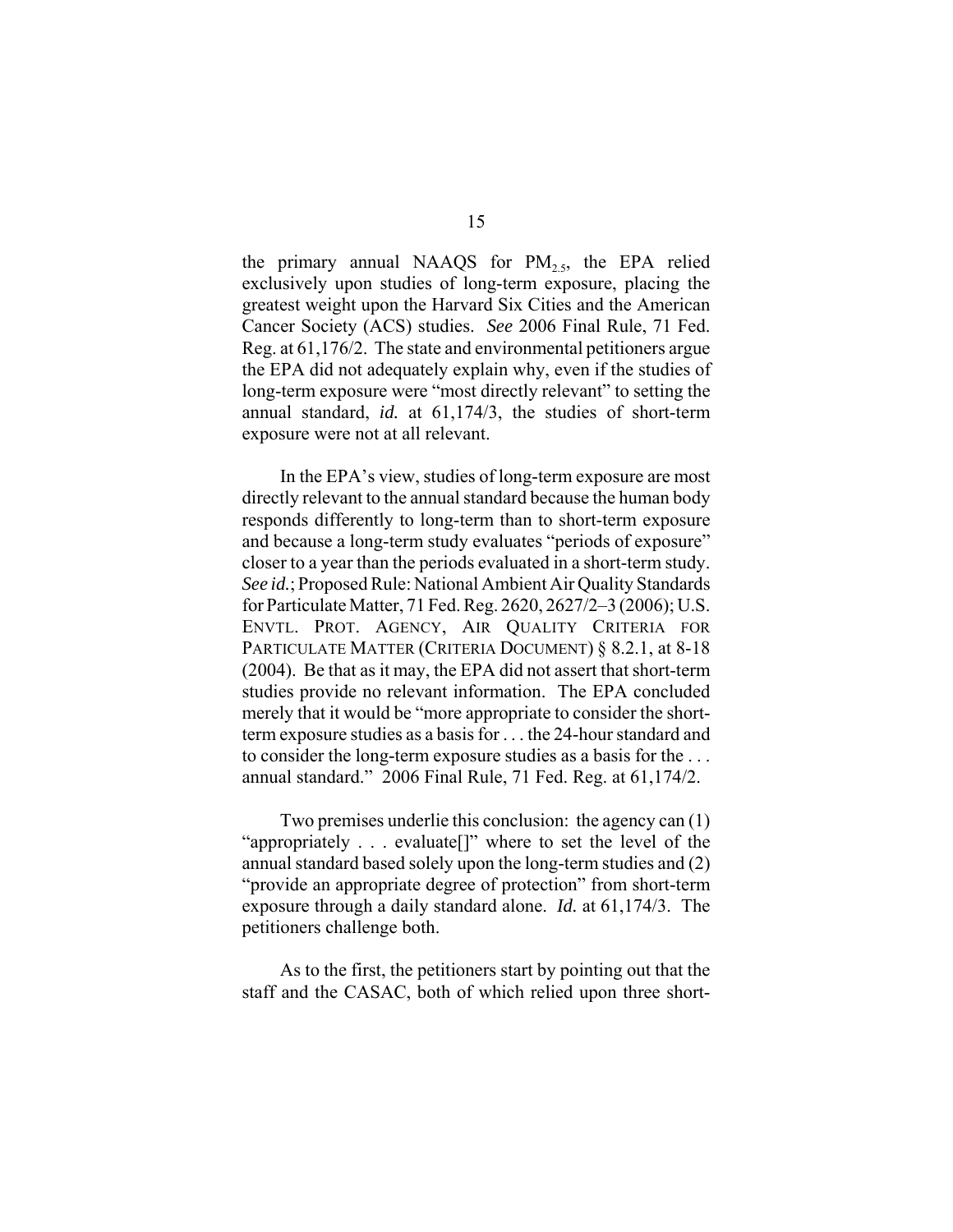the primary annual NAAQS for $PM_{2.5}$, the EPA relied exclusively upon studies of long-term exposure, placing the greatest weight upon the Harvard Six Cities and the American Cancer Society (ACS) studies. *See* 2006 Final Rule, 71 Fed. Reg. at 61,176/2. The state and environmental petitioners argue the EPA did not adequately explain why, even if the studies of long-term exposure were "most directly relevant" to setting the annual standard, *id.* at 61,174/3, the studies of short-term exposure were not at all relevant.

In the EPA's view, studies of long-term exposure are most directly relevant to the annual standard because the human body responds differently to long-term than to short-term exposure and because a long-term study evaluates "periods of exposure" closer to a year than the periods evaluated in a short-term study. *See id.*; Proposed Rule: National Ambient Air Quality Standards for Particulate Matter, 71 Fed. Reg. 2620, 2627/2–3 (2006); U.S. ENVTL. PROT. AGENCY, AIR QUALITY CRITERIA FOR PARTICULATE MATTER (CRITERIA DOCUMENT) § 8.2.1, at 8-18 (2004). Be that as it may, the EPA did not assert that short-term studies provide no relevant information. The EPA concluded merely that it would be "more appropriate to consider the short-term exposure studies as a basis for . . . the 24-hour standard and to consider the long-term exposure studies as a basis for the . . . annual standard." 2006 Final Rule, 71 Fed. Reg. at 61,174/2.

Two premises underlie this conclusion: the agency can (1) "appropriately . . . evaluate[]" where to set the level of the annual standard based solely upon the long-term studies and (2) "provide an appropriate degree of protection" from short-term exposure through a daily standard alone. *Id.* at 61,174/3. The petitioners challenge both.

As to the first, the petitioners start by pointing out that the staff and the CASAC, both of which relied upon three short-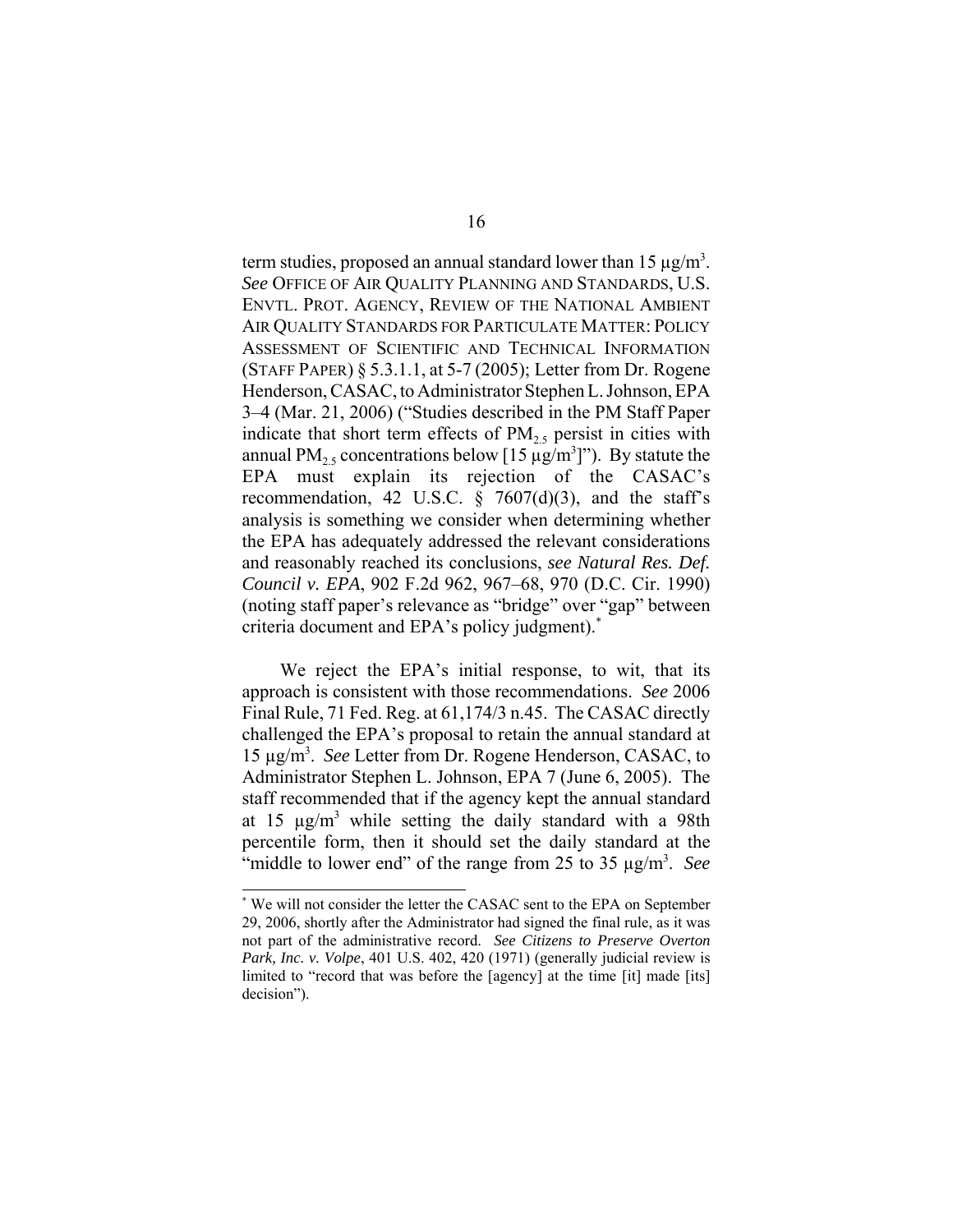term studies, proposed an annual standard lower than 15 μg/$m^3$. *See* OFFICE OF AIR QUALITY PLANNING AND STANDARDS, U.S. ENVTL. PROT. AGENCY, REVIEW OF THE NATIONAL AMBIENT AIR QUALITY STANDARDS FOR PARTICULATE MATTER: POLICY ASSESSMENT OF SCIENTIFIC AND TECHNICAL INFORMATION (STAFF PAPER) § 5.3.1.1, at 5-7 (2005); Letter from Dr. Rogene Henderson, CASAC, to Administrator Stephen L. Johnson, EPA 3–4 (Mar. 21, 2006) ("Studies described in the PM Staff Paper indicate that short term effects of $PM_{2.5}$ persist in cities with annual $PM_{2.5}$ concentrations below [15 μg/$m^3$]"). By statute the EPA must explain its rejection of the CASAC's recommendation, 42 U.S.C. § 7607(d)(3), and the staff's analysis is something we consider when determining whether the EPA has adequately addressed the relevant considerations and reasonably reached its conclusions, *see Natural Res. Def. Council v. EPA*, 902 F.2d 962, 967–68, 970 (D.C. Cir. 1990) (noting staff paper's relevance as "bridge" over "gap" between criteria document and EPA's policy judgment).*

We reject the EPA's initial response, to wit, that its approach is consistent with those recommendations. *See* 2006 Final Rule, 71 Fed. Reg. at 61,174/3 n.45. The CASAC directly challenged the EPA's proposal to retain the annual standard at 15 μg/$m^3$. *See* Letter from Dr. Rogene Henderson, CASAC, to Administrator Stephen L. Johnson, EPA 7 (June 6, 2005). The staff recommended that if the agency kept the annual standard at 15 μg/$m^3$ while setting the daily standard with a 98th percentile form, then it should set the daily standard at the "middle to lower end" of the range from 25 to 35 μg/$m^3$. *See*

---

* We will not consider the letter the CASAC sent to the EPA on September 29, 2006, shortly after the Administrator had signed the final rule, as it was not part of the administrative record. *See Citizens to Preserve Overton Park, Inc. v. Volpe*, 401 U.S. 402, 420 (1971) (generally judicial review is limited to "record that was before the [agency] at the time [it] made [its] decision").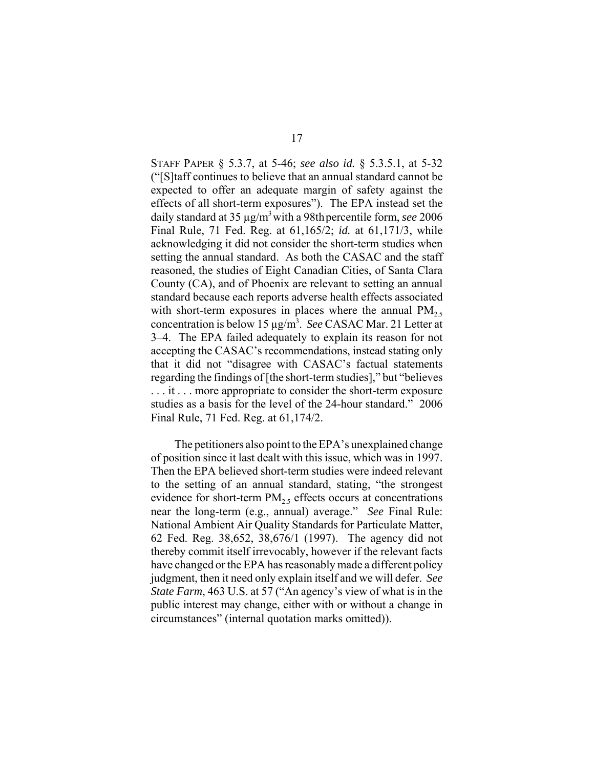STAFF PAPER § 5.3.7, at 5-46; *see also id.* § 5.3.5.1, at 5-32 ("[S]taff continues to believe that an annual standard cannot be expected to offer an adequate margin of safety against the effects of all short-term exposures"). The EPA instead set the daily standard at 35 µg/m$^3$ with a 98th percentile form, *see* 2006 Final Rule, 71 Fed. Reg. at 61,165/2; *id.* at 61,171/3, while acknowledging it did not consider the short-term studies when setting the annual standard. As both the CASAC and the staff reasoned, the studies of Eight Canadian Cities, of Santa Clara County (CA), and of Phoenix are relevant to setting an annual standard because each reports adverse health effects associated with short-term exposures in places where the annual $PM_{2.5}$ concentration is below 15 µg/m$^3$. *See* CASAC Mar. 21 Letter at 3–4. The EPA failed adequately to explain its reason for not accepting the CASAC's recommendations, instead stating only that it did not "disagree with CASAC's factual statements regarding the findings of [the short-term studies]," but "believes . . . it . . . more appropriate to consider the short-term exposure studies as a basis for the level of the 24-hour standard." 2006 Final Rule, 71 Fed. Reg. at 61,174/2.

The petitioners also point to the EPA's unexplained change of position since it last dealt with this issue, which was in 1997. Then the EPA believed short-term studies were indeed relevant to the setting of an annual standard, stating, "the strongest evidence for short-term $PM_{2.5}$ effects occurs at concentrations near the long-term (e.g., annual) average." *See* Final Rule: National Ambient Air Quality Standards for Particulate Matter, 62 Fed. Reg. 38,652, 38,676/1 (1997). The agency did not thereby commit itself irrevocably, however if the relevant facts have changed or the EPA has reasonably made a different policy judgment, then it need only explain itself and we will defer. *See State Farm*, 463 U.S. at 57 ("An agency's view of what is in the public interest may change, either with or without a change in circumstances" (internal quotation marks omitted)).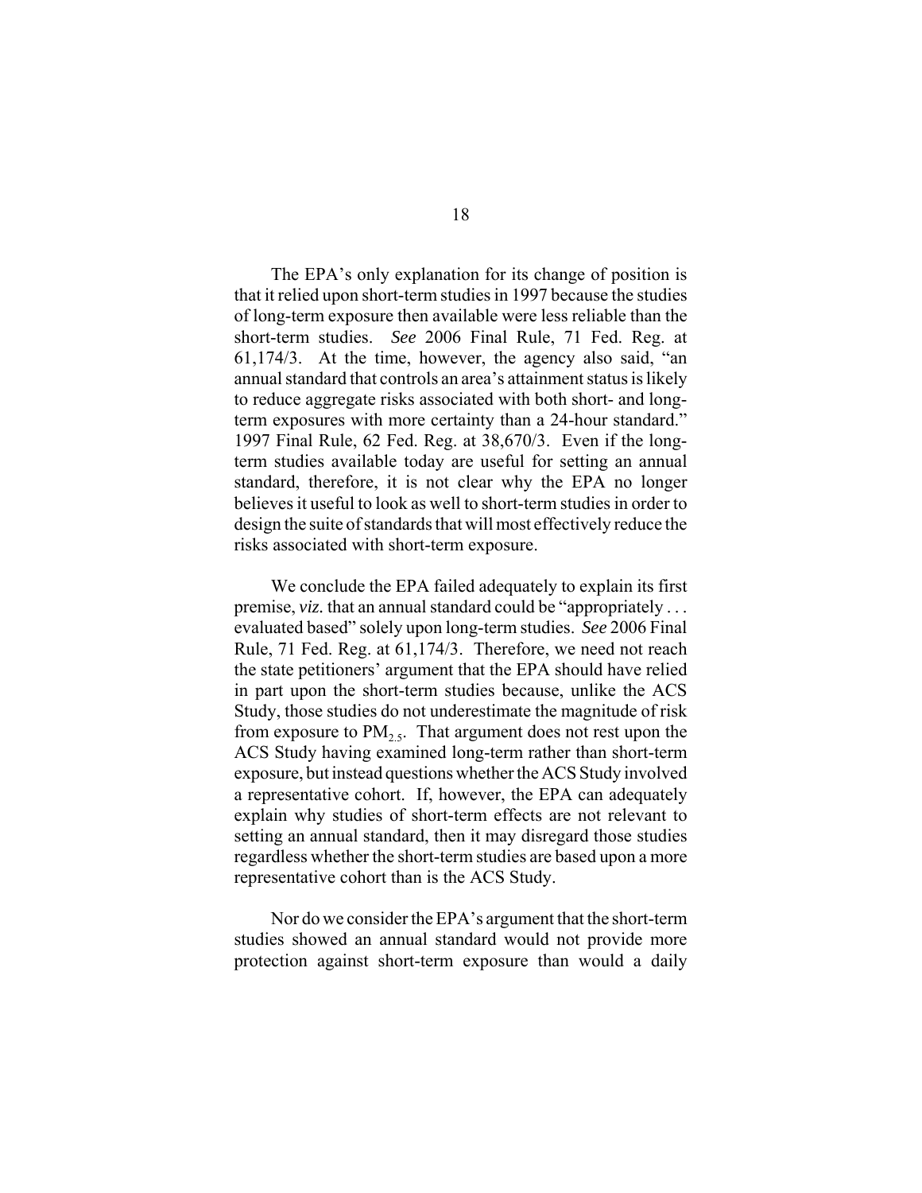The EPA's only explanation for its change of position is that it relied upon short-term studies in 1997 because the studies of long-term exposure then available were less reliable than the short-term studies. *See* 2006 Final Rule, 71 Fed. Reg. at 61,174/3. At the time, however, the agency also said, "an annual standard that controls an area's attainment status is likely to reduce aggregate risks associated with both short- and long-term exposures with more certainty than a 24-hour standard." 1997 Final Rule, 62 Fed. Reg. at 38,670/3. Even if the long-term studies available today are useful for setting an annual standard, therefore, it is not clear why the EPA no longer believes it useful to look as well to short-term studies in order to design the suite of standards that will most effectively reduce the risks associated with short-term exposure.

We conclude the EPA failed adequately to explain its first premise, *viz.* that an annual standard could be "appropriately . . . evaluated based" solely upon long-term studies. *See* 2006 Final Rule, 71 Fed. Reg. at 61,174/3. Therefore, we need not reach the state petitioners' argument that the EPA should have relied in part upon the short-term studies because, unlike the ACS Study, those studies do not underestimate the magnitude of risk from exposure to $PM_{2.5}$. That argument does not rest upon the ACS Study having examined long-term rather than short-term exposure, but instead questions whether the ACS Study involved a representative cohort. If, however, the EPA can adequately explain why studies of short-term effects are not relevant to setting an annual standard, then it may disregard those studies regardless whether the short-term studies are based upon a more representative cohort than is the ACS Study.

Nor do we consider the EPA's argument that the short-term studies showed an annual standard would not provide more protection against short-term exposure than would a daily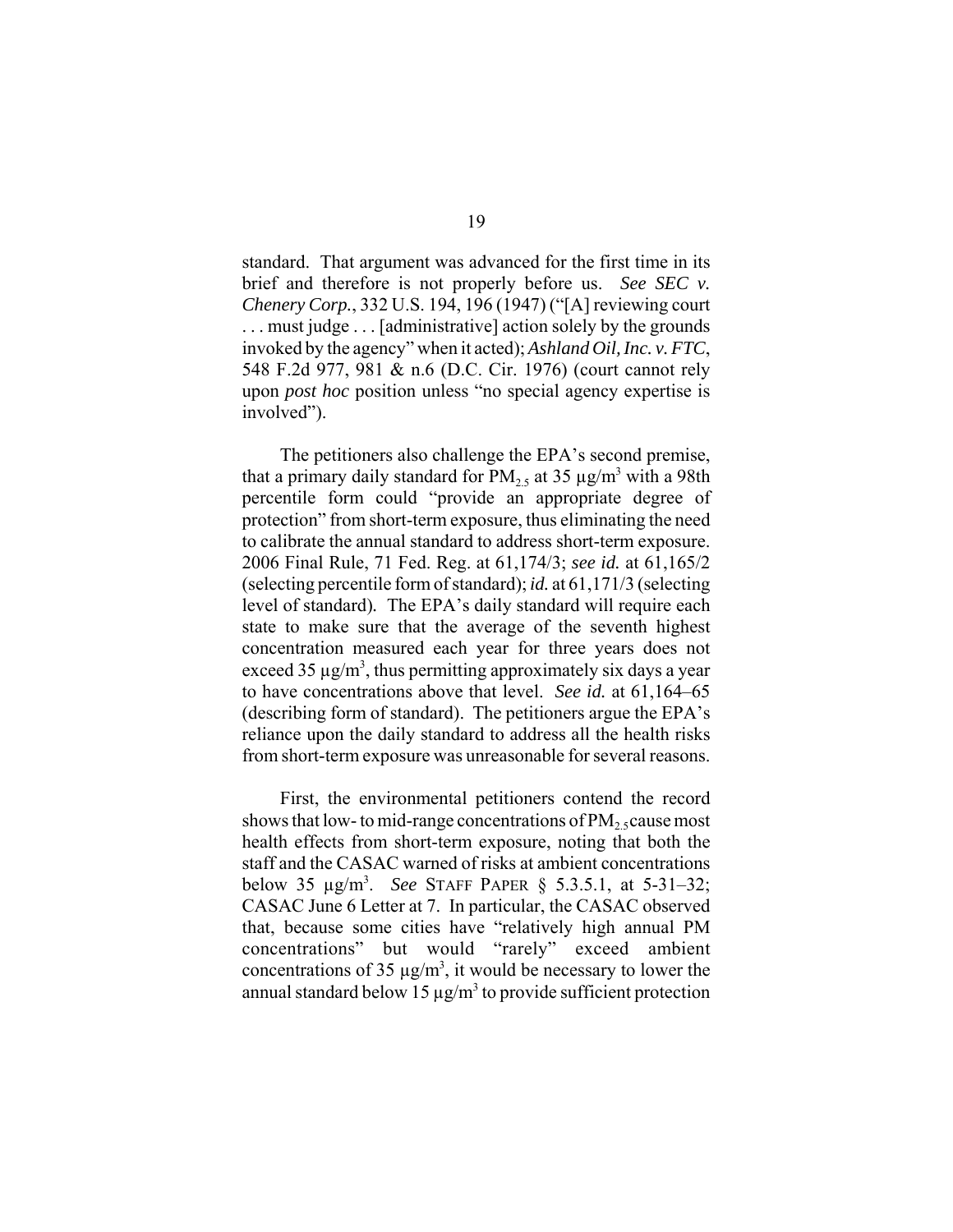standard. That argument was advanced for the first time in its brief and therefore is not properly before us. *See SEC v. Chenery Corp.*, 332 U.S. 194, 196 (1947) ("[A] reviewing court . . . must judge . . . [administrative] action solely by the grounds invoked by the agency" when it acted); *Ashland Oil, Inc. v. FTC*, 548 F.2d 977, 981 & n.6 (D.C. Cir. 1976) (court cannot rely upon *post hoc* position unless "no special agency expertise is involved").

The petitioners also challenge the EPA's second premise, that a primary daily standard for $PM_{2.5}$ at 35 $\mu g/m^3$ with a 98th percentile form could "provide an appropriate degree of protection" from short-term exposure, thus eliminating the need to calibrate the annual standard to address short-term exposure. 2006 Final Rule, 71 Fed. Reg. at 61,174/3; *see id.* at 61,165/2 (selecting percentile form of standard); *id.* at 61,171/3 (selecting level of standard). The EPA's daily standard will require each state to make sure that the average of the seventh highest concentration measured each year for three years does not exceed 35 $\mu g/m^3$, thus permitting approximately six days a year to have concentrations above that level. *See id.* at 61,164–65 (describing form of standard). The petitioners argue the EPA's reliance upon the daily standard to address all the health risks from short-term exposure was unreasonable for several reasons.

First, the environmental petitioners contend the record shows that low- to mid-range concentrations of $PM_{2.5}$ cause most health effects from short-term exposure, noting that both the staff and the CASAC warned of risks at ambient concentrations below 35 $\mu g/m^3$. *See* STAFF PAPER § 5.3.5.1, at 5-31–32; CASAC June 6 Letter at 7. In particular, the CASAC observed that, because some cities have "relatively high annual PM concentrations" but would "rarely" exceed ambient concentrations of 35 $\mu g/m^3$, it would be necessary to lower the annual standard below 15 $\mu g/m^3$ to provide sufficient protection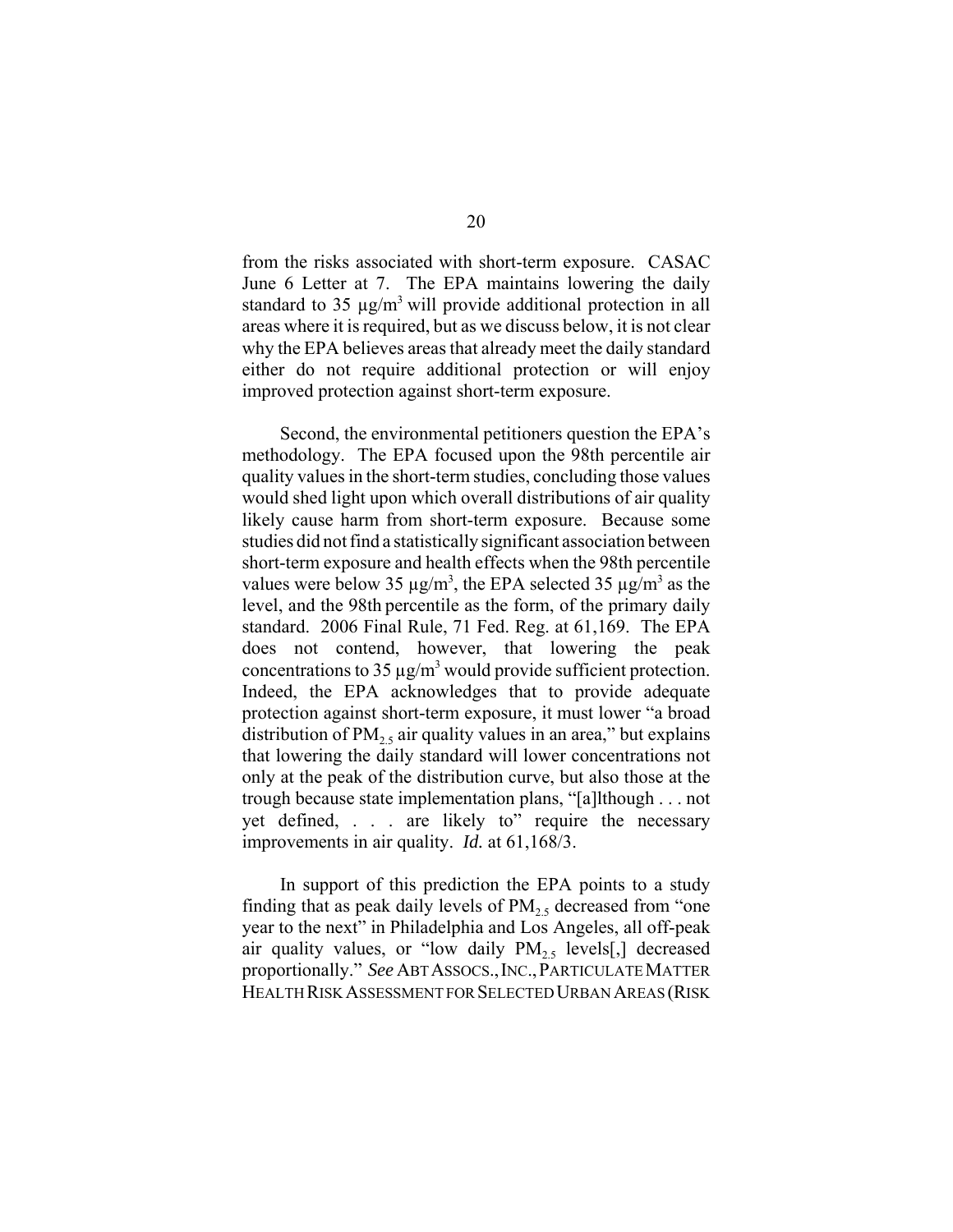from the risks associated with short-term exposure. CASAC June 6 Letter at 7. The EPA maintains lowering the daily standard to 35 $\mu g/m^3$ will provide additional protection in all areas where it is required, but as we discuss below, it is not clear why the EPA believes areas that already meet the daily standard either do not require additional protection or will enjoy improved protection against short-term exposure.

Second, the environmental petitioners question the EPA's methodology. The EPA focused upon the 98th percentile air quality values in the short-term studies, concluding those values would shed light upon which overall distributions of air quality likely cause harm from short-term exposure. Because some studies did not find a statistically significant association between short-term exposure and health effects when the 98th percentile values were below 35 $\mu g/m^3$, the EPA selected 35 $\mu g/m^3$ as the level, and the 98th percentile as the form, of the primary daily standard. 2006 Final Rule, 71 Fed. Reg. at 61,169. The EPA does not contend, however, that lowering the peak concentrations to 35 $\mu g/m^3$ would provide sufficient protection. Indeed, the EPA acknowledges that to provide adequate protection against short-term exposure, it must lower "a broad distribution of $PM_{2.5}$ air quality values in an area," but explains that lowering the daily standard will lower concentrations not only at the peak of the distribution curve, but also those at the trough because state implementation plans, "[a]lthough . . . not yet defined, . . . are likely to" require the necessary improvements in air quality. *Id.* at 61,168/3.

In support of this prediction the EPA points to a study finding that as peak daily levels of $PM_{2.5}$ decreased from "one year to the next" in Philadelphia and Los Angeles, all off-peak air quality values, or "low daily $PM_{2.5}$ levels[,] decreased proportionally." *See* ABT ASSOCS., INC., PARTICULATE MATTER HEALTH RISK ASSESSMENT FOR SELECTED URBAN AREAS (RISK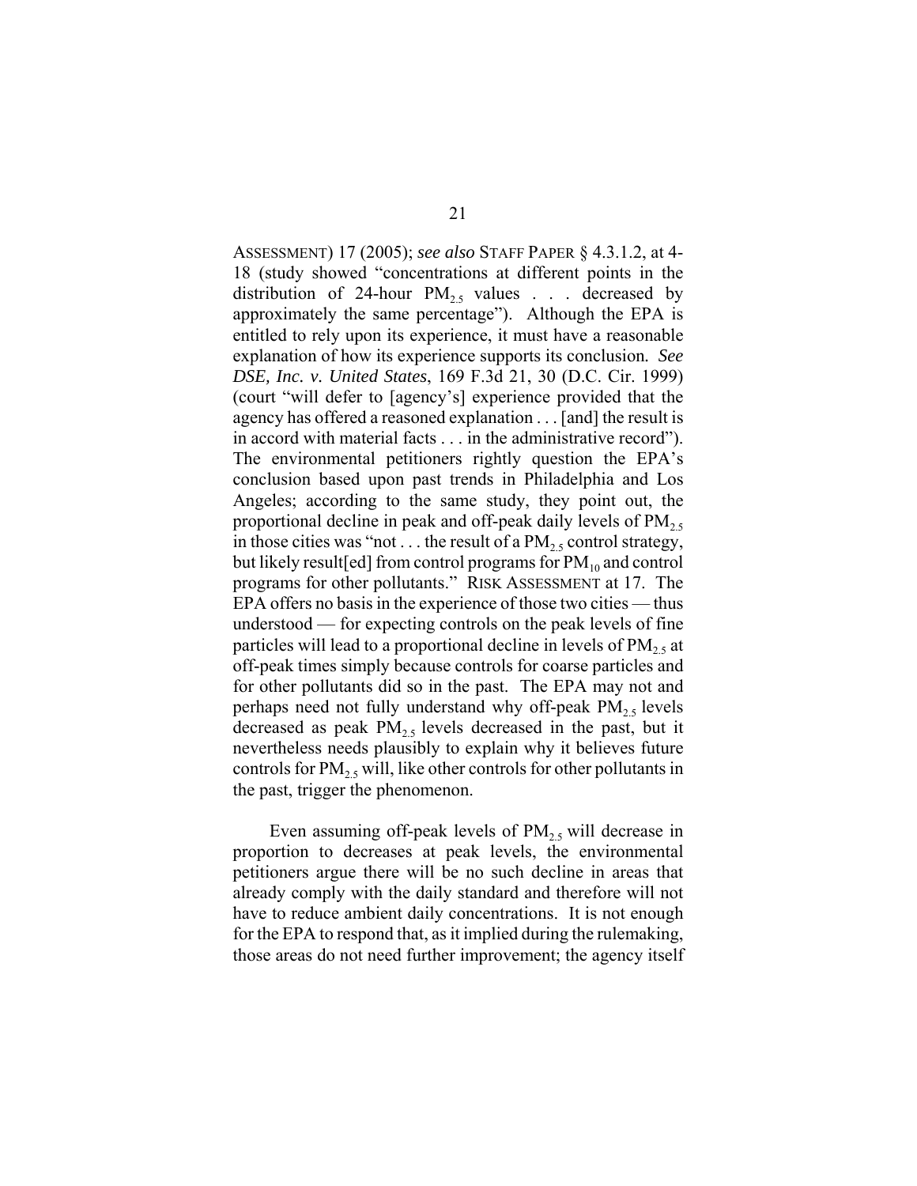ASSESSMENT) 17 (2005); *see also* STAFF PAPER § 4.3.1.2, at 4-18 (study showed "concentrations at different points in the distribution of 24-hour $PM_{2.5}$ values . . . decreased by approximately the same percentage"). Although the EPA is entitled to rely upon its experience, it must have a reasonable explanation of how its experience supports its conclusion. *See DSE, Inc. v. United States*, 169 F.3d 21, 30 (D.C. Cir. 1999) (court "will defer to [agency's] experience provided that the agency has offered a reasoned explanation . . . [and] the result is in accord with material facts . . . in the administrative record"). The environmental petitioners rightly question the EPA's conclusion based upon past trends in Philadelphia and Los Angeles; according to the same study, they point out, the proportional decline in peak and off-peak daily levels of $PM_{2.5}$ in those cities was "not . . . the result of a $PM_{2.5}$ control strategy, but likely result[ed] from control programs for $PM_{10}$ and control programs for other pollutants." RISK ASSESSMENT at 17. The EPA offers no basis in the experience of those two cities — thus understood — for expecting controls on the peak levels of fine particles will lead to a proportional decline in levels of $PM_{2.5}$ at off-peak times simply because controls for coarse particles and for other pollutants did so in the past. The EPA may not and perhaps need not fully understand why off-peak $PM_{2.5}$ levels decreased as peak $PM_{2.5}$ levels decreased in the past, but it nevertheless needs plausibly to explain why it believes future controls for $PM_{2.5}$ will, like other controls for other pollutants in the past, trigger the phenomenon.

Even assuming off-peak levels of $PM_{2.5}$ will decrease in proportion to decreases at peak levels, the environmental petitioners argue there will be no such decline in areas that already comply with the daily standard and therefore will not have to reduce ambient daily concentrations. It is not enough for the EPA to respond that, as it implied during the rulemaking, those areas do not need further improvement; the agency itself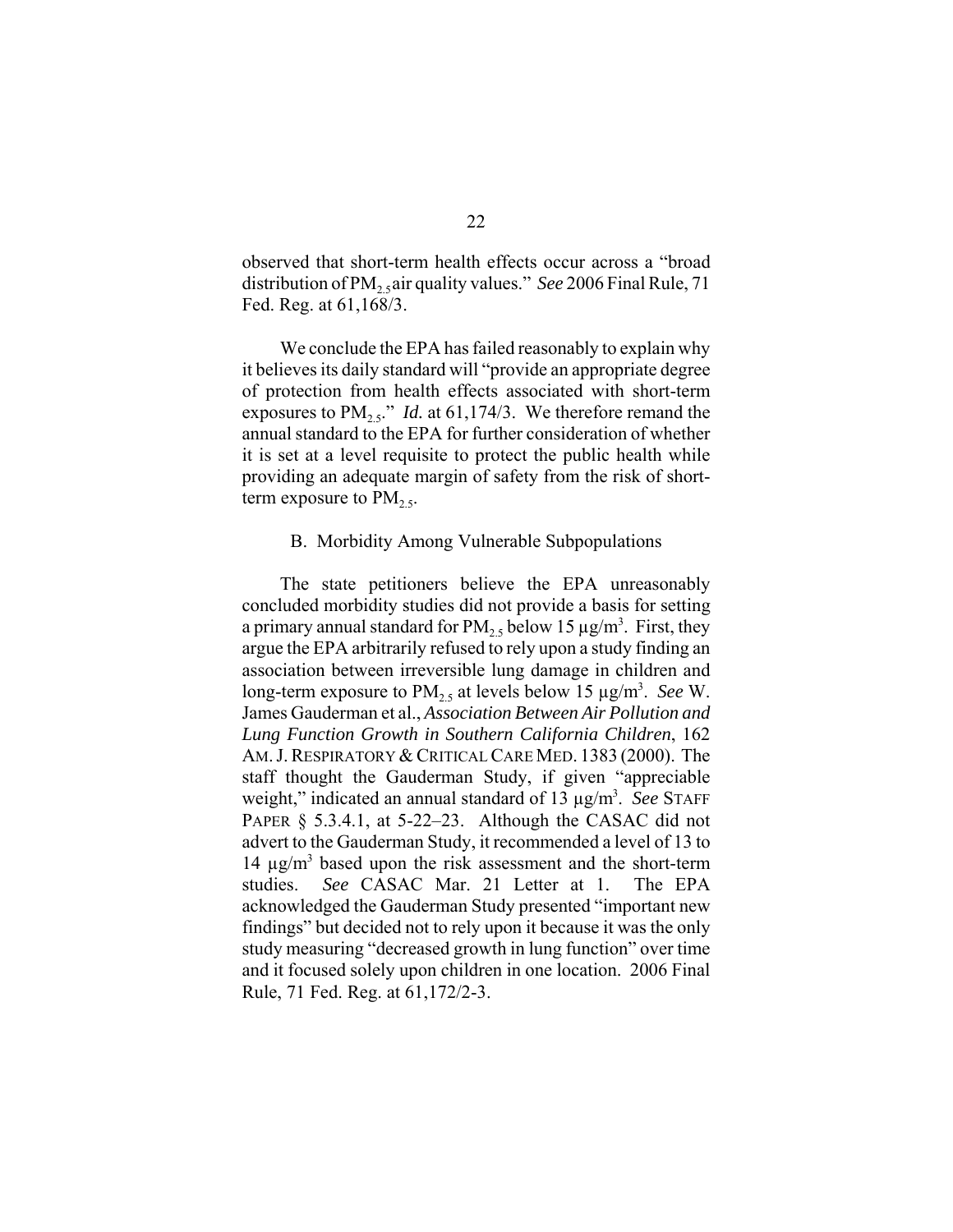observed that short-term health effects occur across a "broad distribution of $PM_{2.5}$ air quality values." *See* 2006 Final Rule, 71 Fed. Reg. at 61,168/3.

We conclude the EPA has failed reasonably to explain why it believes its daily standard will "provide an appropriate degree of protection from health effects associated with short-term exposures to $PM_{2.5}$." *Id.* at 61,174/3. We therefore remand the annual standard to the EPA for further consideration of whether it is set at a level requisite to protect the public health while providing an adequate margin of safety from the risk of short-term exposure to $PM_{2.5}$.

### B. Morbidity Among Vulnerable Subpopulations

The state petitioners believe the EPA unreasonably concluded morbidity studies did not provide a basis for setting a primary annual standard for $PM_{2.5}$ below 15 $\mu g/m^3$. First, they argue the EPA arbitrarily refused to rely upon a study finding an association between irreversible lung damage in children and long-term exposure to $PM_{2.5}$ at levels below 15 $\mu g/m^3$. *See* W. James Gauderman et al., *Association Between Air Pollution and Lung Function Growth in Southern California Children*, 162 AM. J. RESPIRATORY & CRITICAL CARE MED. 1383 (2000). The staff thought the Gauderman Study, if given "appreciable weight," indicated an annual standard of 13 $\mu g/m^3$. *See* STAFF PAPER § 5.3.4.1, at 5-22–23. Although the CASAC did not advert to the Gauderman Study, it recommended a level of 13 to 14 $\mu g/m^3$ based upon the risk assessment and the short-term studies. *See* CASAC Mar. 21 Letter at 1. The EPA acknowledged the Gauderman Study presented "important new findings" but decided not to rely upon it because it was the only study measuring "decreased growth in lung function" over time and it focused solely upon children in one location. 2006 Final Rule, 71 Fed. Reg. at 61,172/2-3.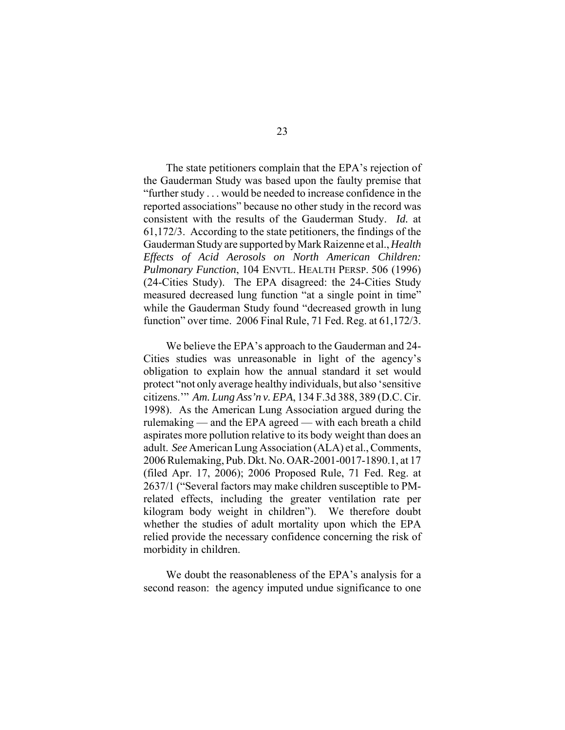The state petitioners complain that the EPA's rejection of the Gauderman Study was based upon the faulty premise that "further study . . . would be needed to increase confidence in the reported associations" because no other study in the record was consistent with the results of the Gauderman Study. *Id.* at 61,172/3. According to the state petitioners, the findings of the Gauderman Study are supported by Mark Raizenne et al., *Health Effects of Acid Aerosols on North American Children: Pulmonary Function*, 104 ENVTL. HEALTH PERSP. 506 (1996) (24-Cities Study). The EPA disagreed: the 24-Cities Study measured decreased lung function "at a single point in time" while the Gauderman Study found "decreased growth in lung function" over time. 2006 Final Rule, 71 Fed. Reg. at 61,172/3.

We believe the EPA's approach to the Gauderman and 24-Cities studies was unreasonable in light of the agency's obligation to explain how the annual standard it set would protect "not only average healthy individuals, but also 'sensitive citizens.'" *Am. Lung Ass'n v. EPA*, 134 F.3d 388, 389 (D.C. Cir. 1998). As the American Lung Association argued during the rulemaking — and the EPA agreed — with each breath a child aspirates more pollution relative to its body weight than does an adult. *See* American Lung Association (ALA) et al., Comments, 2006 Rulemaking, Pub. Dkt. No. OAR-2001-0017-1890.1, at 17 (filed Apr. 17, 2006); 2006 Proposed Rule, 71 Fed. Reg. at 2637/1 ("Several factors may make children susceptible to PM-related effects, including the greater ventilation rate per kilogram body weight in children"). We therefore doubt whether the studies of adult mortality upon which the EPA relied provide the necessary confidence concerning the risk of morbidity in children.

We doubt the reasonableness of the EPA's analysis for a second reason: the agency imputed undue significance to one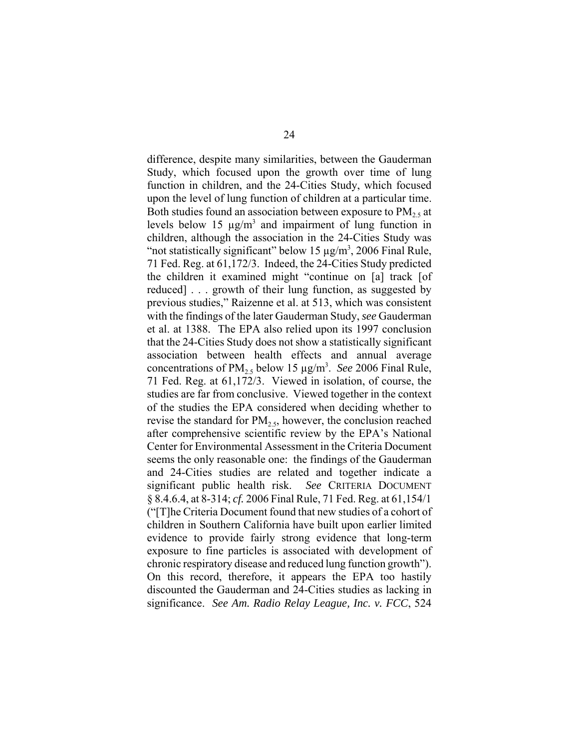difference, despite many similarities, between the Gauderman Study, which focused upon the growth over time of lung function in children, and the 24-Cities Study, which focused upon the level of lung function of children at a particular time. Both studies found an association between exposure to $PM_{2.5}$ at levels below 15 $\mu g/m^3$ and impairment of lung function in children, although the association in the 24-Cities Study was "not statistically significant" below 15 $\mu g/m^3$, 2006 Final Rule, 71 Fed. Reg. at 61,172/3. Indeed, the 24-Cities Study predicted the children it examined might "continue on [a] track [of reduced] . . . growth of their lung function, as suggested by previous studies," Raizenne et al. at 513, which was consistent with the findings of the later Gauderman Study, *see* Gauderman et al. at 1388. The EPA also relied upon its 1997 conclusion that the 24-Cities Study does not show a statistically significant association between health effects and annual average concentrations of $PM_{2.5}$ below 15 $\mu g/m^3$. *See* 2006 Final Rule, 71 Fed. Reg. at 61,172/3. Viewed in isolation, of course, the studies are far from conclusive. Viewed together in the context of the studies the EPA considered when deciding whether to revise the standard for $PM_{2.5}$, however, the conclusion reached after comprehensive scientific review by the EPA's National Center for Environmental Assessment in the Criteria Document seems the only reasonable one: the findings of the Gauderman and 24-Cities studies are related and together indicate a significant public health risk. *See* CRITERIA DOCUMENT § 8.4.6.4, at 8-314; *cf.* 2006 Final Rule, 71 Fed. Reg. at 61,154/1 ("[T]he Criteria Document found that new studies of a cohort of children in Southern California have built upon earlier limited evidence to provide fairly strong evidence that long-term exposure to fine particles is associated with development of chronic respiratory disease and reduced lung function growth"). On this record, therefore, it appears the EPA too hastily discounted the Gauderman and 24-Cities studies as lacking in significance. *See Am. Radio Relay League, Inc. v. FCC*, 524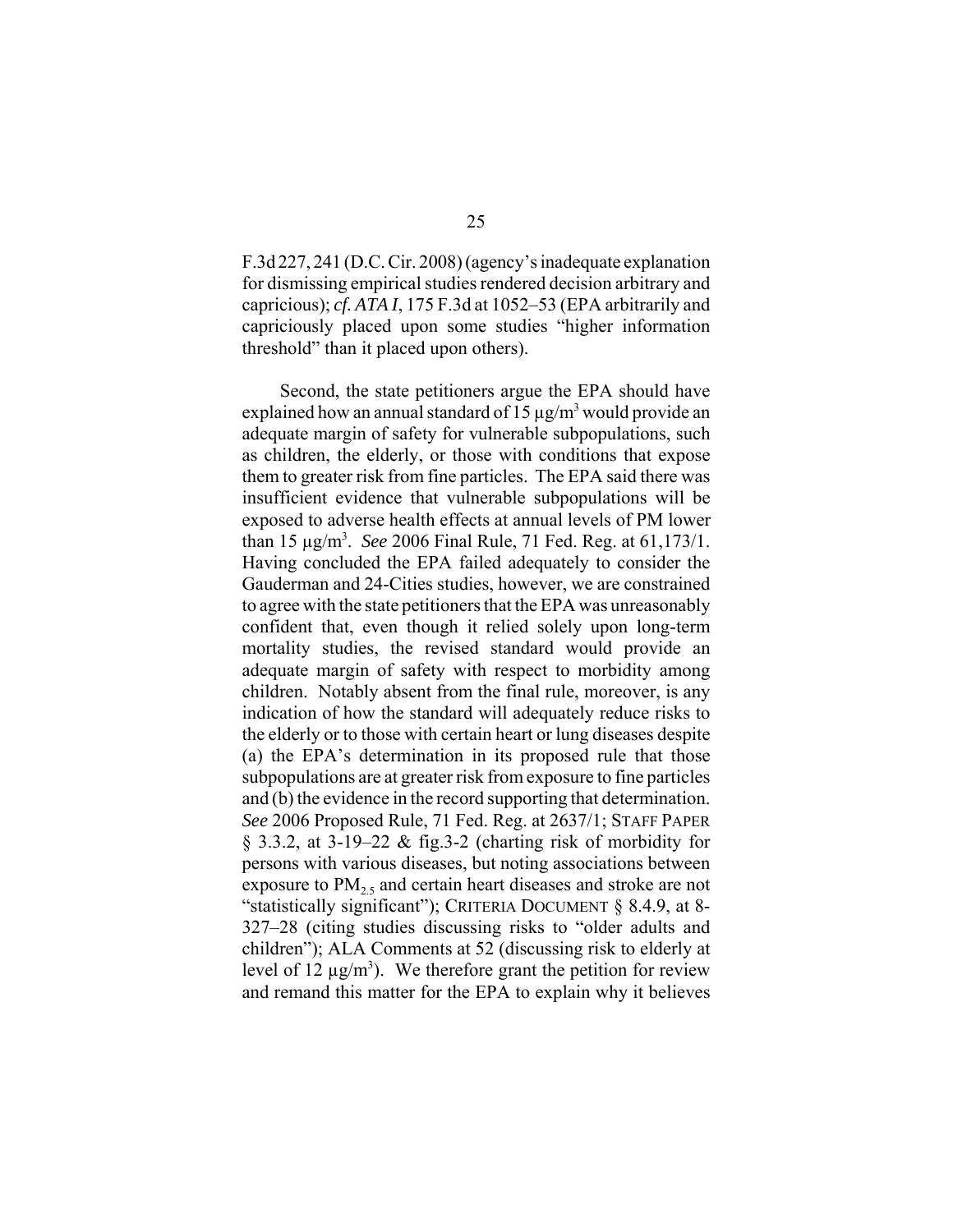F.3d 227, 241 (D.C. Cir. 2008) (agency's inadequate explanation for dismissing empirical studies rendered decision arbitrary and capricious); *cf. ATA I*, 175 F.3d at 1052–53 (EPA arbitrarily and capriciously placed upon some studies "higher information threshold" than it placed upon others).

Second, the state petitioners argue the EPA should have explained how an annual standard of 15 μg/m$^3$ would provide an adequate margin of safety for vulnerable subpopulations, such as children, the elderly, or those with conditions that expose them to greater risk from fine particles. The EPA said there was insufficient evidence that vulnerable subpopulations will be exposed to adverse health effects at annual levels of PM lower than 15 μg/m$^3$. *See* 2006 Final Rule, 71 Fed. Reg. at 61,173/1. Having concluded the EPA failed adequately to consider the Gauderman and 24-Cities studies, however, we are constrained to agree with the state petitioners that the EPA was unreasonably confident that, even though it relied solely upon long-term mortality studies, the revised standard would provide an adequate margin of safety with respect to morbidity among children. Notably absent from the final rule, moreover, is any indication of how the standard will adequately reduce risks to the elderly or to those with certain heart or lung diseases despite (a) the EPA's determination in its proposed rule that those subpopulations are at greater risk from exposure to fine particles and (b) the evidence in the record supporting that determination. *See* 2006 Proposed Rule, 71 Fed. Reg. at 2637/1; STAFF PAPER § 3.3.2, at 3-19–22 & fig.3-2 (charting risk of morbidity for persons with various diseases, but noting associations between exposure to $PM_{2.5}$ and certain heart diseases and stroke are not "statistically significant"); CRITERIA DOCUMENT § 8.4.9, at 8-327–28 (citing studies discussing risks to "older adults and children"); ALA Comments at 52 (discussing risk to elderly at level of 12 μg/m$^3$). We therefore grant the petition for review and remand this matter for the EPA to explain why it believes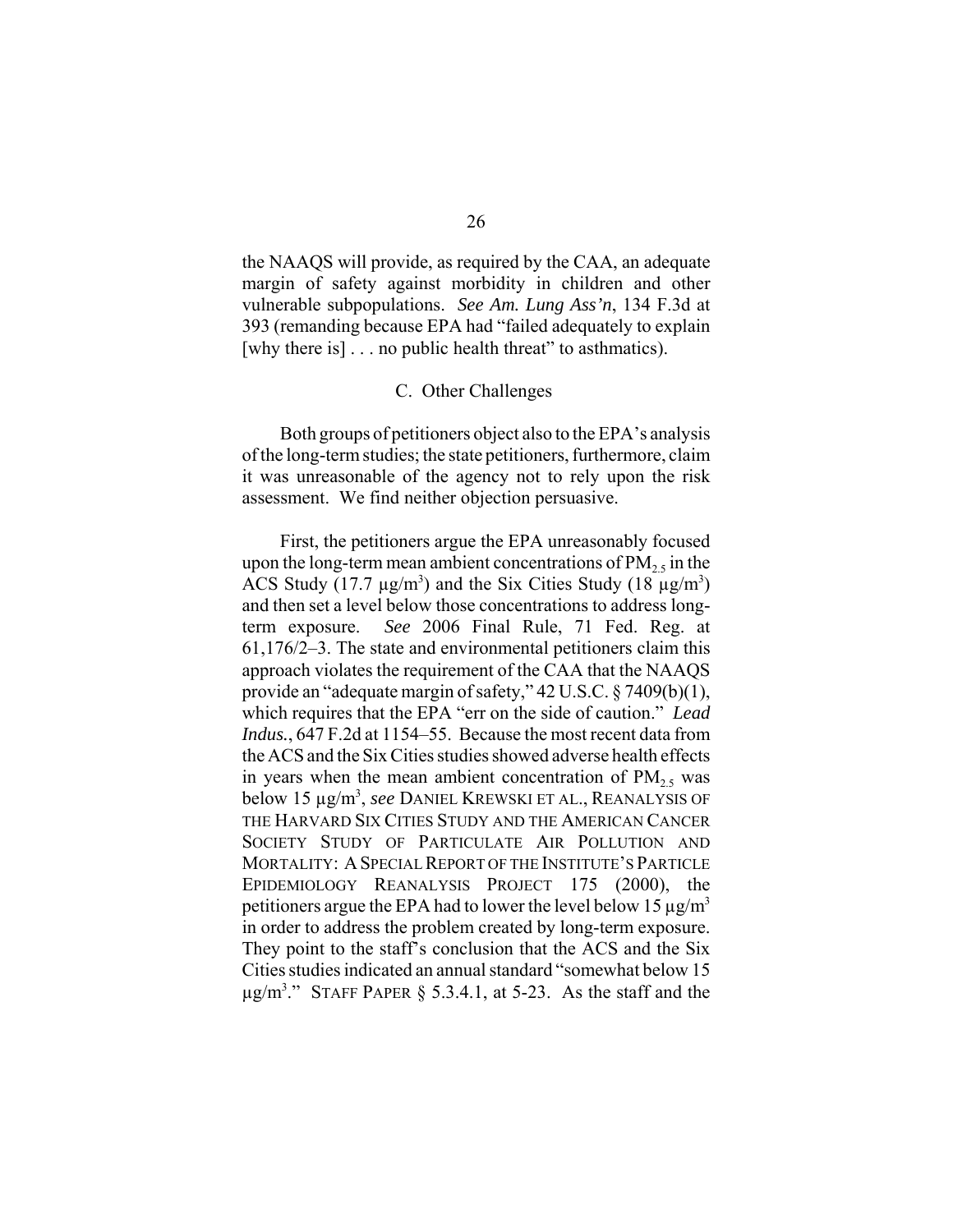the NAAQS will provide, as required by the CAA, an adequate margin of safety against morbidity in children and other vulnerable subpopulations. *See Am. Lung Ass'n*, 134 F.3d at 393 (remanding because EPA had "failed adequately to explain [why there is] . . . no public health threat" to asthmatics).

### C. Other Challenges

Both groups of petitioners object also to the EPA's analysis of the long-term studies; the state petitioners, furthermore, claim it was unreasonable of the agency not to rely upon the risk assessment. We find neither objection persuasive.

First, the petitioners argue the EPA unreasonably focused upon the long-term mean ambient concentrations of $PM_{2.5}$ in the ACS Study (17.7 µg/m$^3$) and the Six Cities Study (18 µg/m$^3$) and then set a level below those concentrations to address long-term exposure. *See* 2006 Final Rule, 71 Fed. Reg. at 61,176/2–3. The state and environmental petitioners claim this approach violates the requirement of the CAA that the NAAQS provide an "adequate margin of safety," 42 U.S.C. § 7409(b)(1), which requires that the EPA "err on the side of caution." *Lead Indus.*, 647 F.2d at 1154–55. Because the most recent data from the ACS and the Six Cities studies showed adverse health effects in years when the mean ambient concentration of $PM_{2.5}$ was below 15 µg/m$^3$, *see* DANIEL KREWSKI ET AL., REANALYSIS OF THE HARVARD SIX CITIES STUDY AND THE AMERICAN CANCER SOCIETY STUDY OF PARTICULATE AIR POLLUTION AND MORTALITY: A SPECIAL REPORT OF THE INSTITUTE'S PARTICLE EPIDEMIOLOGY REANALYSIS PROJECT 175 (2000), the petitioners argue the EPA had to lower the level below 15 µg/m$^3$ in order to address the problem created by long-term exposure. They point to the staff's conclusion that the ACS and the Six Cities studies indicated an annual standard "somewhat below 15 µg/m$^3$." STAFF PAPER § 5.3.4.1, at 5-23. As the staff and the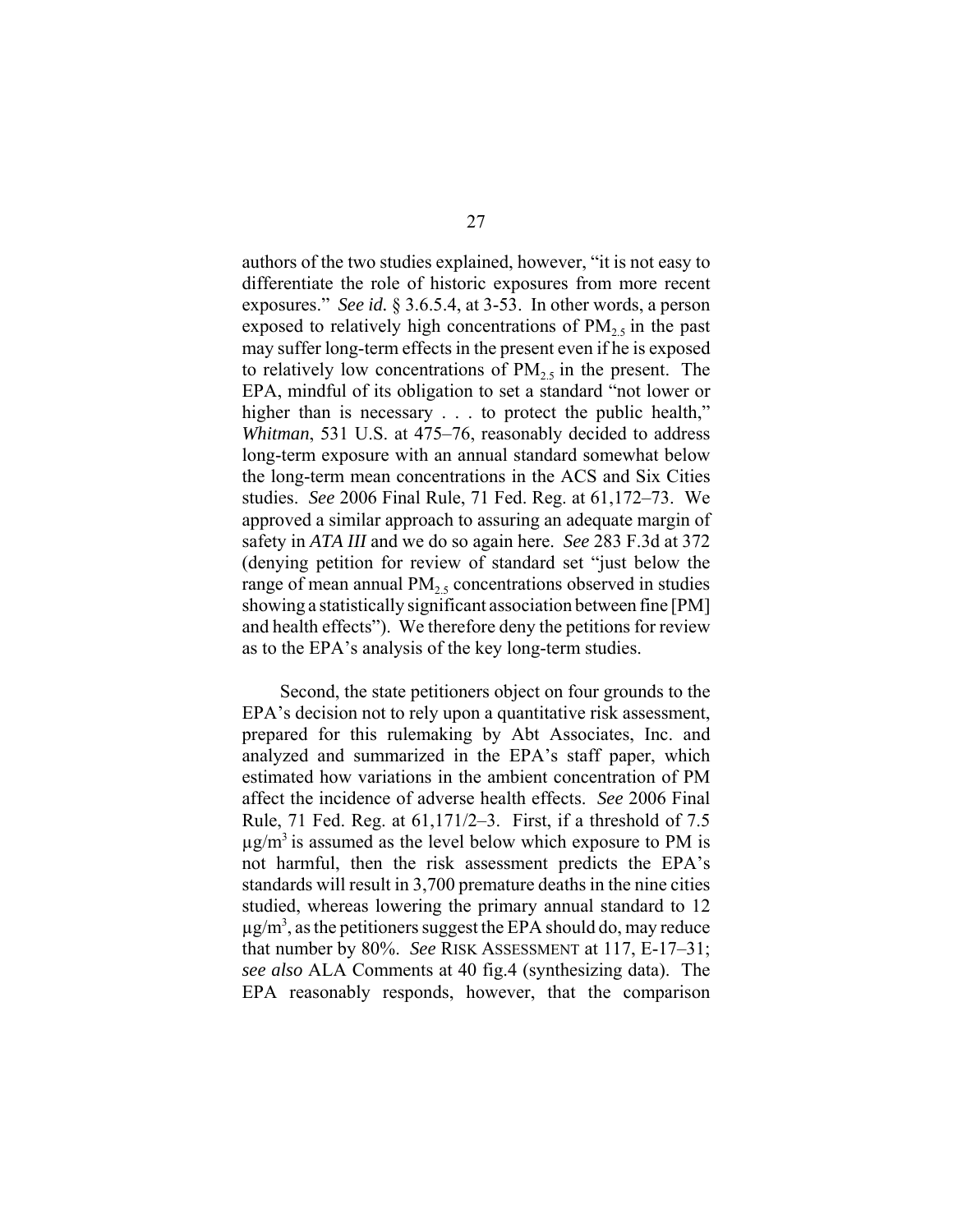authors of the two studies explained, however, "it is not easy to differentiate the role of historic exposures from more recent exposures." *See id.* § 3.6.5.4, at 3-53. In other words, a person exposed to relatively high concentrations of $PM_{2.5}$ in the past may suffer long-term effects in the present even if he is exposed to relatively low concentrations of $PM_{2.5}$ in the present. The EPA, mindful of its obligation to set a standard "not lower or higher than is necessary . . . to protect the public health," *Whitman*, 531 U.S. at 475–76, reasonably decided to address long-term exposure with an annual standard somewhat below the long-term mean concentrations in the ACS and Six Cities studies. *See* 2006 Final Rule, 71 Fed. Reg. at 61,172–73. We approved a similar approach to assuring an adequate margin of safety in *ATA III* and we do so again here. *See* 283 F.3d at 372 (denying petition for review of standard set "just below the range of mean annual $PM_{2.5}$ concentrations observed in studies showing a statistically significant association between fine [PM] and health effects"). We therefore deny the petitions for review as to the EPA's analysis of the key long-term studies.

Second, the state petitioners object on four grounds to the EPA's decision not to rely upon a quantitative risk assessment, prepared for this rulemaking by Abt Associates, Inc. and analyzed and summarized in the EPA's staff paper, which estimated how variations in the ambient concentration of PM affect the incidence of adverse health effects. *See* 2006 Final Rule, 71 Fed. Reg. at 61,171/2–3. First, if a threshold of 7.5 $\mu g/m^3$ is assumed as the level below which exposure to PM is not harmful, then the risk assessment predicts the EPA's standards will result in 3,700 premature deaths in the nine cities studied, whereas lowering the primary annual standard to 12 $\mu g/m^3$, as the petitioners suggest the EPA should do, may reduce that number by 80%. *See* RISK ASSESSMENT at 117, E-17–31; *see also* ALA Comments at 40 fig.4 (synthesizing data). The EPA reasonably responds, however, that the comparison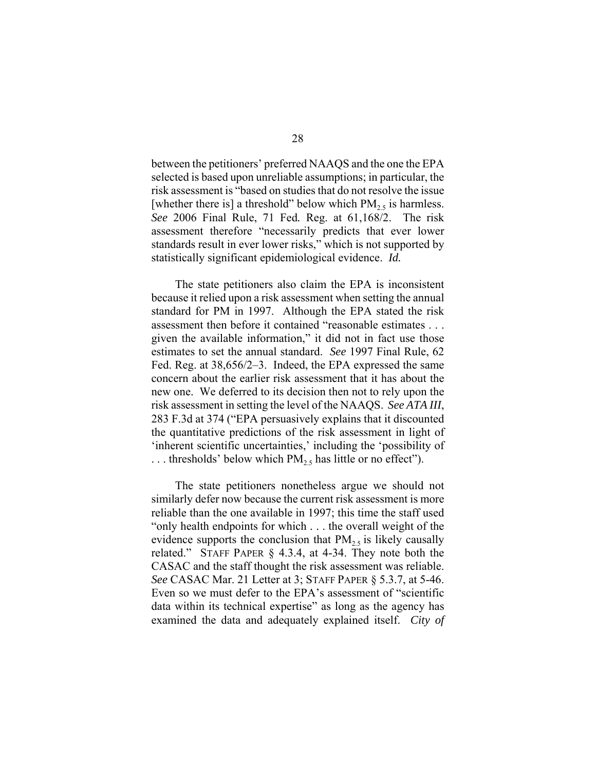between the petitioners' preferred NAAQS and the one the EPA selected is based upon unreliable assumptions; in particular, the risk assessment is "based on studies that do not resolve the issue [whether there is] a threshold" below which $PM_{2.5}$ is harmless. *See* 2006 Final Rule, 71 Fed. Reg. at 61,168/2. The risk assessment therefore "necessarily predicts that ever lower standards result in ever lower risks," which is not supported by statistically significant epidemiological evidence. *Id.*

The state petitioners also claim the EPA is inconsistent because it relied upon a risk assessment when setting the annual standard for PM in 1997. Although the EPA stated the risk assessment then before it contained "reasonable estimates . . . given the available information," it did not in fact use those estimates to set the annual standard. *See* 1997 Final Rule, 62 Fed. Reg. at 38,656/2–3. Indeed, the EPA expressed the same concern about the earlier risk assessment that it has about the new one. We deferred to its decision then not to rely upon the risk assessment in setting the level of the NAAQS. *See ATA III*, 283 F.3d at 374 ("EPA persuasively explains that it discounted the quantitative predictions of the risk assessment in light of 'inherent scientific uncertainties,' including the 'possibility of . . . thresholds' below which $PM_{2.5}$ has little or no effect").

The state petitioners nonetheless argue we should not similarly defer now because the current risk assessment is more reliable than the one available in 1997; this time the staff used "only health endpoints for which . . . the overall weight of the evidence supports the conclusion that $PM_{2.5}$ is likely causally related." STAFF PAPER § 4.3.4, at 4-34. They note both the CASAC and the staff thought the risk assessment was reliable. *See* CASAC Mar. 21 Letter at 3; STAFF PAPER § 5.3.7, at 5-46. Even so we must defer to the EPA's assessment of "scientific data within its technical expertise" as long as the agency has examined the data and adequately explained itself. *City of*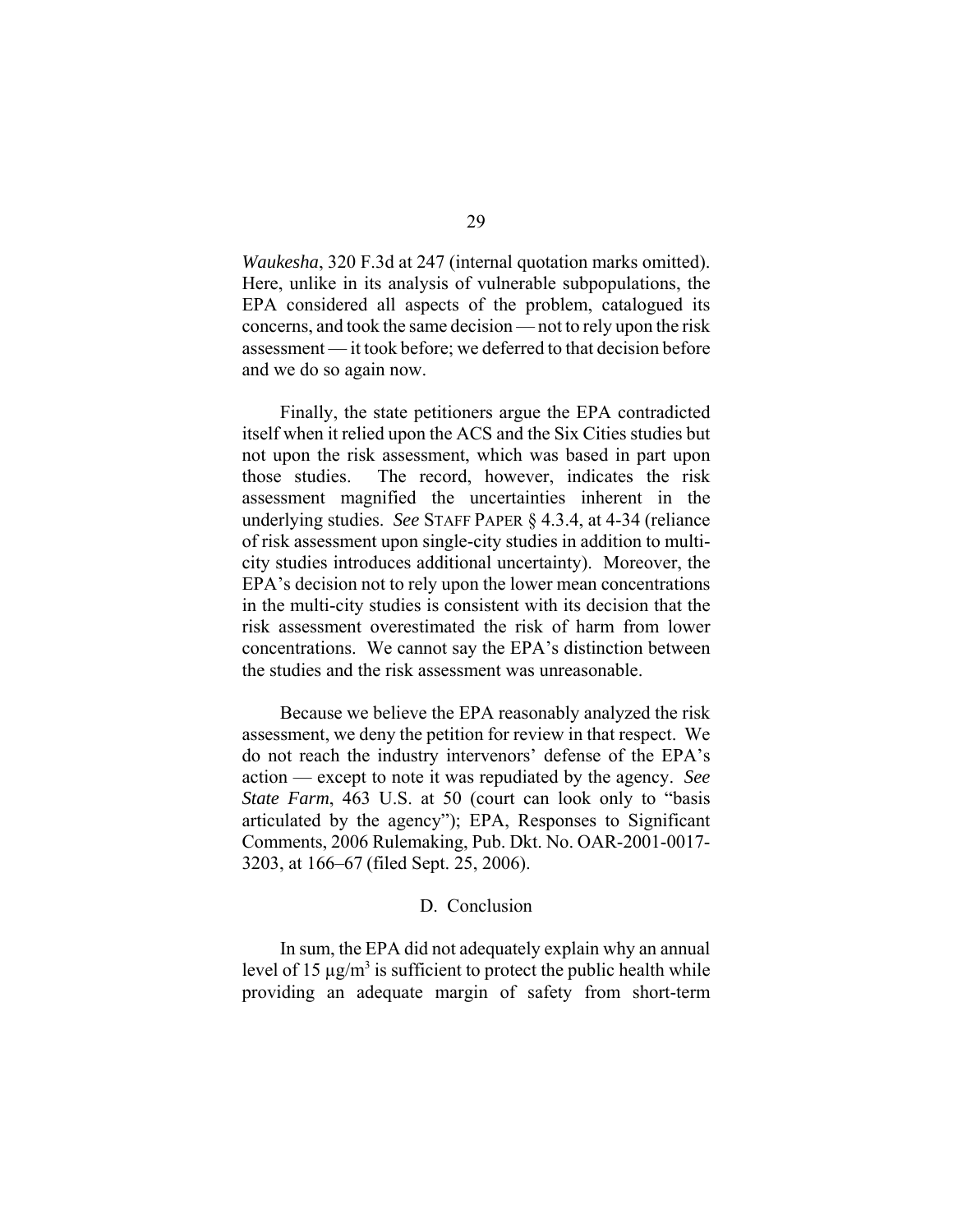*Waukesha*, 320 F.3d at 247 (internal quotation marks omitted). Here, unlike in its analysis of vulnerable subpopulations, the EPA considered all aspects of the problem, catalogued its concerns, and took the same decision — not to rely upon the risk assessment — it took before; we deferred to that decision before and we do so again now.

Finally, the state petitioners argue the EPA contradicted itself when it relied upon the ACS and the Six Cities studies but not upon the risk assessment, which was based in part upon those studies. The record, however, indicates the risk assessment magnified the uncertainties inherent in the underlying studies. *See* STAFF PAPER § 4.3.4, at 4-34 (reliance of risk assessment upon single-city studies in addition to multi-city studies introduces additional uncertainty). Moreover, the EPA's decision not to rely upon the lower mean concentrations in the multi-city studies is consistent with its decision that the risk assessment overestimated the risk of harm from lower concentrations. We cannot say the EPA's distinction between the studies and the risk assessment was unreasonable.

Because we believe the EPA reasonably analyzed the risk assessment, we deny the petition for review in that respect. We do not reach the industry intervenors' defense of the EPA's action — except to note it was repudiated by the agency. *See State Farm*, 463 U.S. at 50 (court can look only to "basis articulated by the agency"); EPA, Responses to Significant Comments, 2006 Rulemaking, Pub. Dkt. No. OAR-2001-0017-3203, at 166–67 (filed Sept. 25, 2006).

### D. Conclusion

In sum, the EPA did not adequately explain why an annual level of 15 $\mu g/m^3$ is sufficient to protect the public health while providing an adequate margin of safety from short-term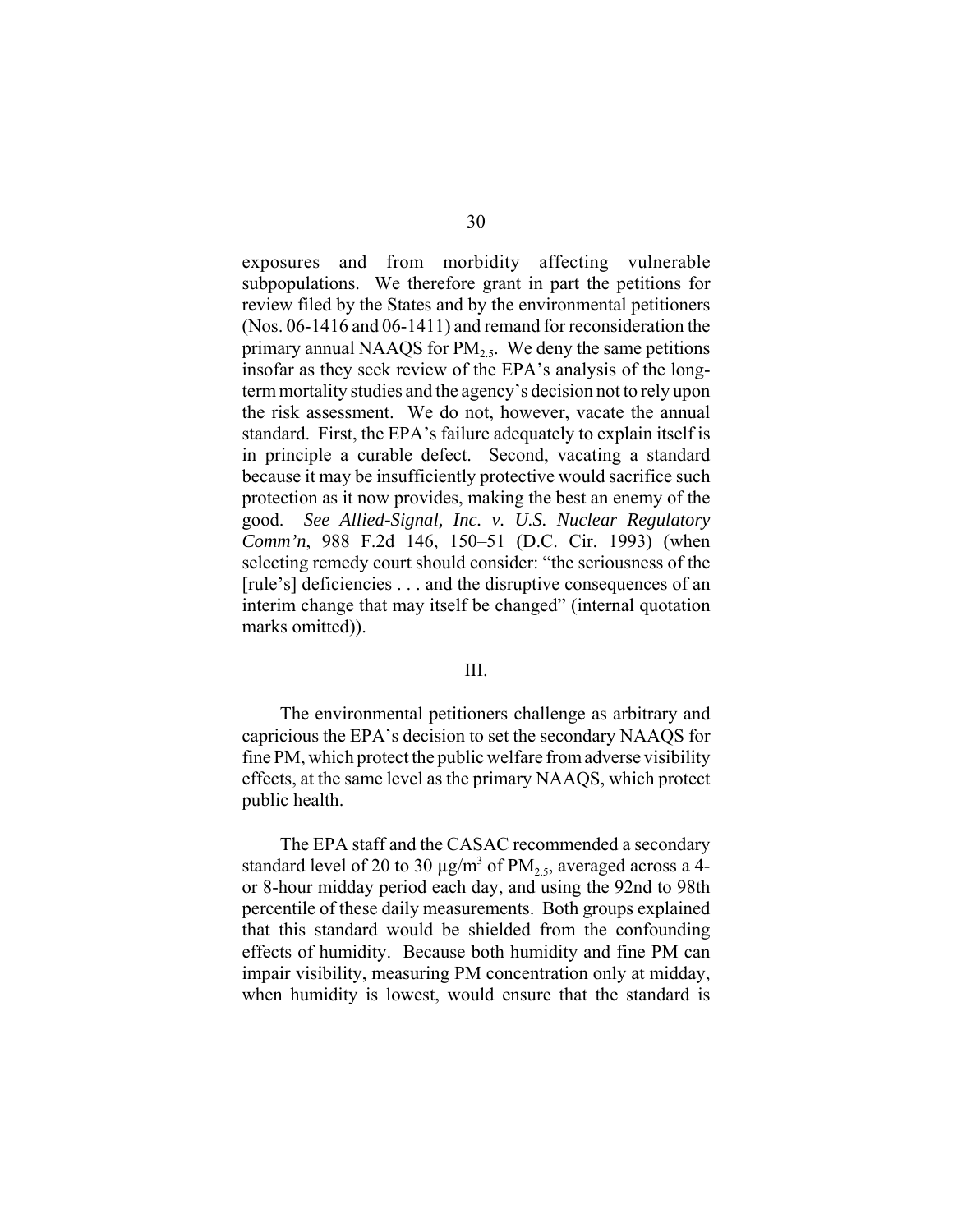exposures and from morbidity affecting vulnerable subpopulations. We therefore grant in part the petitions for review filed by the States and by the environmental petitioners (Nos. 06-1416 and 06-1411) and remand for reconsideration the primary annual NAAQS for $PM_{2.5}$. We deny the same petitions insofar as they seek review of the EPA's analysis of the long-term mortality studies and the agency's decision not to rely upon the risk assessment. We do not, however, vacate the annual standard. First, the EPA's failure adequately to explain itself is in principle a curable defect. Second, vacating a standard because it may be insufficiently protective would sacrifice such protection as it now provides, making the best an enemy of the good. *See Allied-Signal, Inc. v. U.S. Nuclear Regulatory Comm'n*, 988 F.2d 146, 150–51 (D.C. Cir. 1993) (when selecting remedy court should consider: "the seriousness of the [rule's] deficiencies . . . and the disruptive consequences of an interim change that may itself be changed" (internal quotation marks omitted)).

## III.

The environmental petitioners challenge as arbitrary and capricious the EPA's decision to set the secondary NAAQS for fine PM, which protect the public welfare from adverse visibility effects, at the same level as the primary NAAQS, which protect public health.

The EPA staff and the CASAC recommended a secondary standard level of 20 to 30 $\mu g/m^3$ of $PM_{2.5}$, averaged across a 4- or 8-hour midday period each day, and using the 92nd to 98th percentile of these daily measurements. Both groups explained that this standard would be shielded from the confounding effects of humidity. Because both humidity and fine PM can impair visibility, measuring PM concentration only at midday, when humidity is lowest, would ensure that the standard is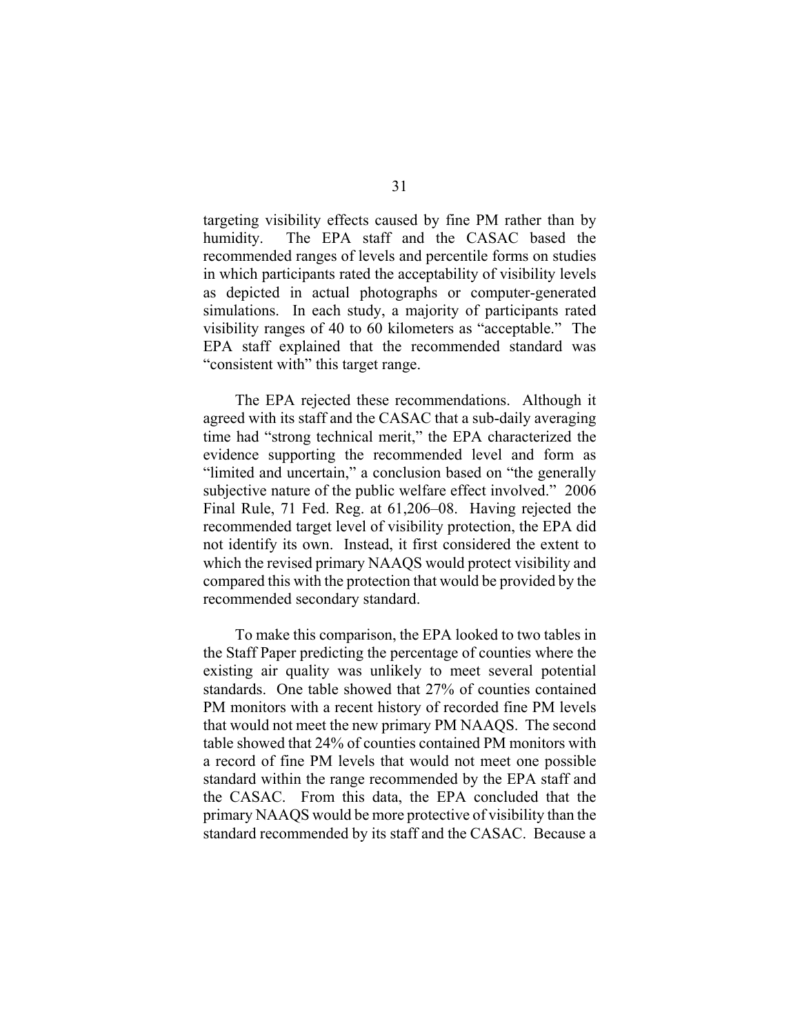targeting visibility effects caused by fine PM rather than by humidity. The EPA staff and the CASAC based the recommended ranges of levels and percentile forms on studies in which participants rated the acceptability of visibility levels as depicted in actual photographs or computer-generated simulations. In each study, a majority of participants rated visibility ranges of 40 to 60 kilometers as "acceptable." The EPA staff explained that the recommended standard was "consistent with" this target range.

The EPA rejected these recommendations. Although it agreed with its staff and the CASAC that a sub-daily averaging time had "strong technical merit," the EPA characterized the evidence supporting the recommended level and form as "limited and uncertain," a conclusion based on "the generally subjective nature of the public welfare effect involved." 2006 Final Rule, 71 Fed. Reg. at 61,206–08. Having rejected the recommended target level of visibility protection, the EPA did not identify its own. Instead, it first considered the extent to which the revised primary NAAQS would protect visibility and compared this with the protection that would be provided by the recommended secondary standard.

To make this comparison, the EPA looked to two tables in the Staff Paper predicting the percentage of counties where the existing air quality was unlikely to meet several potential standards. One table showed that 27% of counties contained PM monitors with a recent history of recorded fine PM levels that would not meet the new primary PM NAAQS. The second table showed that 24% of counties contained PM monitors with a record of fine PM levels that would not meet one possible standard within the range recommended by the EPA staff and the CASAC. From this data, the EPA concluded that the primary NAAQS would be more protective of visibility than the standard recommended by its staff and the CASAC. Because a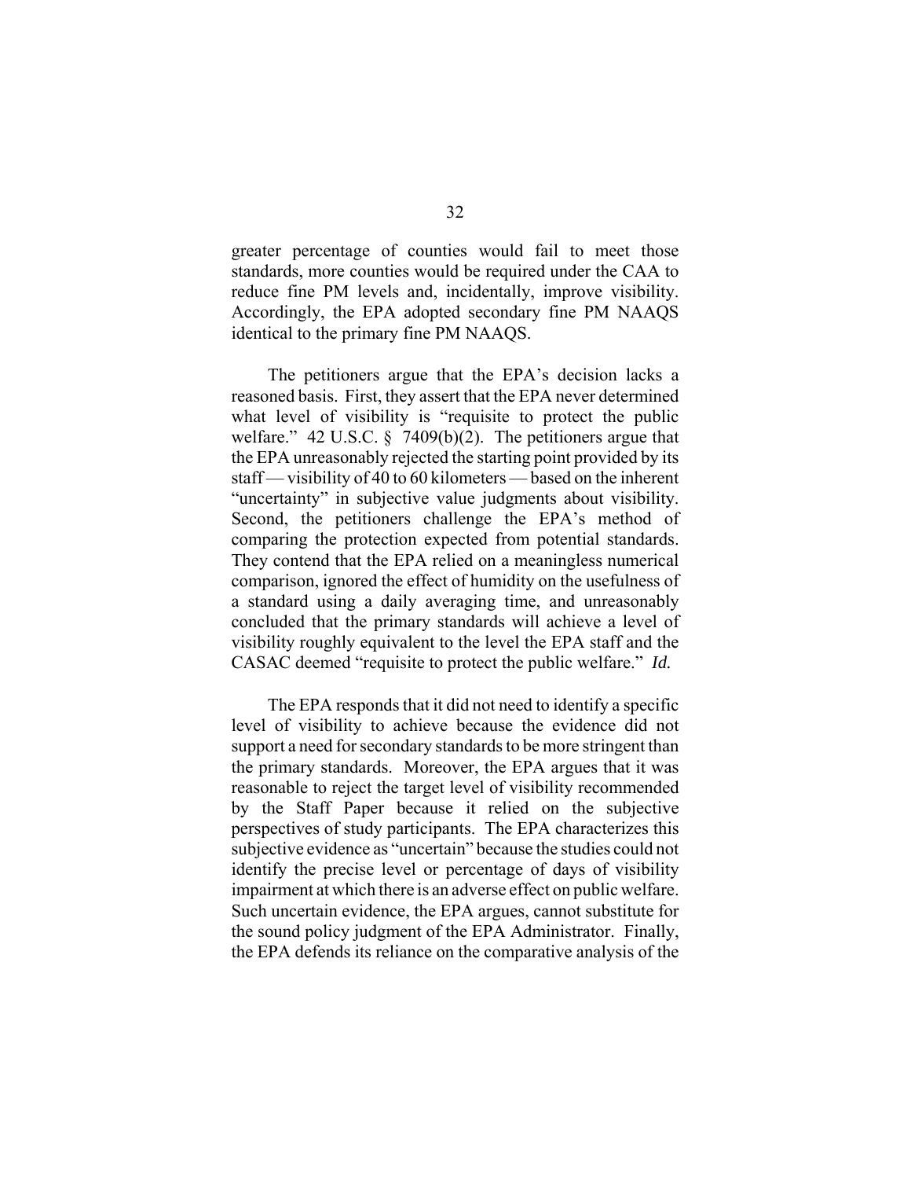greater percentage of counties would fail to meet those standards, more counties would be required under the CAA to reduce fine PM levels and, incidentally, improve visibility. Accordingly, the EPA adopted secondary fine PM NAAQS identical to the primary fine PM NAAQS.

The petitioners argue that the EPA's decision lacks a reasoned basis. First, they assert that the EPA never determined what level of visibility is "requisite to protect the public welfare." 42 U.S.C. § 7409(b)(2). The petitioners argue that the EPA unreasonably rejected the starting point provided by its staff — visibility of 40 to 60 kilometers — based on the inherent "uncertainty" in subjective value judgments about visibility. Second, the petitioners challenge the EPA's method of comparing the protection expected from potential standards. They contend that the EPA relied on a meaningless numerical comparison, ignored the effect of humidity on the usefulness of a standard using a daily averaging time, and unreasonably concluded that the primary standards will achieve a level of visibility roughly equivalent to the level the EPA staff and the CASAC deemed "requisite to protect the public welfare." *Id.*

The EPA responds that it did not need to identify a specific level of visibility to achieve because the evidence did not support a need for secondary standards to be more stringent than the primary standards. Moreover, the EPA argues that it was reasonable to reject the target level of visibility recommended by the Staff Paper because it relied on the subjective perspectives of study participants. The EPA characterizes this subjective evidence as "uncertain" because the studies could not identify the precise level or percentage of days of visibility impairment at which there is an adverse effect on public welfare. Such uncertain evidence, the EPA argues, cannot substitute for the sound policy judgment of the EPA Administrator. Finally, the EPA defends its reliance on the comparative analysis of the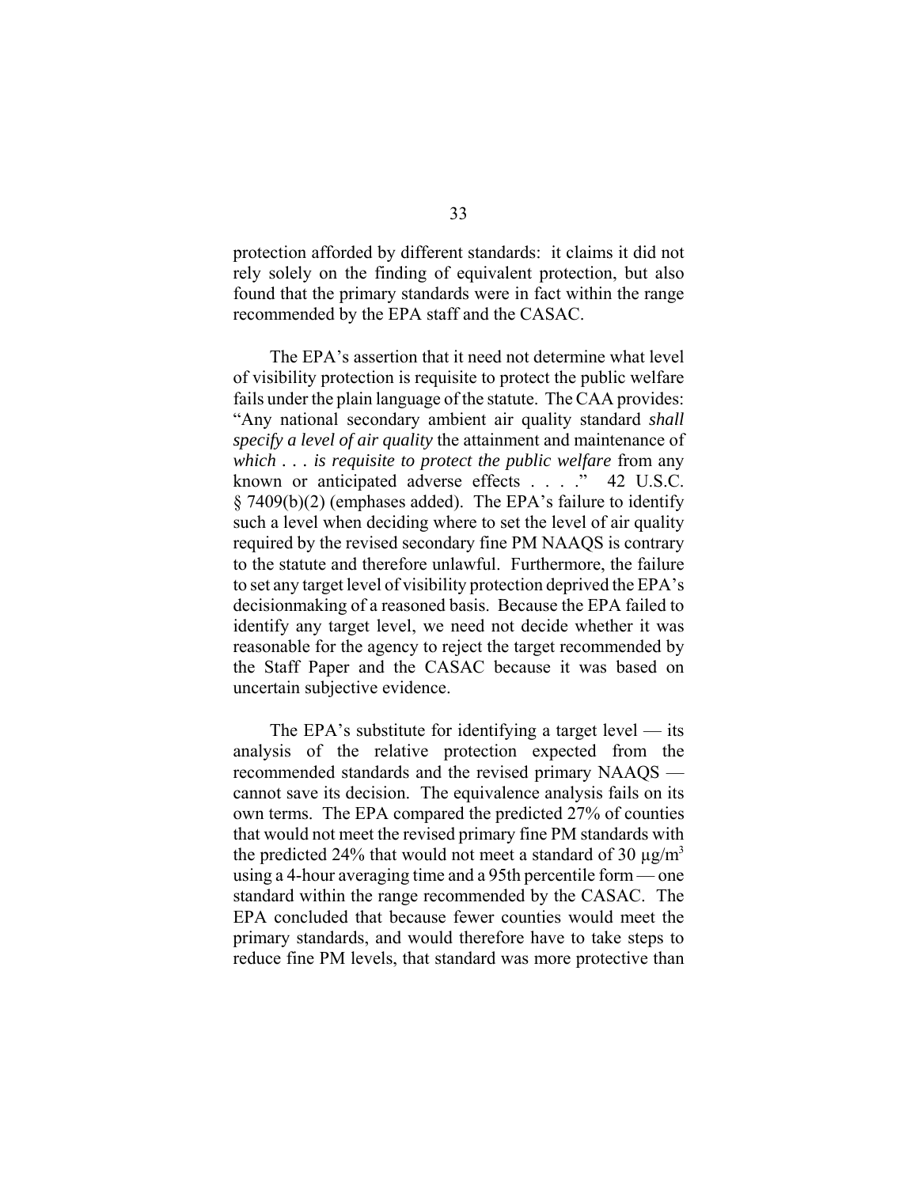protection afforded by different standards: it claims it did not rely solely on the finding of equivalent protection, but also found that the primary standards were in fact within the range recommended by the EPA staff and the CASAC.

The EPA's assertion that it need not determine what level of visibility protection is requisite to protect the public welfare fails under the plain language of the statute. The CAA provides: "Any national secondary ambient air quality standard *shall specify a level of air quality* the attainment and maintenance of *which . . . is requisite to protect the public welfare* from any known or anticipated adverse effects . . . ." 42 U.S.C. § 7409(b)(2) (emphases added). The EPA's failure to identify such a level when deciding where to set the level of air quality required by the revised secondary fine PM NAAQS is contrary to the statute and therefore unlawful. Furthermore, the failure to set any target level of visibility protection deprived the EPA's decisionmaking of a reasoned basis. Because the EPA failed to identify any target level, we need not decide whether it was reasonable for the agency to reject the target recommended by the Staff Paper and the CASAC because it was based on uncertain subjective evidence.

The EPA's substitute for identifying a target level — its analysis of the relative protection expected from the recommended standards and the revised primary NAAQS — cannot save its decision. The equivalence analysis fails on its own terms. The EPA compared the predicted 27% of counties that would not meet the revised primary fine PM standards with the predicted 24% that would not meet a standard of 30 $\mu g/m^3$ using a 4-hour averaging time and a 95th percentile form — one standard within the range recommended by the CASAC. The EPA concluded that because fewer counties would meet the primary standards, and would therefore have to take steps to reduce fine PM levels, that standard was more protective than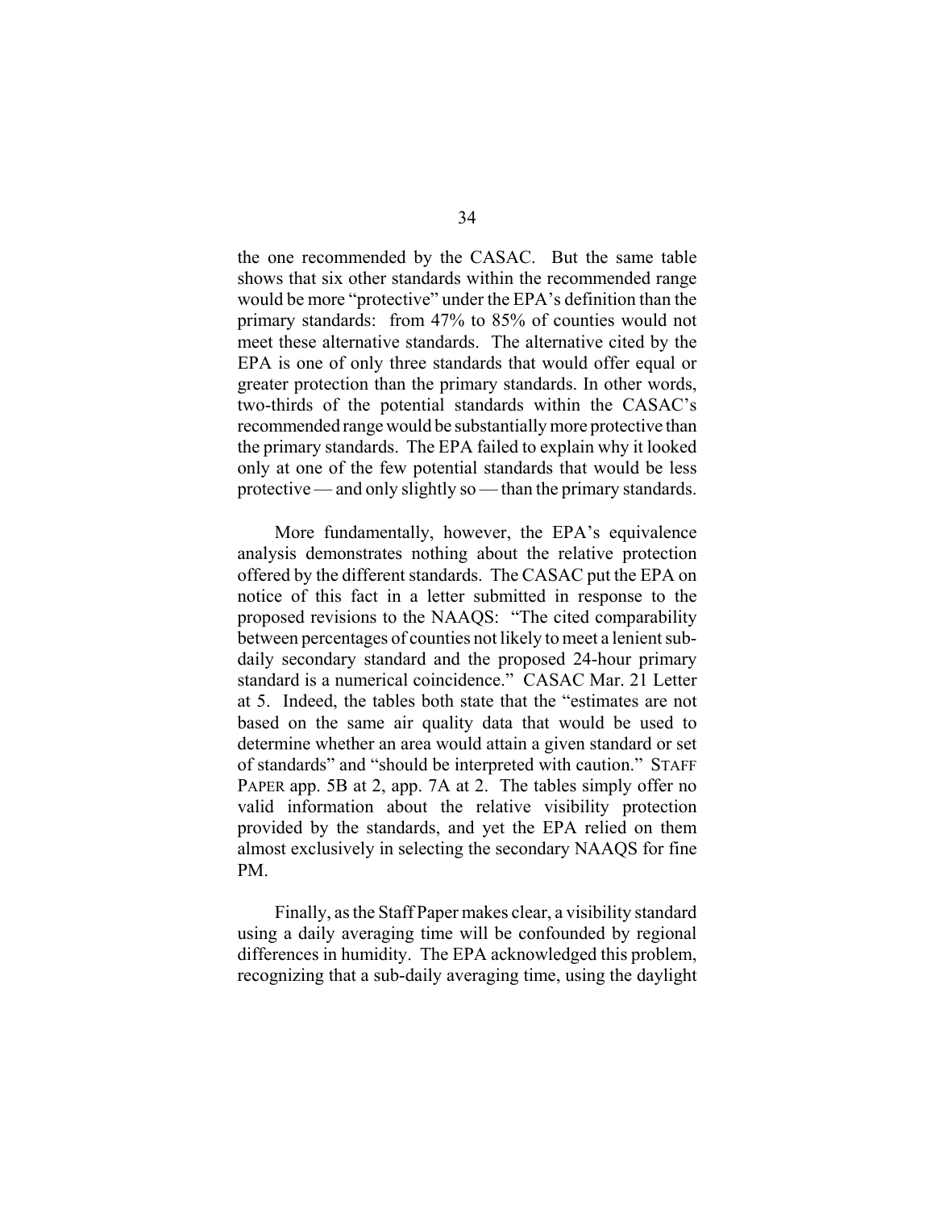the one recommended by the CASAC. But the same table shows that six other standards within the recommended range would be more "protective" under the EPA's definition than the primary standards: from 47% to 85% of counties would not meet these alternative standards. The alternative cited by the EPA is one of only three standards that would offer equal or greater protection than the primary standards. In other words, two-thirds of the potential standards within the CASAC's recommended range would be substantially more protective than the primary standards. The EPA failed to explain why it looked only at one of the few potential standards that would be less protective — and only slightly so — than the primary standards.

More fundamentally, however, the EPA's equivalence analysis demonstrates nothing about the relative protection offered by the different standards. The CASAC put the EPA on notice of this fact in a letter submitted in response to the proposed revisions to the NAAQS: "The cited comparability between percentages of counties not likely to meet a lenient sub-daily secondary standard and the proposed 24-hour primary standard is a numerical coincidence." CASAC Mar. 21 Letter at 5. Indeed, the tables both state that the "estimates are not based on the same air quality data that would be used to determine whether an area would attain a given standard or set of standards" and "should be interpreted with caution." STAFF PAPER app. 5B at 2, app. 7A at 2. The tables simply offer no valid information about the relative visibility protection provided by the standards, and yet the EPA relied on them almost exclusively in selecting the secondary NAAQS for fine PM.

Finally, as the Staff Paper makes clear, a visibility standard using a daily averaging time will be confounded by regional differences in humidity. The EPA acknowledged this problem, recognizing that a sub-daily averaging time, using the daylight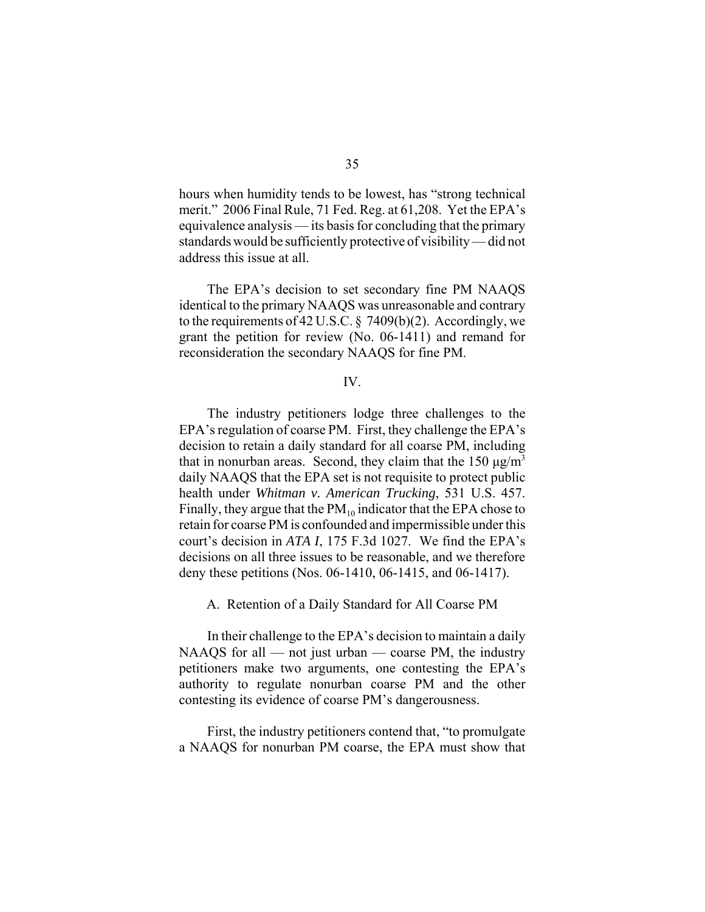hours when humidity tends to be lowest, has "strong technical merit." 2006 Final Rule, 71 Fed. Reg. at 61,208. Yet the EPA's equivalence analysis — its basis for concluding that the primary standards would be sufficiently protective of visibility — did not address this issue at all.

The EPA's decision to set secondary fine PM NAAQS identical to the primary NAAQS was unreasonable and contrary to the requirements of 42 U.S.C. § 7409(b)(2). Accordingly, we grant the petition for review (No. 06-1411) and remand for reconsideration the secondary NAAQS for fine PM.

IV.

The industry petitioners lodge three challenges to the EPA's regulation of coarse PM. First, they challenge the EPA's decision to retain a daily standard for all coarse PM, including that in nonurban areas. Second, they claim that the 150 $\mu g/m^3$ daily NAAQS that the EPA set is not requisite to protect public health under *Whitman v. American Trucking*, 531 U.S. 457. Finally, they argue that the $PM_{10}$ indicator that the EPA chose to retain for coarse PM is confounded and impermissible under this court's decision in *ATA I*, 175 F.3d 1027. We find the EPA's decisions on all three issues to be reasonable, and we therefore deny these petitions (Nos. 06-1410, 06-1415, and 06-1417).

A. Retention of a Daily Standard for All Coarse PM

In their challenge to the EPA's decision to maintain a daily NAAQS for all — not just urban — coarse PM, the industry petitioners make two arguments, one contesting the EPA's authority to regulate nonurban coarse PM and the other contesting its evidence of coarse PM's dangerousness.

First, the industry petitioners contend that, "to promulgate a NAAQS for nonurban PM coarse, the EPA must show that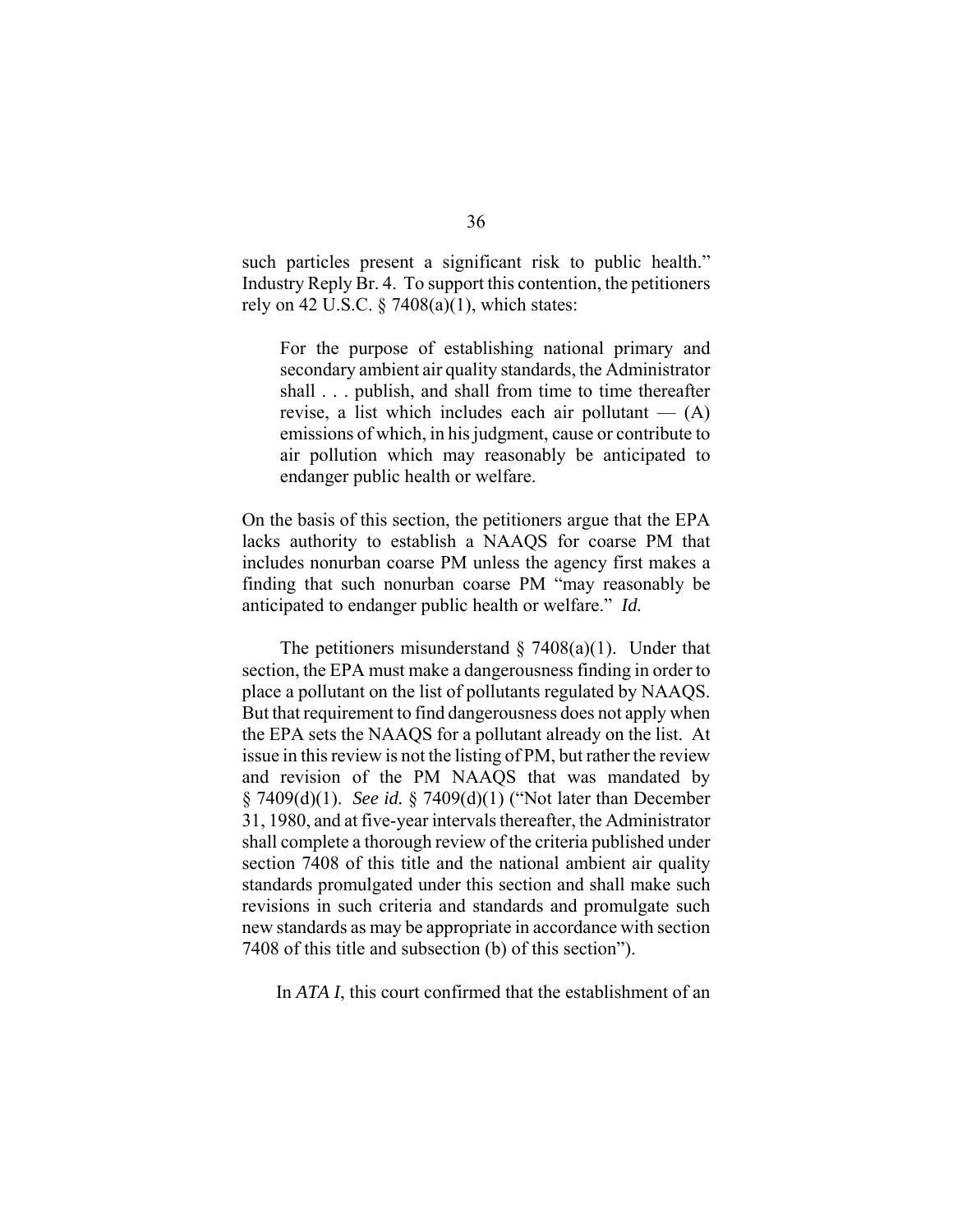such particles present a significant risk to public health." Industry Reply Br. 4. To support this contention, the petitioners rely on 42 U.S.C. § 7408(a)(1), which states:

> For the purpose of establishing national primary and secondary ambient air quality standards, the Administrator shall . . . publish, and shall from time to time thereafter revise, a list which includes each air pollutant — (A) emissions of which, in his judgment, cause or contribute to air pollution which may reasonably be anticipated to endanger public health or welfare.

On the basis of this section, the petitioners argue that the EPA lacks authority to establish a NAAQS for coarse PM that includes nonurban coarse PM unless the agency first makes a finding that such nonurban coarse PM "may reasonably be anticipated to endanger public health or welfare." *Id.*

The petitioners misunderstand § 7408(a)(1). Under that section, the EPA must make a dangerousness finding in order to place a pollutant on the list of pollutants regulated by NAAQS. But that requirement to find dangerousness does not apply when the EPA sets the NAAQS for a pollutant already on the list. At issue in this review is not the listing of PM, but rather the review and revision of the PM NAAQS that was mandated by § 7409(d)(1). *See id.* § 7409(d)(1) ("Not later than December 31, 1980, and at five-year intervals thereafter, the Administrator shall complete a thorough review of the criteria published under section 7408 of this title and the national ambient air quality standards promulgated under this section and shall make such revisions in such criteria and standards and promulgate such new standards as may be appropriate in accordance with section 7408 of this title and subsection (b) of this section").

In *ATA I*, this court confirmed that the establishment of an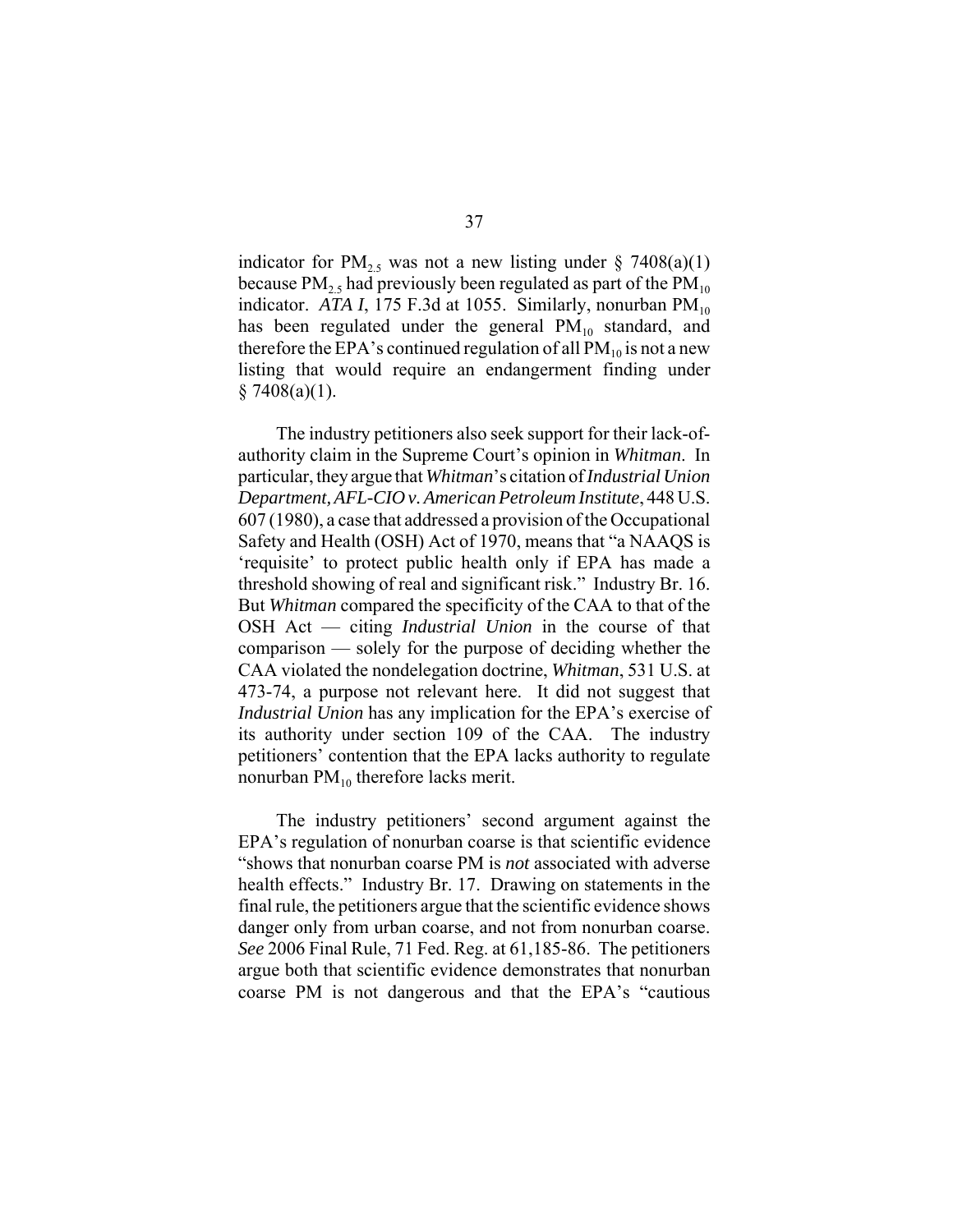indicator for $PM_{2.5}$ was not a new listing under § 7408(a)(1) because $PM_{2.5}$ had previously been regulated as part of the $PM_{10}$ indicator. *ATA I*, 175 F.3d at 1055. Similarly, nonurban $PM_{10}$ has been regulated under the general $PM_{10}$ standard, and therefore the EPA's continued regulation of all $PM_{10}$ is not a new listing that would require an endangerment finding under § 7408(a)(1).

The industry petitioners also seek support for their lack-of-authority claim in the Supreme Court's opinion in *Whitman*. In particular, they argue that *Whitman*'s citation of *Industrial Union Department, AFL-CIO v. American Petroleum Institute*, 448 U.S. 607 (1980), a case that addressed a provision of the Occupational Safety and Health (OSH) Act of 1970, means that "a NAAQS is 'requisite' to protect public health only if EPA has made a threshold showing of real and significant risk." Industry Br. 16. But *Whitman* compared the specificity of the CAA to that of the OSH Act — citing *Industrial Union* in the course of that comparison — solely for the purpose of deciding whether the CAA violated the nondelegation doctrine, *Whitman*, 531 U.S. at 473-74, a purpose not relevant here. It did not suggest that *Industrial Union* has any implication for the EPA's exercise of its authority under section 109 of the CAA. The industry petitioners' contention that the EPA lacks authority to regulate nonurban $PM_{10}$ therefore lacks merit.

The industry petitioners' second argument against the EPA's regulation of nonurban coarse is that scientific evidence "shows that nonurban coarse PM is *not* associated with adverse health effects." Industry Br. 17. Drawing on statements in the final rule, the petitioners argue that the scientific evidence shows danger only from urban coarse, and not from nonurban coarse. *See* 2006 Final Rule, 71 Fed. Reg. at 61,185-86. The petitioners argue both that scientific evidence demonstrates that nonurban coarse PM is not dangerous and that the EPA's "cautious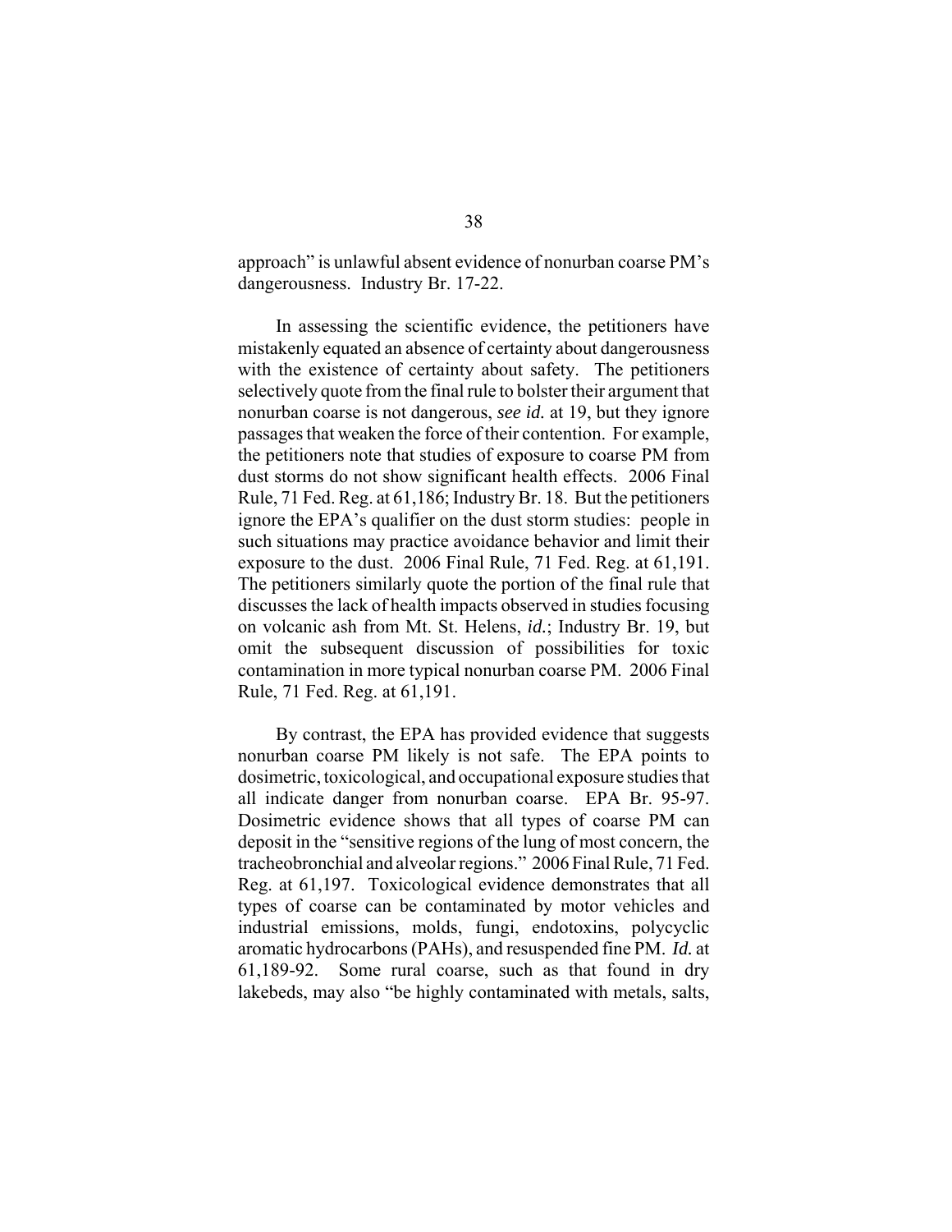approach" is unlawful absent evidence of nonurban coarse PM's dangerousness. Industry Br. 17-22.

In assessing the scientific evidence, the petitioners have mistakenly equated an absence of certainty about dangerousness with the existence of certainty about safety. The petitioners selectively quote from the final rule to bolster their argument that nonurban coarse is not dangerous, *see id.* at 19, but they ignore passages that weaken the force of their contention. For example, the petitioners note that studies of exposure to coarse PM from dust storms do not show significant health effects. 2006 Final Rule, 71 Fed. Reg. at 61,186; Industry Br. 18. But the petitioners ignore the EPA's qualifier on the dust storm studies: people in such situations may practice avoidance behavior and limit their exposure to the dust. 2006 Final Rule, 71 Fed. Reg. at 61,191. The petitioners similarly quote the portion of the final rule that discusses the lack of health impacts observed in studies focusing on volcanic ash from Mt. St. Helens, *id.*; Industry Br. 19, but omit the subsequent discussion of possibilities for toxic contamination in more typical nonurban coarse PM. 2006 Final Rule, 71 Fed. Reg. at 61,191.

By contrast, the EPA has provided evidence that suggests nonurban coarse PM likely is not safe. The EPA points to dosimetric, toxicological, and occupational exposure studies that all indicate danger from nonurban coarse. EPA Br. 95-97. Dosimetric evidence shows that all types of coarse PM can deposit in the "sensitive regions of the lung of most concern, the tracheobronchial and alveolar regions." 2006 Final Rule, 71 Fed. Reg. at 61,197. Toxicological evidence demonstrates that all types of coarse can be contaminated by motor vehicles and industrial emissions, molds, fungi, endotoxins, polycyclic aromatic hydrocarbons (PAHs), and resuspended fine PM. *Id.* at 61,189-92. Some rural coarse, such as that found in dry lakebeds, may also "be highly contaminated with metals, salts,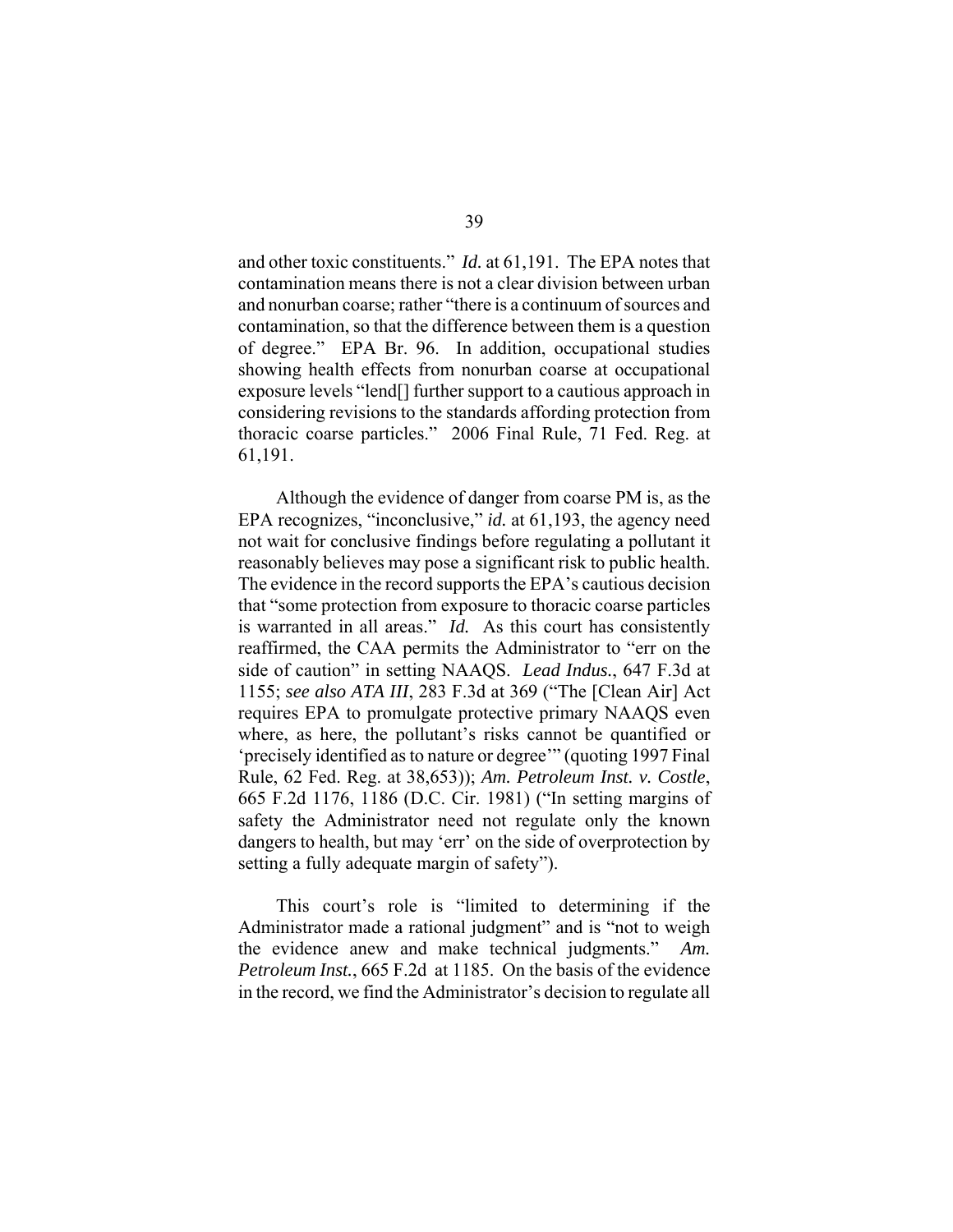and other toxic constituents." *Id.* at 61,191. The EPA notes that contamination means there is not a clear division between urban and nonurban coarse; rather "there is a continuum of sources and contamination, so that the difference between them is a question of degree." EPA Br. 96. In addition, occupational studies showing health effects from nonurban coarse at occupational exposure levels "lend[] further support to a cautious approach in considering revisions to the standards affording protection from thoracic coarse particles." 2006 Final Rule, 71 Fed. Reg. at 61,191.

Although the evidence of danger from coarse PM is, as the EPA recognizes, "inconclusive," *id.* at 61,193, the agency need not wait for conclusive findings before regulating a pollutant it reasonably believes may pose a significant risk to public health. The evidence in the record supports the EPA's cautious decision that "some protection from exposure to thoracic coarse particles is warranted in all areas." *Id.* As this court has consistently reaffirmed, the CAA permits the Administrator to "err on the side of caution" in setting NAAQS. *Lead Indus.*, 647 F.3d at 1155; *see also ATA III*, 283 F.3d at 369 ("The [Clean Air] Act requires EPA to promulgate protective primary NAAQS even where, as here, the pollutant's risks cannot be quantified or 'precisely identified as to nature or degree'" (quoting 1997 Final Rule, 62 Fed. Reg. at 38,653)); *Am. Petroleum Inst. v. Costle*, 665 F.2d 1176, 1186 (D.C. Cir. 1981) ("In setting margins of safety the Administrator need not regulate only the known dangers to health, but may 'err' on the side of overprotection by setting a fully adequate margin of safety").

This court's role is "limited to determining if the Administrator made a rational judgment" and is "not to weigh the evidence anew and make technical judgments." *Am. Petroleum Inst.*, 665 F.2d at 1185. On the basis of the evidence in the record, we find the Administrator's decision to regulate all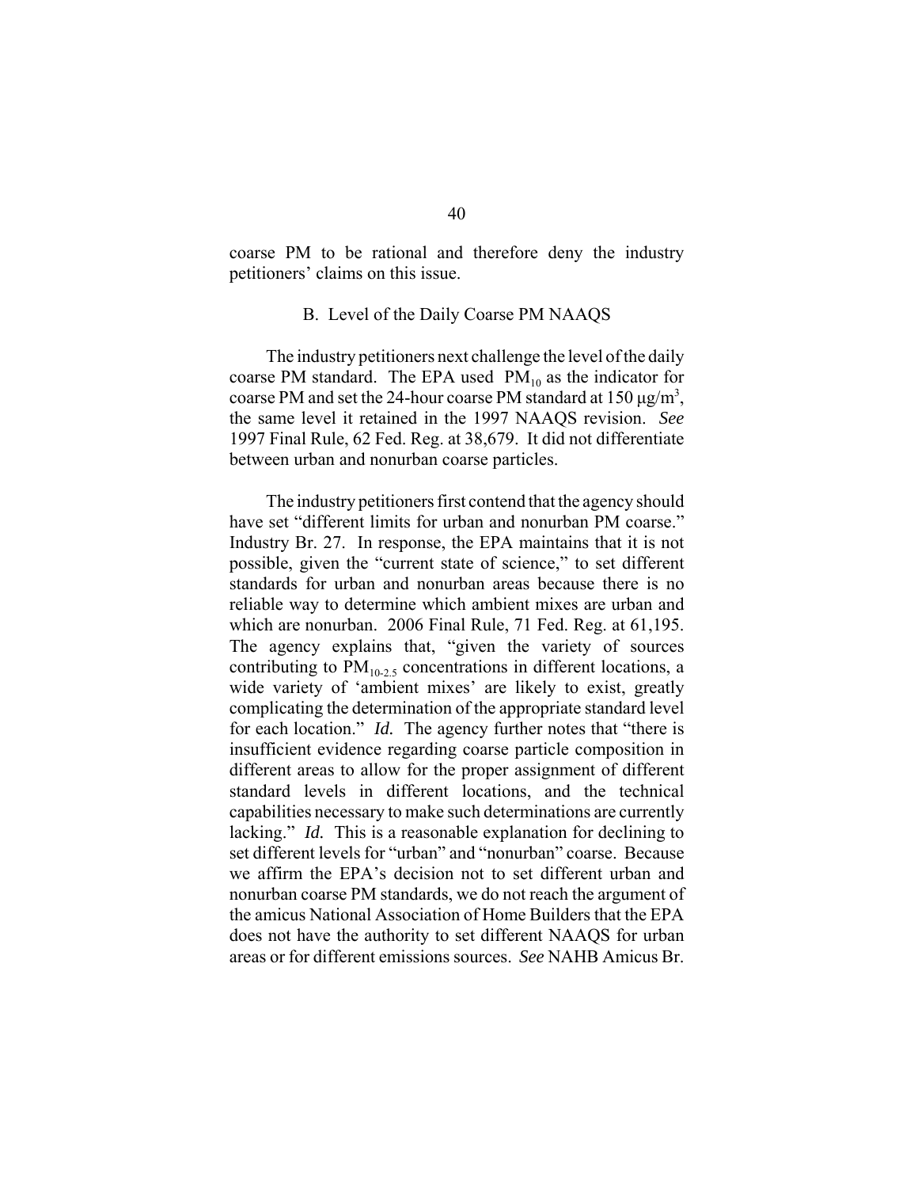coarse PM to be rational and therefore deny the industry petitioners' claims on this issue.

### B. Level of the Daily Coarse PM NAAQS

The industry petitioners next challenge the level of the daily coarse PM standard. The EPA used $PM_{10}$ as the indicator for coarse PM and set the 24-hour coarse PM standard at 150 $\mu g/m^3$, the same level it retained in the 1997 NAAQS revision. *See* 1997 Final Rule, 62 Fed. Reg. at 38,679. It did not differentiate between urban and nonurban coarse particles.

The industry petitioners first contend that the agency should have set "different limits for urban and nonurban PM coarse." Industry Br. 27. In response, the EPA maintains that it is not possible, given the "current state of science," to set different standards for urban and nonurban areas because there is no reliable way to determine which ambient mixes are urban and which are nonurban. 2006 Final Rule, 71 Fed. Reg. at 61,195. The agency explains that, "given the variety of sources contributing to $PM_{10\text{-}2.5}$ concentrations in different locations, a wide variety of 'ambient mixes' are likely to exist, greatly complicating the determination of the appropriate standard level for each location." *Id.* The agency further notes that "there is insufficient evidence regarding coarse particle composition in different areas to allow for the proper assignment of different standard levels in different locations, and the technical capabilities necessary to make such determinations are currently lacking." *Id.* This is a reasonable explanation for declining to set different levels for "urban" and "nonurban" coarse. Because we affirm the EPA's decision not to set different urban and nonurban coarse PM standards, we do not reach the argument of the amicus National Association of Home Builders that the EPA does not have the authority to set different NAAQS for urban areas or for different emissions sources. *See* NAHB Amicus Br.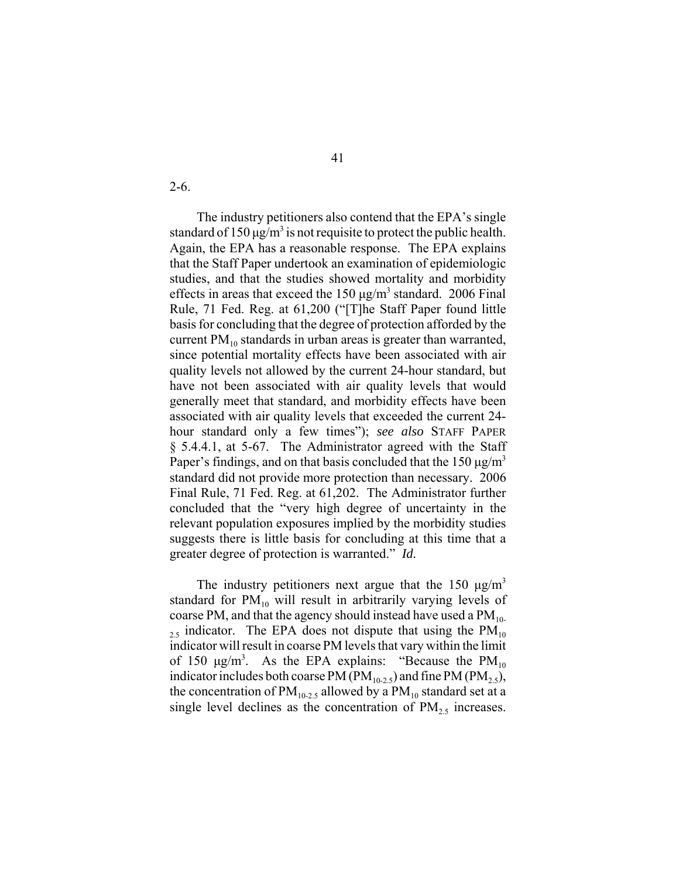2-6.

The industry petitioners also contend that the EPA's single standard of 150 μg/m$^3$ is not requisite to protect the public health. Again, the EPA has a reasonable response. The EPA explains that the Staff Paper undertook an examination of epidemiologic studies, and that the studies showed mortality and morbidity effects in areas that exceed the 150 μg/m$^3$ standard. 2006 Final Rule, 71 Fed. Reg. at 61,200 ("[T]he Staff Paper found little basis for concluding that the degree of protection afforded by the current $PM_{10}$ standards in urban areas is greater than warranted, since potential mortality effects have been associated with air quality levels not allowed by the current 24-hour standard, but have not been associated with air quality levels that would generally meet that standard, and morbidity effects have been associated with air quality levels that exceeded the current 24-hour standard only a few times"); *see also* STAFF PAPER § 5.4.4.1, at 5-67. The Administrator agreed with the Staff Paper's findings, and on that basis concluded that the 150 μg/m$^3$ standard did not provide more protection than necessary. 2006 Final Rule, 71 Fed. Reg. at 61,202. The Administrator further concluded that the "very high degree of uncertainty in the relevant population exposures implied by the morbidity studies suggests there is little basis for concluding at this time that a greater degree of protection is warranted." *Id.*

The industry petitioners next argue that the 150 μg/m$^3$ standard for $PM_{10}$ will result in arbitrarily varying levels of coarse PM, and that the agency should instead have used a $PM_{10-2.5}$ indicator. The EPA does not dispute that using the $PM_{10}$ indicator will result in coarse PM levels that vary within the limit of 150 μg/m$^3$. As the EPA explains: "Because the $PM_{10}$ indicator includes both coarse PM ($PM_{10-2.5}$) and fine PM ($PM_{2.5}$), the concentration of $PM_{10-2.5}$ allowed by a $PM_{10}$ standard set at a single level declines as the concentration of $PM_{2.5}$ increases.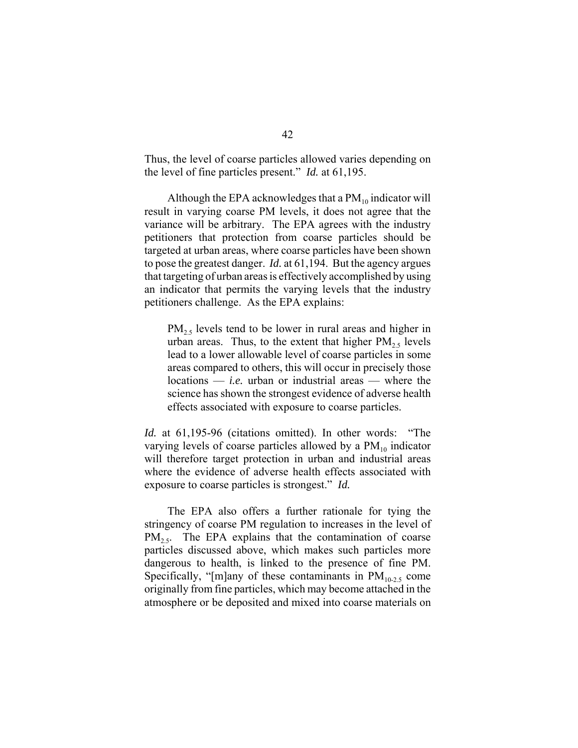Thus, the level of coarse particles allowed varies depending on the level of fine particles present." *Id.* at 61,195.

Although the EPA acknowledges that a $PM_{10}$ indicator will result in varying coarse PM levels, it does not agree that the variance will be arbitrary. The EPA agrees with the industry petitioners that protection from coarse particles should be targeted at urban areas, where coarse particles have been shown to pose the greatest danger. *Id.* at 61,194. But the agency argues that targeting of urban areas is effectively accomplished by using an indicator that permits the varying levels that the industry petitioners challenge. As the EPA explains:

> $PM_{2.5}$ levels tend to be lower in rural areas and higher in urban areas. Thus, to the extent that higher $PM_{2.5}$ levels lead to a lower allowable level of coarse particles in some areas compared to others, this will occur in precisely those locations — *i.e.* urban or industrial areas — where the science has shown the strongest evidence of adverse health effects associated with exposure to coarse particles.

*Id.* at 61,195-96 (citations omitted). In other words: "The varying levels of coarse particles allowed by a $PM_{10}$ indicator will therefore target protection in urban and industrial areas where the evidence of adverse health effects associated with exposure to coarse particles is strongest." *Id.*

The EPA also offers a further rationale for tying the stringency of coarse PM regulation to increases in the level of $PM_{2.5}$. The EPA explains that the contamination of coarse particles discussed above, which makes such particles more dangerous to health, is linked to the presence of fine PM. Specifically, "[m]any of these contaminants in $PM_{10-2.5}$ come originally from fine particles, which may become attached in the atmosphere or be deposited and mixed into coarse materials on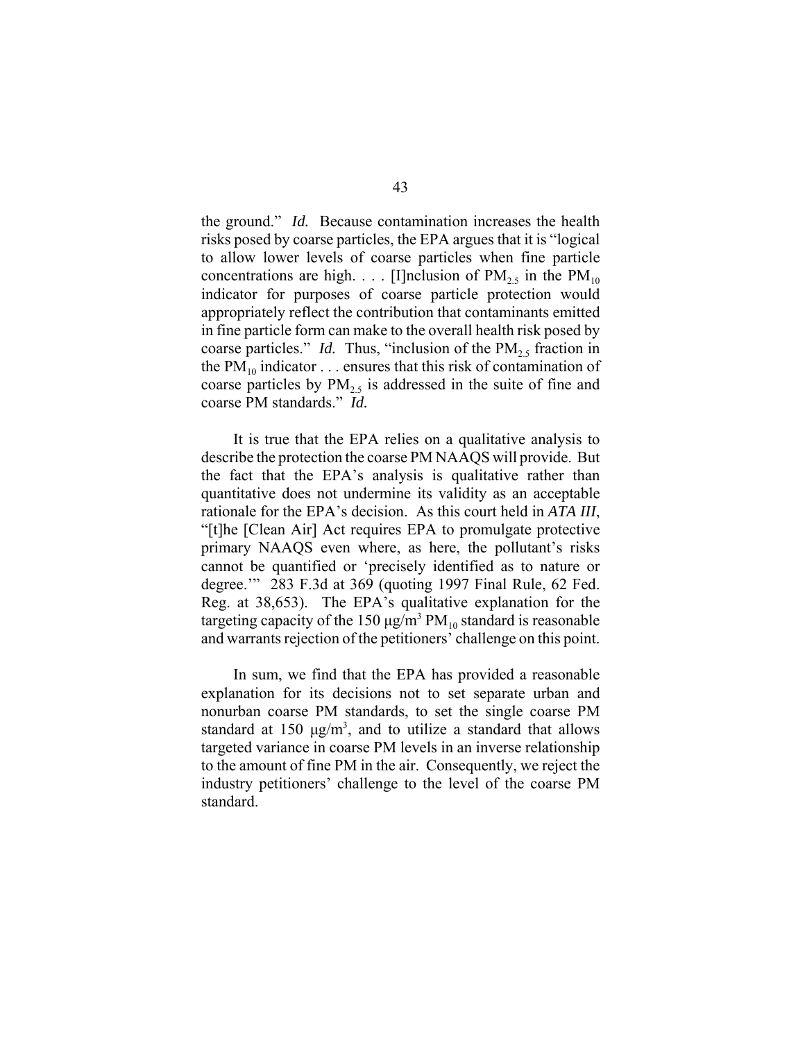the ground." *Id.* Because contamination increases the health risks posed by coarse particles, the EPA argues that it is "logical to allow lower levels of coarse particles when fine particle concentrations are high. . . . [I]nclusion of $PM_{2.5}$ in the $PM_{10}$ indicator for purposes of coarse particle protection would appropriately reflect the contribution that contaminants emitted in fine particle form can make to the overall health risk posed by coarse particles." *Id.* Thus, "inclusion of the $PM_{2.5}$ fraction in the $PM_{10}$ indicator . . . ensures that this risk of contamination of coarse particles by $PM_{2.5}$ is addressed in the suite of fine and coarse PM standards." *Id.*

It is true that the EPA relies on a qualitative analysis to describe the protection the coarse PM NAAQS will provide. But the fact that the EPA's analysis is qualitative rather than quantitative does not undermine its validity as an acceptable rationale for the EPA's decision. As this court held in *ATA III*, "[t]he [Clean Air] Act requires EPA to promulgate protective primary NAAQS even where, as here, the pollutant's risks cannot be quantified or 'precisely identified as to nature or degree.'" 283 F.3d at 369 (quoting 1997 Final Rule, 62 Fed. Reg. at 38,653). The EPA's qualitative explanation for the targeting capacity of the 150 $\mu g/m^3$ $PM_{10}$ standard is reasonable and warrants rejection of the petitioners' challenge on this point.

In sum, we find that the EPA has provided a reasonable explanation for its decisions not to set separate urban and nonurban coarse PM standards, to set the single coarse PM standard at 150 $\mu g/m^3$, and to utilize a standard that allows targeted variance in coarse PM levels in an inverse relationship to the amount of fine PM in the air. Consequently, we reject the industry petitioners' challenge to the level of the coarse PM standard.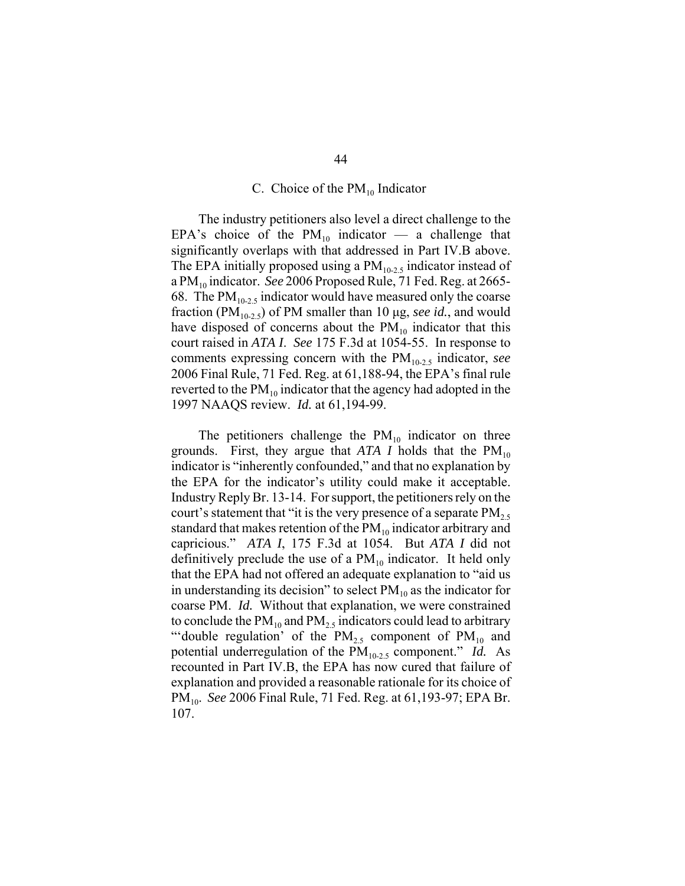### C. Choice of the $PM_{10}$ Indicator

The industry petitioners also level a direct challenge to the EPA's choice of the $PM_{10}$ indicator — a challenge that significantly overlaps with that addressed in Part IV.B above. The EPA initially proposed using a $PM_{10\text{-}2.5}$ indicator instead of a $PM_{10}$ indicator. *See* 2006 Proposed Rule, 71 Fed. Reg. at 2665-68. The $PM_{10\text{-}2.5}$ indicator would have measured only the coarse fraction ($PM_{10\text{-}2.5}$) of PM smaller than 10 µg, *see id.*, and would have disposed of concerns about the $PM_{10}$ indicator that this court raised in *ATA I*. *See* 175 F.3d at 1054-55. In response to comments expressing concern with the $PM_{10\text{-}2.5}$ indicator, *see* 2006 Final Rule, 71 Fed. Reg. at 61,188-94, the EPA's final rule reverted to the $PM_{10}$ indicator that the agency had adopted in the 1997 NAAQS review. *Id.* at 61,194-99.

The petitioners challenge the $PM_{10}$ indicator on three grounds. First, they argue that *ATA I* holds that the $PM_{10}$ indicator is "inherently confounded," and that no explanation by the EPA for the indicator's utility could make it acceptable. Industry Reply Br. 13-14. For support, the petitioners rely on the court's statement that "it is the very presence of a separate $PM_{2.5}$ standard that makes retention of the $PM_{10}$ indicator arbitrary and capricious." *ATA I*, 175 F.3d at 1054. But *ATA I* did not definitively preclude the use of a $PM_{10}$ indicator. It held only that the EPA had not offered an adequate explanation to "aid us in understanding its decision" to select $PM_{10}$ as the indicator for coarse PM. *Id.* Without that explanation, we were constrained to conclude the $PM_{10}$ and $PM_{2.5}$ indicators could lead to arbitrary "'double regulation' of the $PM_{2.5}$ component of $PM_{10}$ and potential underregulation of the $PM_{10\text{-}2.5}$ component." *Id.* As recounted in Part IV.B, the EPA has now cured that failure of explanation and provided a reasonable rationale for its choice of $PM_{10}$. *See* 2006 Final Rule, 71 Fed. Reg. at 61,193-97; EPA Br. 107.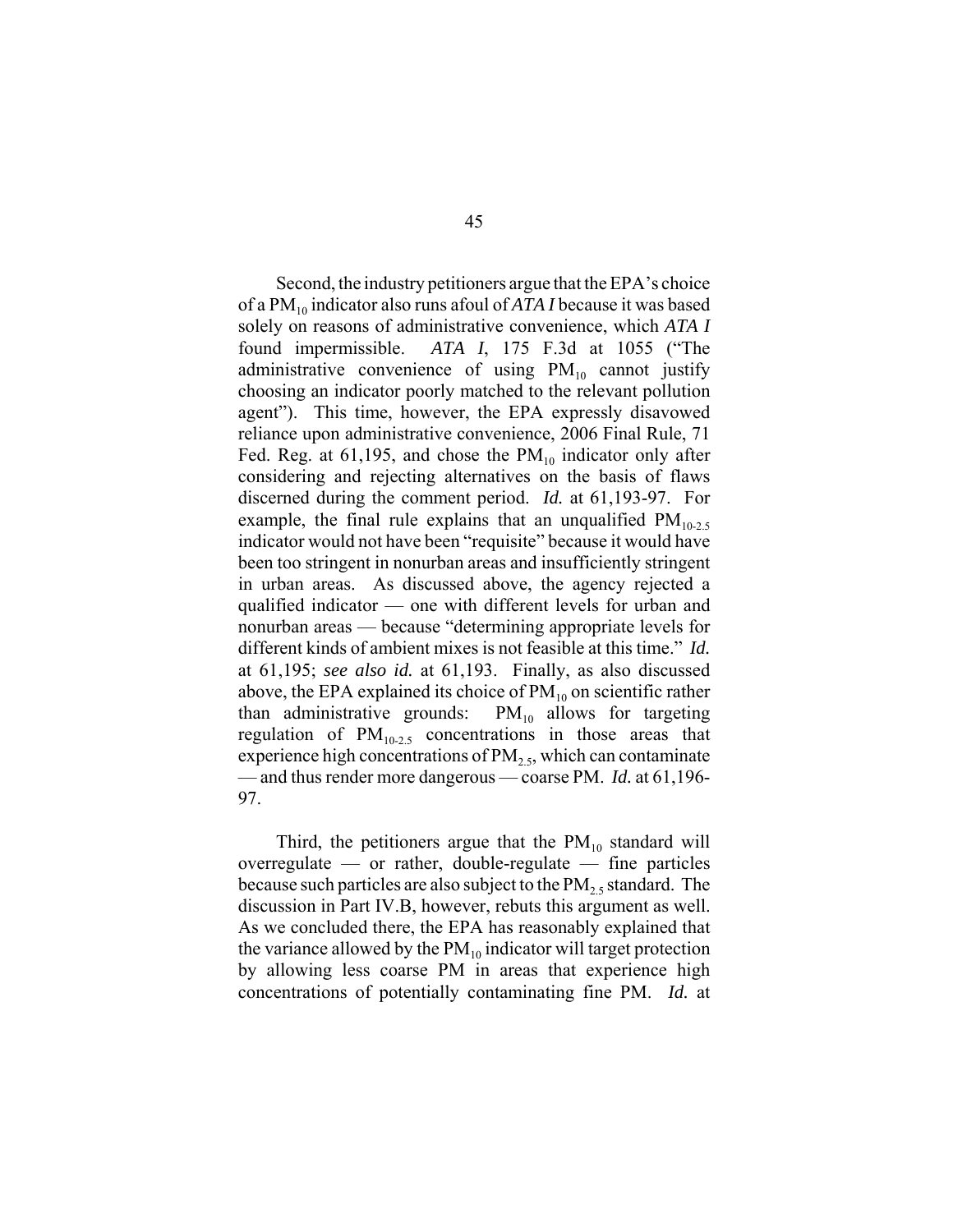Second, the industry petitioners argue that the EPA's choice of a $PM_{10}$ indicator also runs afoul of *ATA I* because it was based solely on reasons of administrative convenience, which *ATA I* found impermissible. *ATA I*, 175 F.3d at 1055 ("The administrative convenience of using $PM_{10}$ cannot justify choosing an indicator poorly matched to the relevant pollution agent"). This time, however, the EPA expressly disavowed reliance upon administrative convenience, 2006 Final Rule, 71 Fed. Reg. at 61,195, and chose the $PM_{10}$ indicator only after considering and rejecting alternatives on the basis of flaws discerned during the comment period. *Id.* at 61,193-97. For example, the final rule explains that an unqualified $PM_{10-2.5}$ indicator would not have been "requisite" because it would have been too stringent in nonurban areas and insufficiently stringent in urban areas. As discussed above, the agency rejected a qualified indicator — one with different levels for urban and nonurban areas — because "determining appropriate levels for different kinds of ambient mixes is not feasible at this time." *Id.* at 61,195; *see also id.* at 61,193. Finally, as also discussed above, the EPA explained its choice of $PM_{10}$ on scientific rather than administrative grounds: $PM_{10}$ allows for targeting regulation of $PM_{10-2.5}$ concentrations in those areas that experience high concentrations of $PM_{2.5}$, which can contaminate — and thus render more dangerous — coarse PM. *Id.* at 61,196-97.

Third, the petitioners argue that the $PM_{10}$ standard will overregulate — or rather, double-regulate — fine particles because such particles are also subject to the $PM_{2.5}$ standard. The discussion in Part IV.B, however, rebuts this argument as well. As we concluded there, the EPA has reasonably explained that the variance allowed by the $PM_{10}$ indicator will target protection by allowing less coarse PM in areas that experience high concentrations of potentially contaminating fine PM. *Id.* at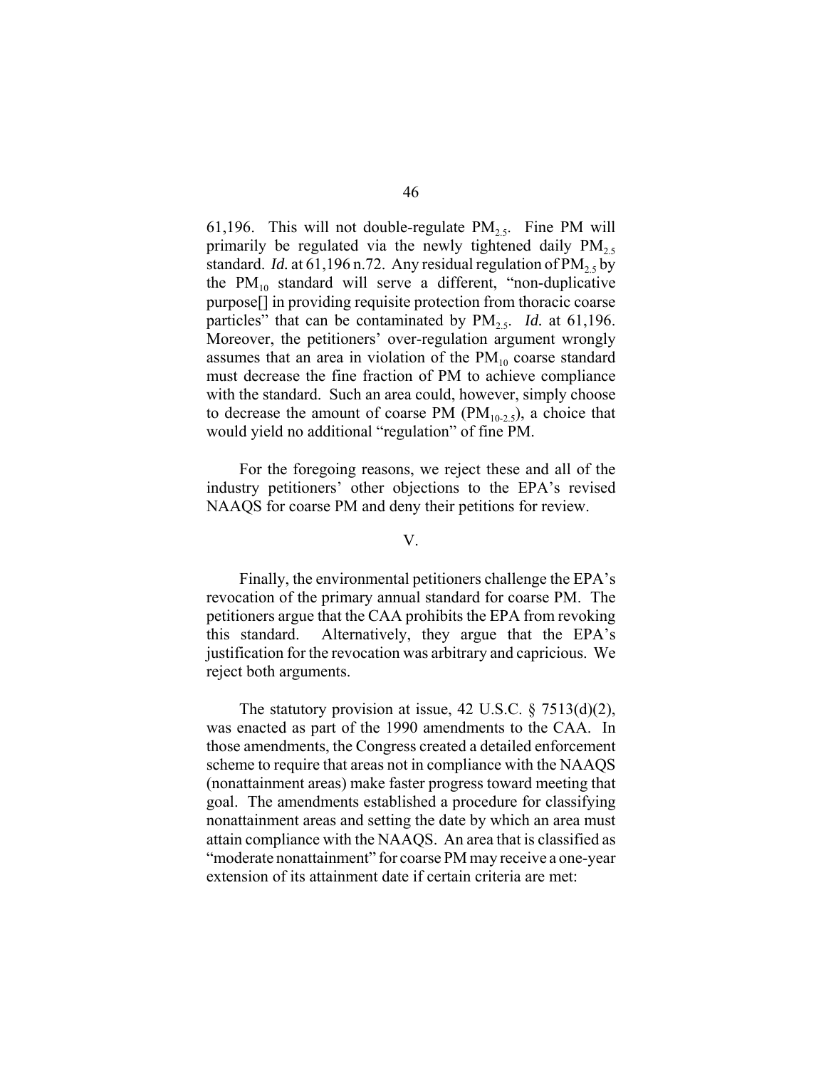61,196. This will not double-regulate $PM_{2.5}$. Fine PM will primarily be regulated via the newly tightened daily $PM_{2.5}$ standard. *Id.* at 61,196 n.72. Any residual regulation of $PM_{2.5}$ by the $PM_{10}$ standard will serve a different, "non-duplicative purpose[] in providing requisite protection from thoracic coarse particles" that can be contaminated by $PM_{2.5}$. *Id.* at 61,196. Moreover, the petitioners' over-regulation argument wrongly assumes that an area in violation of the $PM_{10}$ coarse standard must decrease the fine fraction of PM to achieve compliance with the standard. Such an area could, however, simply choose to decrease the amount of coarse PM ($PM_{10\text{-}2.5}$), a choice that would yield no additional "regulation" of fine PM.

For the foregoing reasons, we reject these and all of the industry petitioners' other objections to the EPA's revised NAAQS for coarse PM and deny their petitions for review.

## V.

Finally, the environmental petitioners challenge the EPA's revocation of the primary annual standard for coarse PM. The petitioners argue that the CAA prohibits the EPA from revoking this standard. Alternatively, they argue that the EPA's justification for the revocation was arbitrary and capricious. We reject both arguments.

The statutory provision at issue, 42 U.S.C. § 7513(d)(2), was enacted as part of the 1990 amendments to the CAA. In those amendments, the Congress created a detailed enforcement scheme to require that areas not in compliance with the NAAQS (nonattainment areas) make faster progress toward meeting that goal. The amendments established a procedure for classifying nonattainment areas and setting the date by which an area must attain compliance with the NAAQS. An area that is classified as "moderate nonattainment" for coarse PM may receive a one-year extension of its attainment date if certain criteria are met: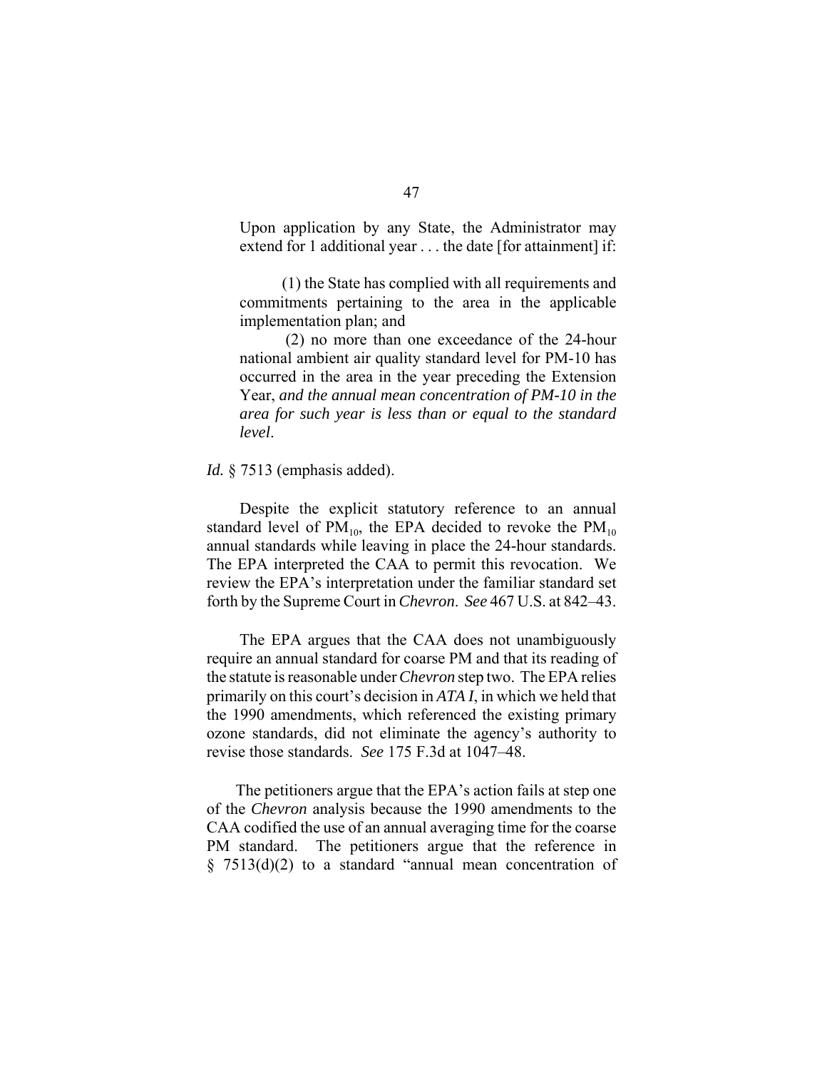> Upon application by any State, the Administrator may extend for 1 additional year . . . the date [for attainment] if:
>
> (1) the State has complied with all requirements and commitments pertaining to the area in the applicable implementation plan; and
>
> (2) no more than one exceedance of the 24-hour national ambient air quality standard level for PM-10 has occurred in the area in the year preceding the Extension Year, *and the annual mean concentration of PM-10 in the area for such year is less than or equal to the standard level*.

*Id.* § 7513 (emphasis added).

Despite the explicit statutory reference to an annual standard level of $PM_{10}$, the EPA decided to revoke the $PM_{10}$ annual standards while leaving in place the 24-hour standards. The EPA interpreted the CAA to permit this revocation. We review the EPA's interpretation under the familiar standard set forth by the Supreme Court in *Chevron*. *See* 467 U.S. at 842–43.

The EPA argues that the CAA does not unambiguously require an annual standard for coarse PM and that its reading of the statute is reasonable under *Chevron* step two. The EPA relies primarily on this court's decision in *ATA I*, in which we held that the 1990 amendments, which referenced the existing primary ozone standards, did not eliminate the agency's authority to revise those standards. *See* 175 F.3d at 1047–48.

The petitioners argue that the EPA's action fails at step one of the *Chevron* analysis because the 1990 amendments to the CAA codified the use of an annual averaging time for the coarse PM standard. The petitioners argue that the reference in § 7513(d)(2) to a standard "annual mean concentration of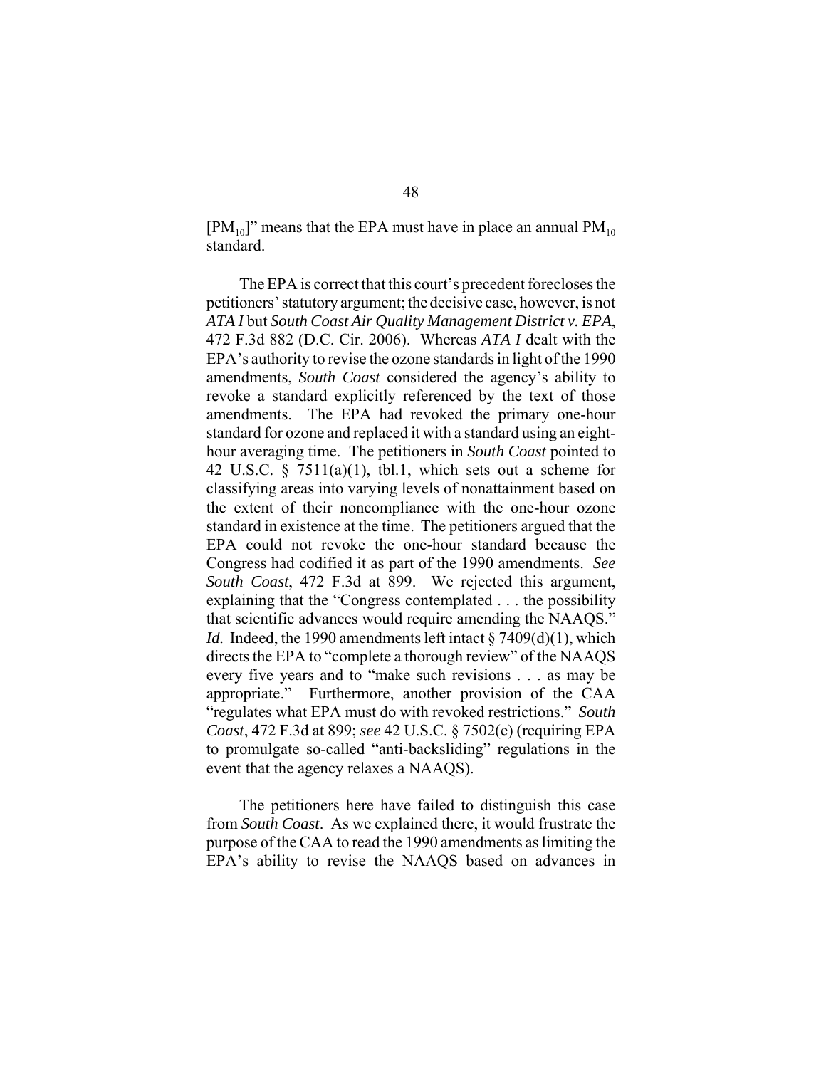[$PM_{10}$]" means that the EPA must have in place an annual $PM_{10}$ standard.

The EPA is correct that this court's precedent forecloses the petitioners' statutory argument; the decisive case, however, is not *ATA I* but *South Coast Air Quality Management District v. EPA*, 472 F.3d 882 (D.C. Cir. 2006). Whereas *ATA I* dealt with the EPA's authority to revise the ozone standards in light of the 1990 amendments, *South Coast* considered the agency's ability to revoke a standard explicitly referenced by the text of those amendments. The EPA had revoked the primary one-hour standard for ozone and replaced it with a standard using an eight-hour averaging time. The petitioners in *South Coast* pointed to 42 U.S.C. § 7511(a)(1), tbl.1, which sets out a scheme for classifying areas into varying levels of nonattainment based on the extent of their noncompliance with the one-hour ozone standard in existence at the time. The petitioners argued that the EPA could not revoke the one-hour standard because the Congress had codified it as part of the 1990 amendments. *See South Coast*, 472 F.3d at 899. We rejected this argument, explaining that the "Congress contemplated . . . the possibility that scientific advances would require amending the NAAQS." *Id.* Indeed, the 1990 amendments left intact § 7409(d)(1), which directs the EPA to "complete a thorough review" of the NAAQS every five years and to "make such revisions . . . as may be appropriate." Furthermore, another provision of the CAA "regulates what EPA must do with revoked restrictions." *South Coast*, 472 F.3d at 899; *see* 42 U.S.C. § 7502(e) (requiring EPA to promulgate so-called "anti-backsliding" regulations in the event that the agency relaxes a NAAQS).

The petitioners here have failed to distinguish this case from *South Coast*. As we explained there, it would frustrate the purpose of the CAA to read the 1990 amendments as limiting the EPA's ability to revise the NAAQS based on advances in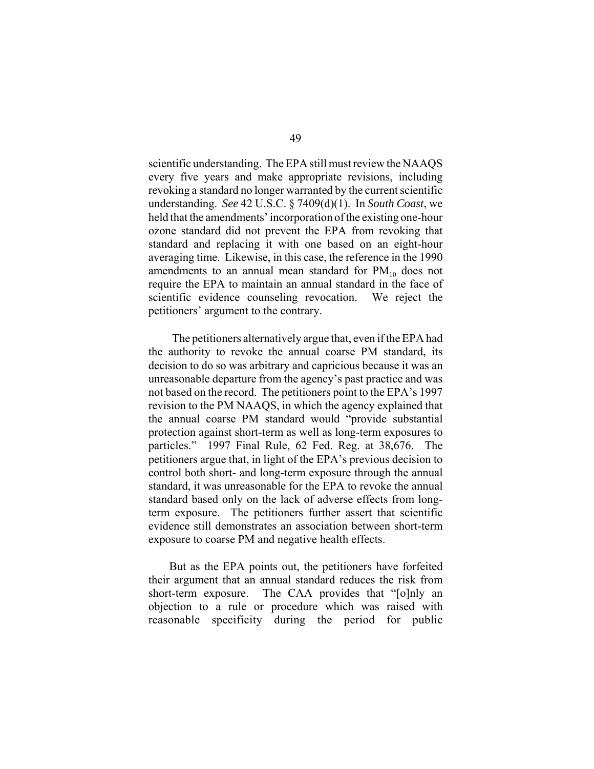scientific understanding. The EPA still must review the NAAQS every five years and make appropriate revisions, including revoking a standard no longer warranted by the current scientific understanding. *See* 42 U.S.C. § 7409(d)(1). In *South Coast*, we held that the amendments' incorporation of the existing one-hour ozone standard did not prevent the EPA from revoking that standard and replacing it with one based on an eight-hour averaging time. Likewise, in this case, the reference in the 1990 amendments to an annual mean standard for $PM_{10}$ does not require the EPA to maintain an annual standard in the face of scientific evidence counseling revocation. We reject the petitioners' argument to the contrary.

The petitioners alternatively argue that, even if the EPA had the authority to revoke the annual coarse PM standard, its decision to do so was arbitrary and capricious because it was an unreasonable departure from the agency's past practice and was not based on the record. The petitioners point to the EPA's 1997 revision to the PM NAAQS, in which the agency explained that the annual coarse PM standard would "provide substantial protection against short-term as well as long-term exposures to particles." 1997 Final Rule, 62 Fed. Reg. at 38,676. The petitioners argue that, in light of the EPA's previous decision to control both short- and long-term exposure through the annual standard, it was unreasonable for the EPA to revoke the annual standard based only on the lack of adverse effects from long-term exposure. The petitioners further assert that scientific evidence still demonstrates an association between short-term exposure to coarse PM and negative health effects.

But as the EPA points out, the petitioners have forfeited their argument that an annual standard reduces the risk from short-term exposure. The CAA provides that "[o]nly an objection to a rule or procedure which was raised with reasonable specificity during the period for public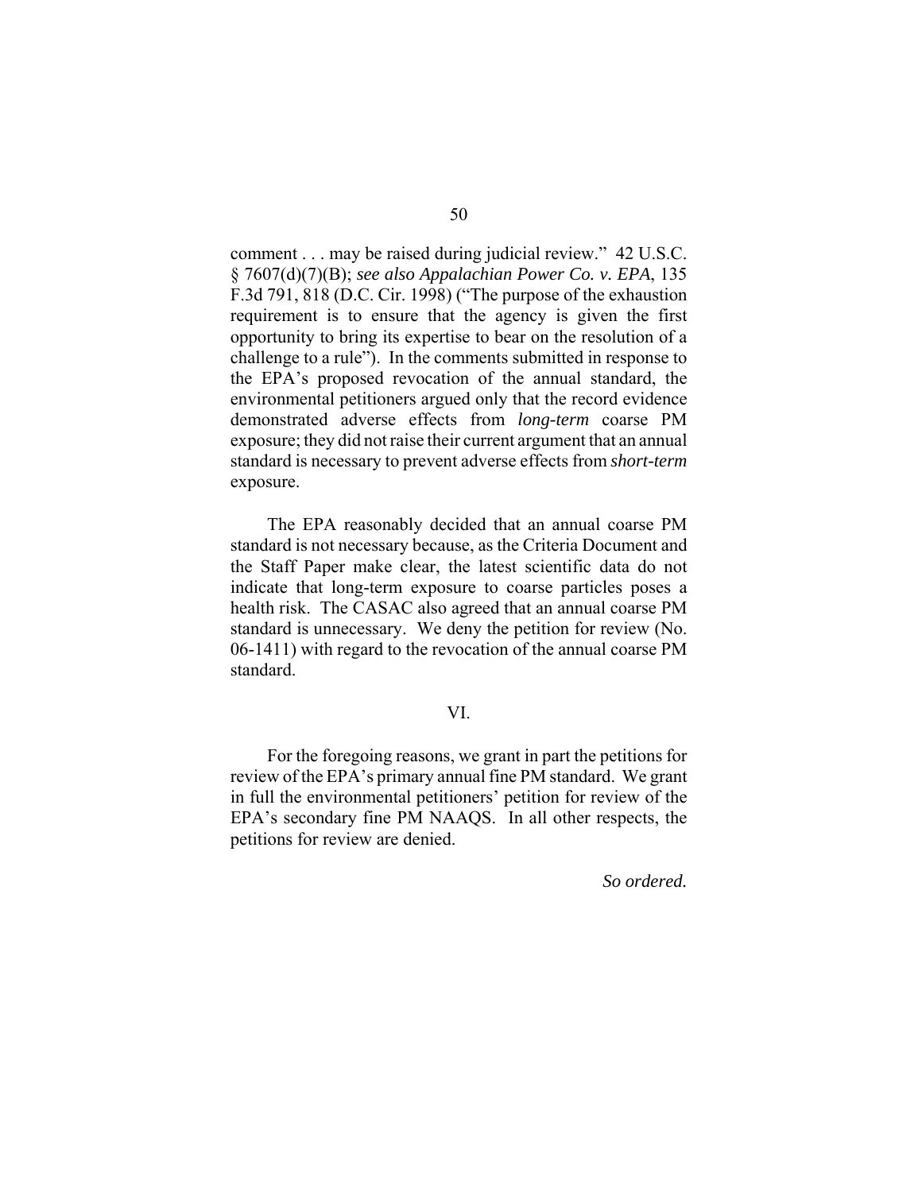comment . . . may be raised during judicial review." 42 U.S.C. § 7607(d)(7)(B); *see also Appalachian Power Co. v. EPA*, 135 F.3d 791, 818 (D.C. Cir. 1998) ("The purpose of the exhaustion requirement is to ensure that the agency is given the first opportunity to bring its expertise to bear on the resolution of a challenge to a rule"). In the comments submitted in response to the EPA's proposed revocation of the annual standard, the environmental petitioners argued only that the record evidence demonstrated adverse effects from *long-term* coarse PM exposure; they did not raise their current argument that an annual standard is necessary to prevent adverse effects from *short-term* exposure.

The EPA reasonably decided that an annual coarse PM standard is not necessary because, as the Criteria Document and the Staff Paper make clear, the latest scientific data do not indicate that long-term exposure to coarse particles poses a health risk. The CASAC also agreed that an annual coarse PM standard is unnecessary. We deny the petition for review (No. 06-1411) with regard to the revocation of the annual coarse PM standard.

## VI.

For the foregoing reasons, we grant in part the petitions for review of the EPA's primary annual fine PM standard. We grant in full the environmental petitioners' petition for review of the EPA's secondary fine PM NAAQS. In all other respects, the petitions for review are denied.

*So ordered.*